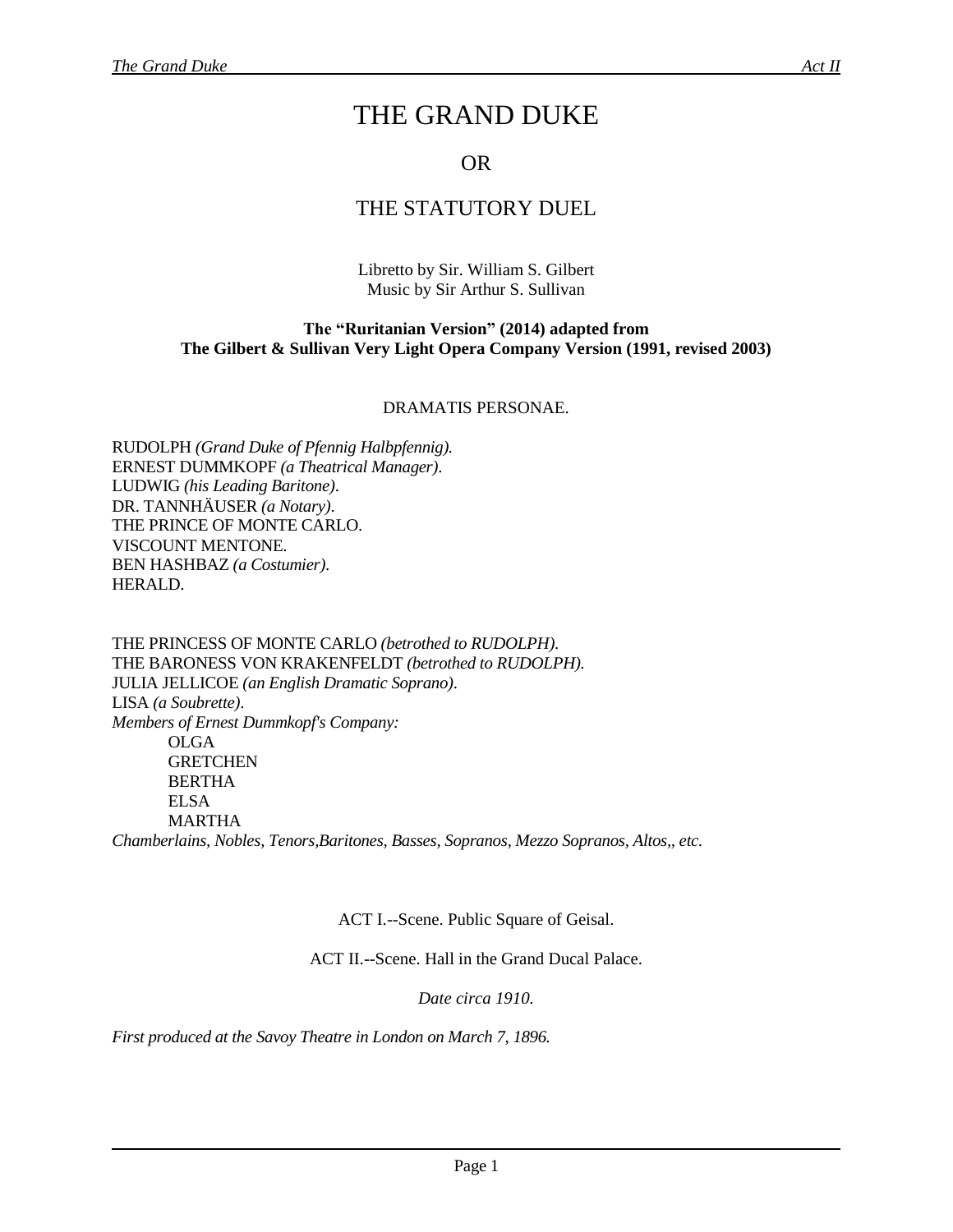# THE GRAND DUKE

## OR

## THE STATUTORY DUEL

Libretto by Sir. William S. Gilbert
Music by Sir Arthur S. Sullivan

**The "Ruritanian Version" (2014) adapted from**
**The Gilbert & Sullivan Very Light Opera Company Version (1991, revised 2003)**

DRAMATIS PERSONAE.

RUDOLPH *(Grand Duke of Pfennig Halbpfennig).*
ERNEST DUMMKOPF *(a Theatrical Manager).*
LUDWIG *(his Leading Baritone).*
DR. TANNHÄUSER *(a Notary).*
THE PRINCE OF MONTE CARLO.
VISCOUNT MENTONE.
BEN HASHBAZ *(a Costumier).*
HERALD.

THE PRINCESS OF MONTE CARLO *(betrothed to RUDOLPH).*
THE BARONESS VON KRAKENFELDT *(betrothed to RUDOLPH).*
JULIA JELLICOE *(an English Dramatic Soprano).*
LISA *(a Soubrette).*
*Members of Ernest Dummkopf's Company:*
- OLGA
- GRETCHEN
- BERTHA
- ELSA
- MARTHA

*Chamberlains, Nobles, Tenors,Baritones, Basses, Sopranos, Mezzo Sopranos, Altos,, etc.*

ACT I.--Scene. Public Square of Geisal.

ACT II.--Scene. Hall in the Grand Ducal Palace.

*Date circa 1910.*

*First produced at the Savoy Theatre in London on March 7, 1896.*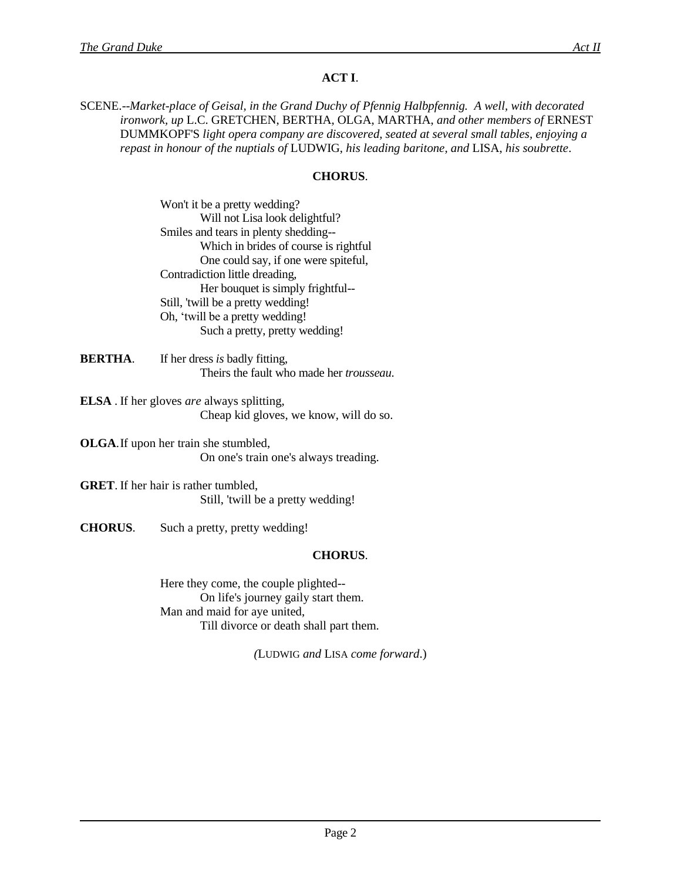## ACT I.

SCENE.--*Market-place of Geisal, in the Grand Duchy of Pfennig Halbpfennig. A well, with decorated ironwork, up* L.C. GRETCHEN, BERTHA, OLGA, MARTHA, *and other members of* ERNEST DUMMKOPF'S *light opera company are discovered, seated at several small tables, enjoying a repast in honour of the nuptials of* LUDWIG, *his leading baritone, and* LISA, *his soubrette*.

### CHORUS.

Won't it be a pretty wedding?
Will not Lisa look delightful?
Smiles and tears in plenty shedding--
Which in brides of course is rightful
One could say, if one were spiteful,
Contradiction little dreading,
Her bouquet is simply frightful--
Still, 'twill be a pretty wedding!
Oh, 'twill be a pretty wedding!
Such a pretty, pretty wedding!

**BERTHA**. If her dress *is* badly fitting,
Theirs the fault who made her *trousseau*.

**ELSA** . If her gloves *are* always splitting,
Cheap kid gloves, we know, will do so.

**OLGA**. If upon her train she stumbled,
On one's train one's always treading.

**GRET**. If her hair is rather tumbled,
Still, 'twill be a pretty wedding!

**CHORUS**. Such a pretty, pretty wedding!

### CHORUS.

Here they come, the couple plighted--
On life's journey gaily start them.
Man and maid for aye united,
Till divorce or death shall part them.

*(*LUDWIG *and* LISA *come forward*.)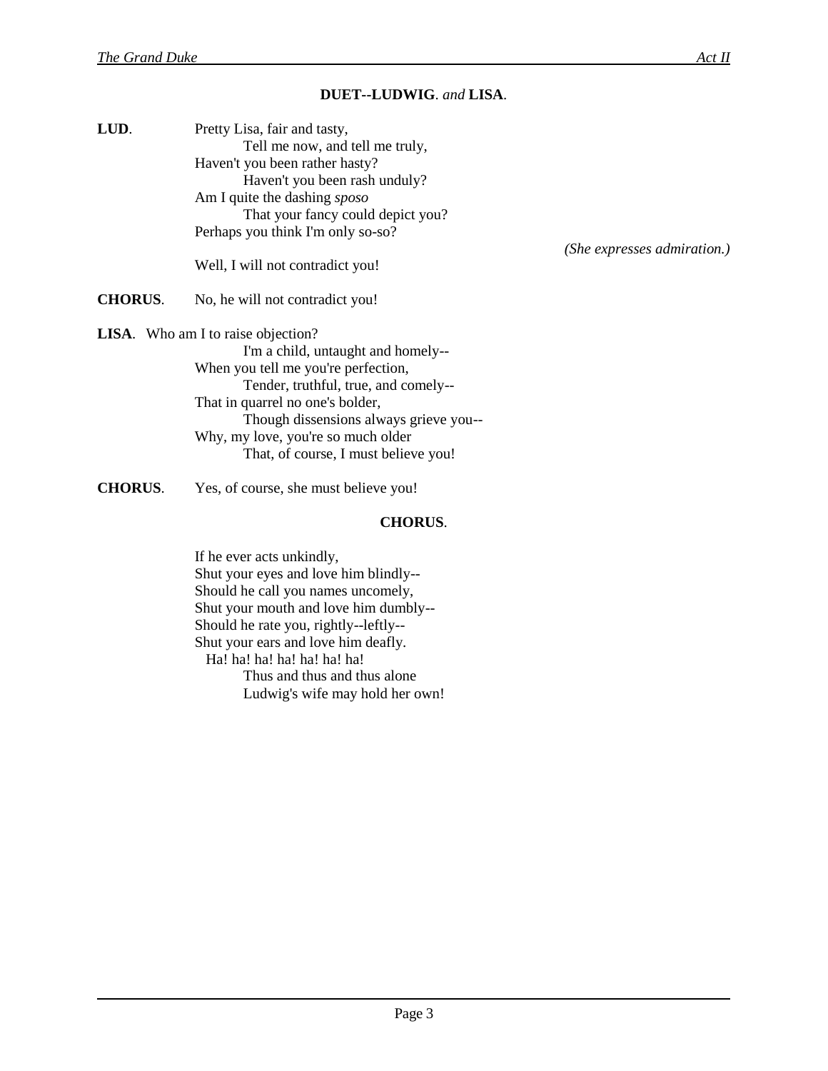**DUET--LUDWIG**. *and* **LISA**.

**LUD**. Pretty Lisa, fair and tasty,
Tell me now, and tell me truly,
Haven't you been rather hasty?
Haven't you been rash unduly?
Am I quite the dashing *sposo*
That your fancy could depict you?
Perhaps you think I'm only so-so?

*(She expresses admiration.)*

Well, I will not contradict you!

**CHORUS**. No, he will not contradict you!

**LISA**. Who am I to raise objection?
I'm a child, untaught and homely--
When you tell me you're perfection,
Tender, truthful, true, and comely--
That in quarrel no one's bolder,
Though dissensions always grieve you--
Why, my love, you're so much older
That, of course, I must believe you!

**CHORUS**. Yes, of course, she must believe you!

**CHORUS**.

If he ever acts unkindly,
Shut your eyes and love him blindly--
Should he call you names uncomely,
Shut your mouth and love him dumbly--
Should he rate you, rightly--leftly--
Shut your ears and love him deafly.
Ha! ha! ha! ha! ha! ha! ha!
Thus and thus and thus alone
Ludwig's wife may hold her own!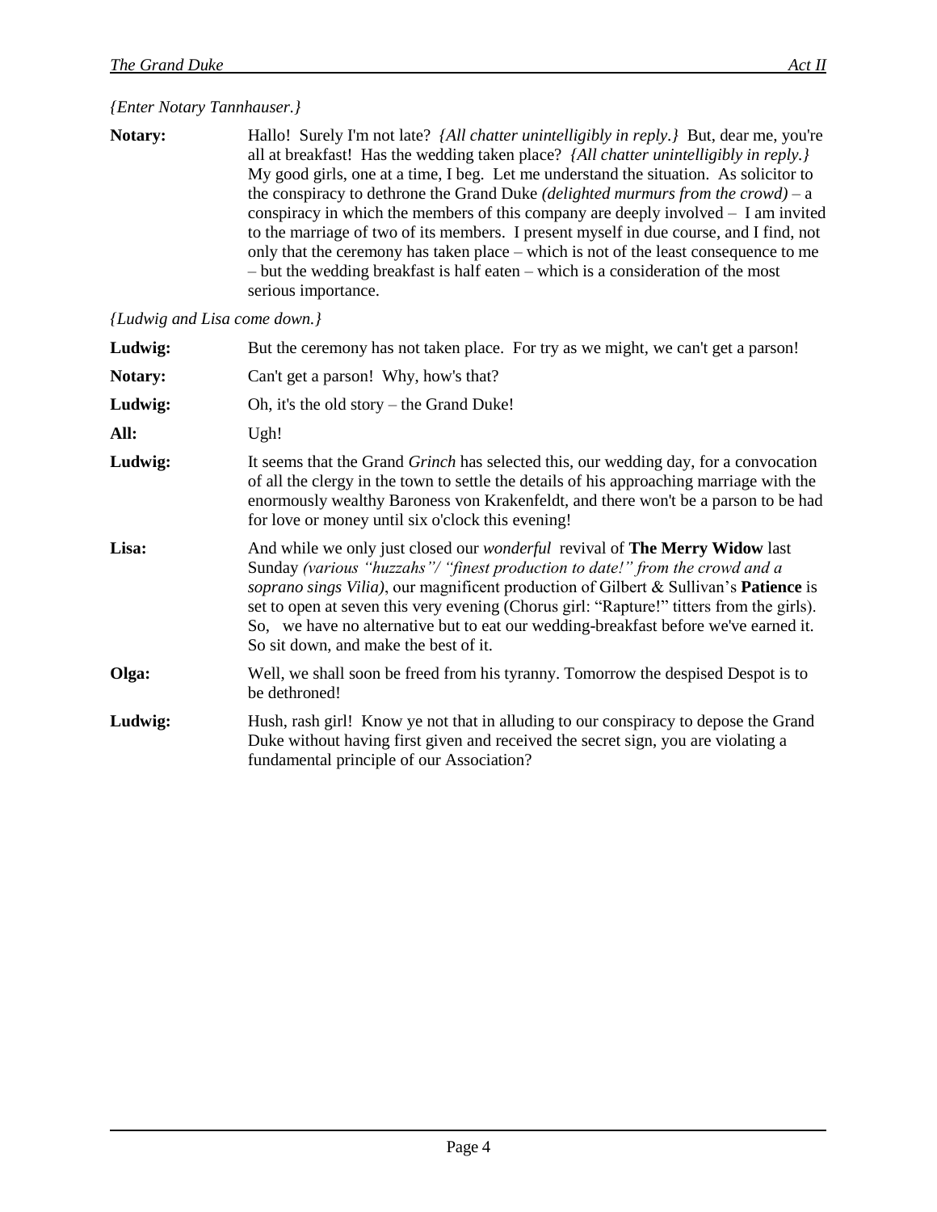*{Enter Notary Tannhauser.}*

**Notary:** Hallo! Surely I'm not late? *{All chatter unintelligibly in reply.}* But, dear me, you're all at breakfast! Has the wedding taken place? *{All chatter unintelligibly in reply.}* My good girls, one at a time, I beg. Let me understand the situation. As solicitor to the conspiracy to dethrone the Grand Duke *(delighted murmurs from the crowd)* – a conspiracy in which the members of this company are deeply involved – I am invited to the marriage of two of its members. I present myself in due course, and I find, not only that the ceremony has taken place – which is not of the least consequence to me – but the wedding breakfast is half eaten – which is a consideration of the most serious importance.

*{Ludwig and Lisa come down.}*

**Ludwig:** But the ceremony has not taken place. For try as we might, we can't get a parson!

**Notary:** Can't get a parson! Why, how's that?

**Ludwig:** Oh, it's the old story – the Grand Duke!

**All:** Ugh!

**Ludwig:** It seems that the Grand *Grinch* has selected this, our wedding day, for a convocation of all the clergy in the town to settle the details of his approaching marriage with the enormously wealthy Baroness von Krakenfeldt, and there won't be a parson to be had for love or money until six o'clock this evening!

**Lisa:** And while we only just closed our *wonderful* revival of **The Merry Widow** last Sunday *(various "huzzahs"/ "finest production to date!" from the crowd and a soprano sings Vilia)*, our magnificent production of Gilbert & Sullivan's **Patience** is set to open at seven this very evening (Chorus girl: "Rapture!" titters from the girls). So, we have no alternative but to eat our wedding-breakfast before we've earned it. So sit down, and make the best of it.

**Olga:** Well, we shall soon be freed from his tyranny. Tomorrow the despised Despot is to be dethroned!

**Ludwig:** Hush, rash girl! Know ye not that in alluding to our conspiracy to depose the Grand Duke without having first given and received the secret sign, you are violating a fundamental principle of our Association?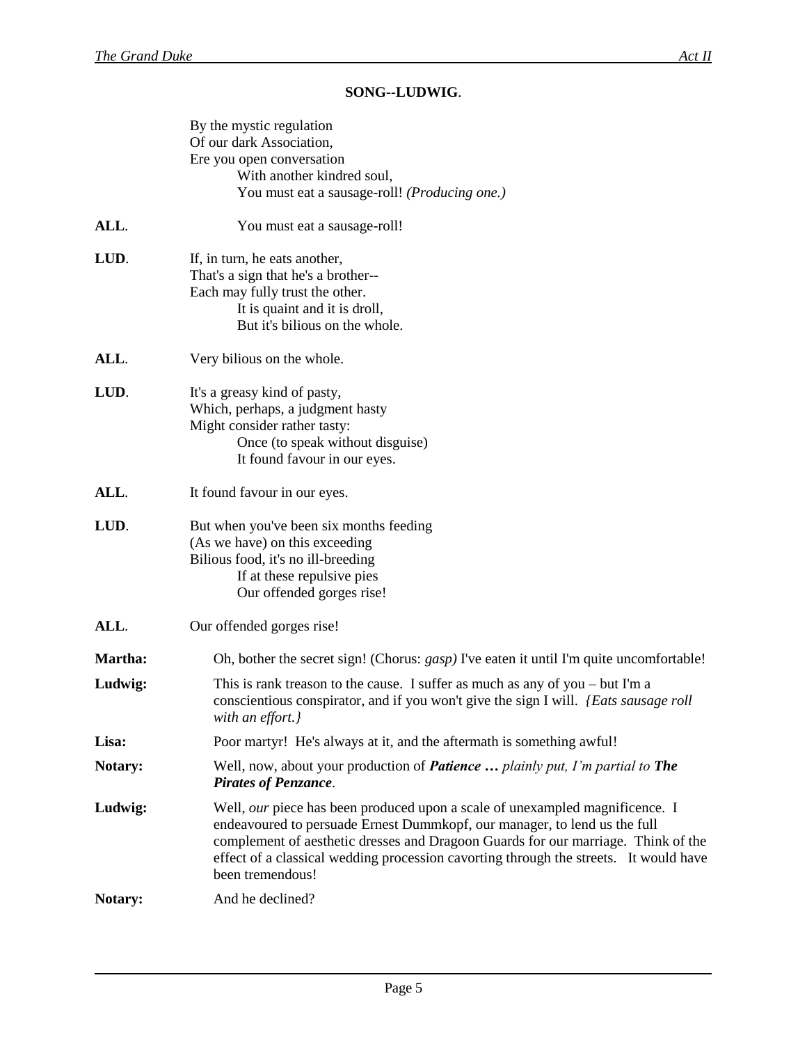**SONG--LUDWIG**.

By the mystic regulation
Of our dark Association,
Ere you open conversation
With another kindred soul,
You must eat a sausage-roll! *(Producing one.)*

**ALL**. You must eat a sausage-roll!

**LUD**. If, in turn, he eats another,
That's a sign that he's a brother--
Each may fully trust the other.
It is quaint and it is droll,
But it's bilious on the whole.

**ALL**. Very bilious on the whole.

**LUD**. It's a greasy kind of pasty,
Which, perhaps, a judgment hasty
Might consider rather tasty:
Once (to speak without disguise)
It found favour in our eyes.

**ALL**. It found favour in our eyes.

**LUD**. But when you've been six months feeding
(As we have) on this exceeding
Bilious food, it's no ill-breeding
If at these repulsive pies
Our offended gorges rise!

**ALL**. Our offended gorges rise!

**Martha:** Oh, bother the secret sign! (Chorus: *gasp)* I've eaten it until I'm quite uncomfortable!

**Ludwig:** This is rank treason to the cause. I suffer as much as any of you – but I'm a conscientious conspirator, and if you won't give the sign I will. *{Eats sausage roll with an effort.}*

**Lisa:** Poor martyr! He's always at it, and the aftermath is something awful!

**Notary:** Well, now, about your production of ***Patience …*** *plainly put, I'm partial to* ***The Pirates of Penzance****.*

**Ludwig:** Well, *our* piece has been produced upon a scale of unexampled magnificence. I endeavoured to persuade Ernest Dummkopf, our manager, to lend us the full complement of aesthetic dresses and Dragoon Guards for our marriage. Think of the effect of a classical wedding procession cavorting through the streets. It would have been tremendous!

**Notary:** And he declined?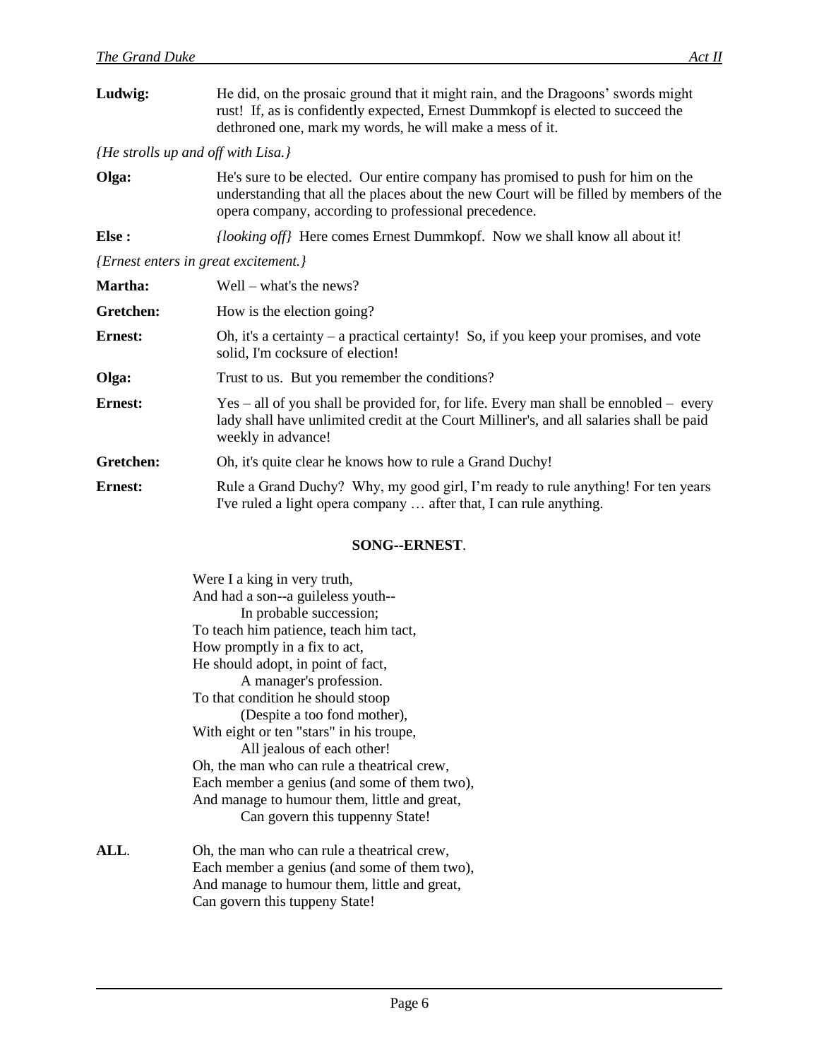**Ludwig:** He did, on the prosaic ground that it might rain, and the Dragoons' swords might rust! If, as is confidently expected, Ernest Dummkopf is elected to succeed the dethroned one, mark my words, he will make a mess of it.

*{He strolls up and off with Lisa.}*

**Olga:** He's sure to be elected. Our entire company has promised to push for him on the understanding that all the places about the new Court will be filled by members of the opera company, according to professional precedence.

**Else :** *{looking off}* Here comes Ernest Dummkopf. Now we shall know all about it!

*{Ernest enters in great excitement.}*

**Martha:** Well – what's the news?

**Gretchen:** How is the election going?

**Ernest:** Oh, it's a certainty – a practical certainty! So, if you keep your promises, and vote solid, I'm cocksure of election!

**Olga:** Trust to us. But you remember the conditions?

**Ernest:** Yes – all of you shall be provided for, for life. Every man shall be ennobled – every lady shall have unlimited credit at the Court Milliner's, and all salaries shall be paid weekly in advance!

**Gretchen:** Oh, it's quite clear he knows how to rule a Grand Duchy!

**Ernest:** Rule a Grand Duchy? Why, my good girl, I'm ready to rule anything! For ten years I've ruled a light opera company … after that, I can rule anything.

**SONG--ERNEST**.

Were I a king in very truth,
And had a son--a guileless youth--
In probable succession;
To teach him patience, teach him tact,
How promptly in a fix to act,
He should adopt, in point of fact,
A manager's profession.
To that condition he should stoop
(Despite a too fond mother),
With eight or ten "stars" in his troupe,
All jealous of each other!
Oh, the man who can rule a theatrical crew,
Each member a genius (and some of them two),
And manage to humour them, little and great,
Can govern this tuppenny State!

**ALL**. Oh, the man who can rule a theatrical crew,
Each member a genius (and some of them two),
And manage to humour them, little and great,
Can govern this tuppeny State!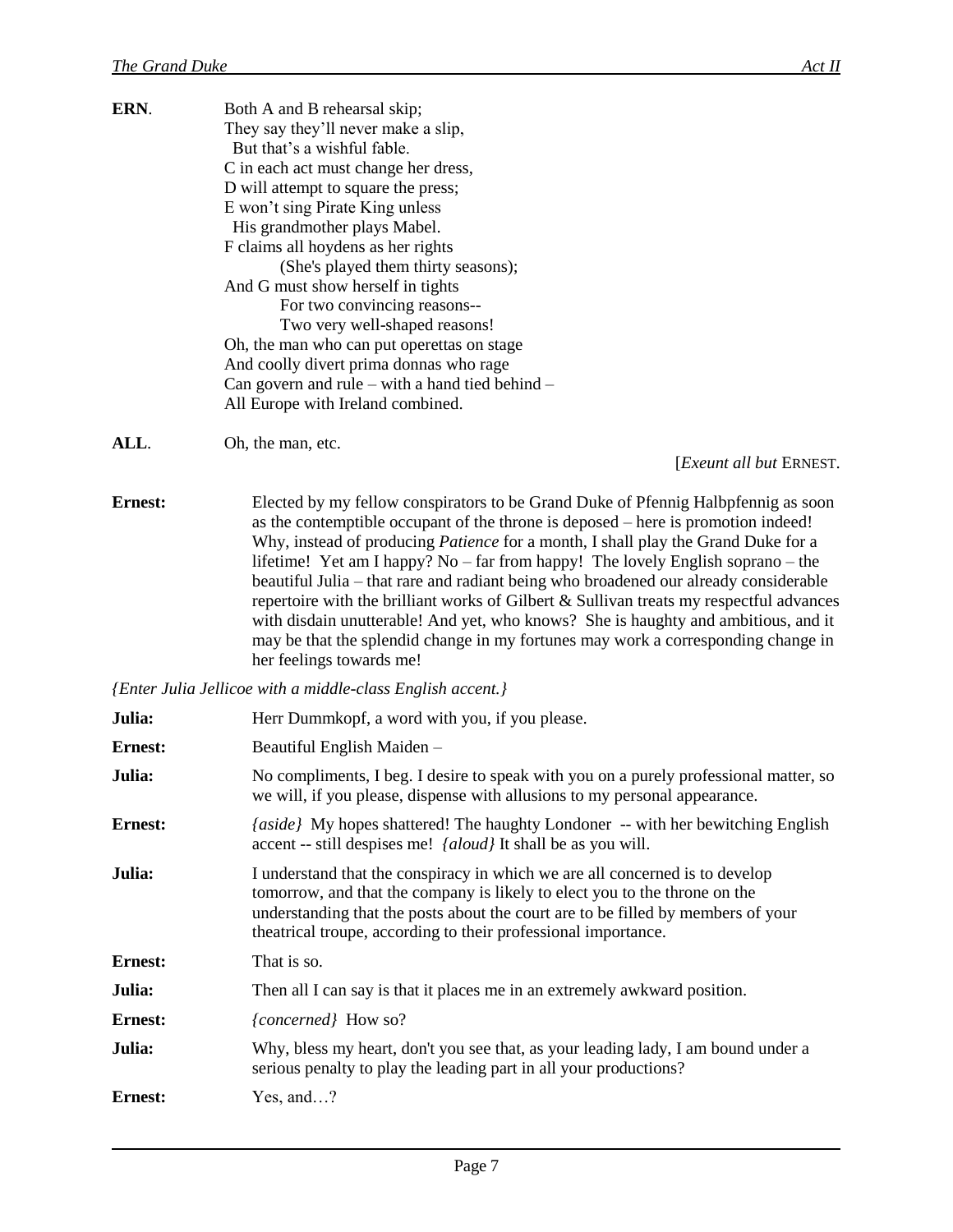**ERN**. Both A and B rehearsal skip;
They say they'll never make a slip,
  But that's a wishful fable.
C in each act must change her dress,
D will attempt to square the press;
E won't sing Pirate King unless
  His grandmother plays Mabel.
F claims all hoydens as her rights
    (She's played them thirty seasons);
And G must show herself in tights
    For two convincing reasons--
    Two very well-shaped reasons!
Oh, the man who can put operettas on stage
And coolly divert prima donnas who rage
Can govern and rule – with a hand tied behind –
All Europe with Ireland combined.

**ALL**. Oh, the man, etc.

[*Exeunt all but* ERNEST.

**Ernest:** Elected by my fellow conspirators to be Grand Duke of Pfennig Halbpfennig as soon as the contemptible occupant of the throne is deposed – here is promotion indeed! Why, instead of producing *Patience* for a month, I shall play the Grand Duke for a lifetime! Yet am I happy? No – far from happy! The lovely English soprano – the beautiful Julia – that rare and radiant being who broadened our already considerable repertoire with the brilliant works of Gilbert & Sullivan treats my respectful advances with disdain unutterable! And yet, who knows? She is haughty and ambitious, and it may be that the splendid change in my fortunes may work a corresponding change in her feelings towards me!

*{Enter Julia Jellicoe with a middle-class English accent.}*

**Julia:** Herr Dummkopf, a word with you, if you please.

**Ernest:** Beautiful English Maiden –

**Julia:** No compliments, I beg. I desire to speak with you on a purely professional matter, so we will, if you please, dispense with allusions to my personal appearance.

**Ernest:** *{aside}* My hopes shattered! The haughty Londoner -- with her bewitching English accent -- still despises me! *{aloud}* It shall be as you will.

**Julia:** I understand that the conspiracy in which we are all concerned is to develop tomorrow, and that the company is likely to elect you to the throne on the understanding that the posts about the court are to be filled by members of your theatrical troupe, according to their professional importance.

**Ernest:** That is so.

**Julia:** Then all I can say is that it places me in an extremely awkward position.

**Ernest:** *{concerned}* How so?

**Julia:** Why, bless my heart, don't you see that, as your leading lady, I am bound under a serious penalty to play the leading part in all your productions?

**Ernest:** Yes, and…?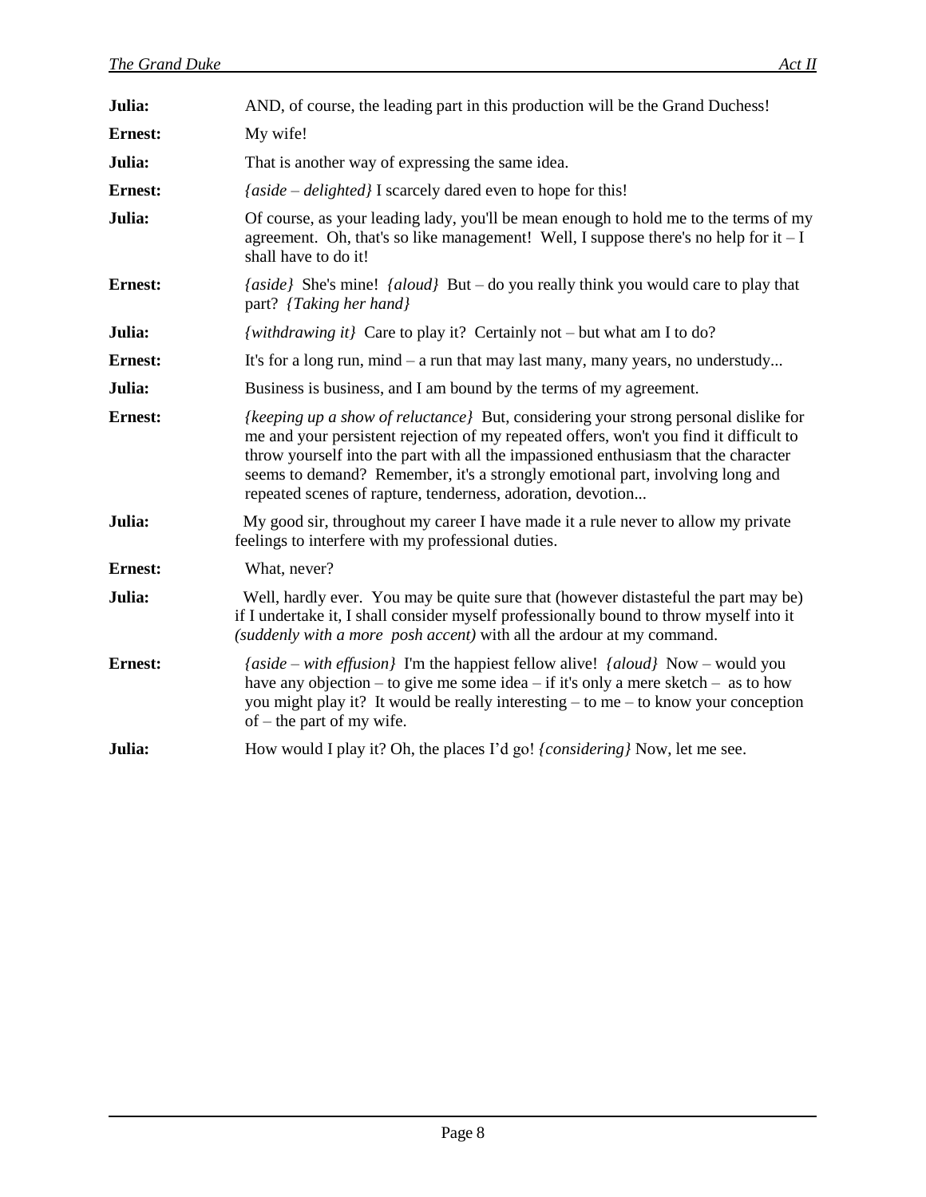**Julia:** AND, of course, the leading part in this production will be the Grand Duchess!

**Ernest:** My wife!

**Julia:** That is another way of expressing the same idea.

**Ernest:** *{aside – delighted}* I scarcely dared even to hope for this!

**Julia:** Of course, as your leading lady, you'll be mean enough to hold me to the terms of my agreement. Oh, that's so like management! Well, I suppose there's no help for it – I shall have to do it!

**Ernest:** *{aside}* She's mine! *{aloud}* But – do you really think you would care to play that part? *{Taking her hand}*

**Julia:** *{withdrawing it}* Care to play it? Certainly not – but what am I to do?

**Ernest:** It's for a long run, mind – a run that may last many, many years, no understudy...

**Julia:** Business is business, and I am bound by the terms of my agreement.

**Ernest:** *{keeping up a show of reluctance}* But, considering your strong personal dislike for me and your persistent rejection of my repeated offers, won't you find it difficult to throw yourself into the part with all the impassioned enthusiasm that the character seems to demand? Remember, it's a strongly emotional part, involving long and repeated scenes of rapture, tenderness, adoration, devotion...

**Julia:** My good sir, throughout my career I have made it a rule never to allow my private feelings to interfere with my professional duties.

**Ernest:** What, never?

**Julia:** Well, hardly ever. You may be quite sure that (however distasteful the part may be) if I undertake it, I shall consider myself professionally bound to throw myself into it *(suddenly with a more posh accent)* with all the ardour at my command.

**Ernest:** *{aside – with effusion}* I'm the happiest fellow alive! *{aloud}* Now – would you have any objection – to give me some idea – if it's only a mere sketch – as to how you might play it? It would be really interesting – to me – to know your conception of – the part of my wife.

**Julia:** How would I play it? Oh, the places I'd go! *{considering}* Now, let me see.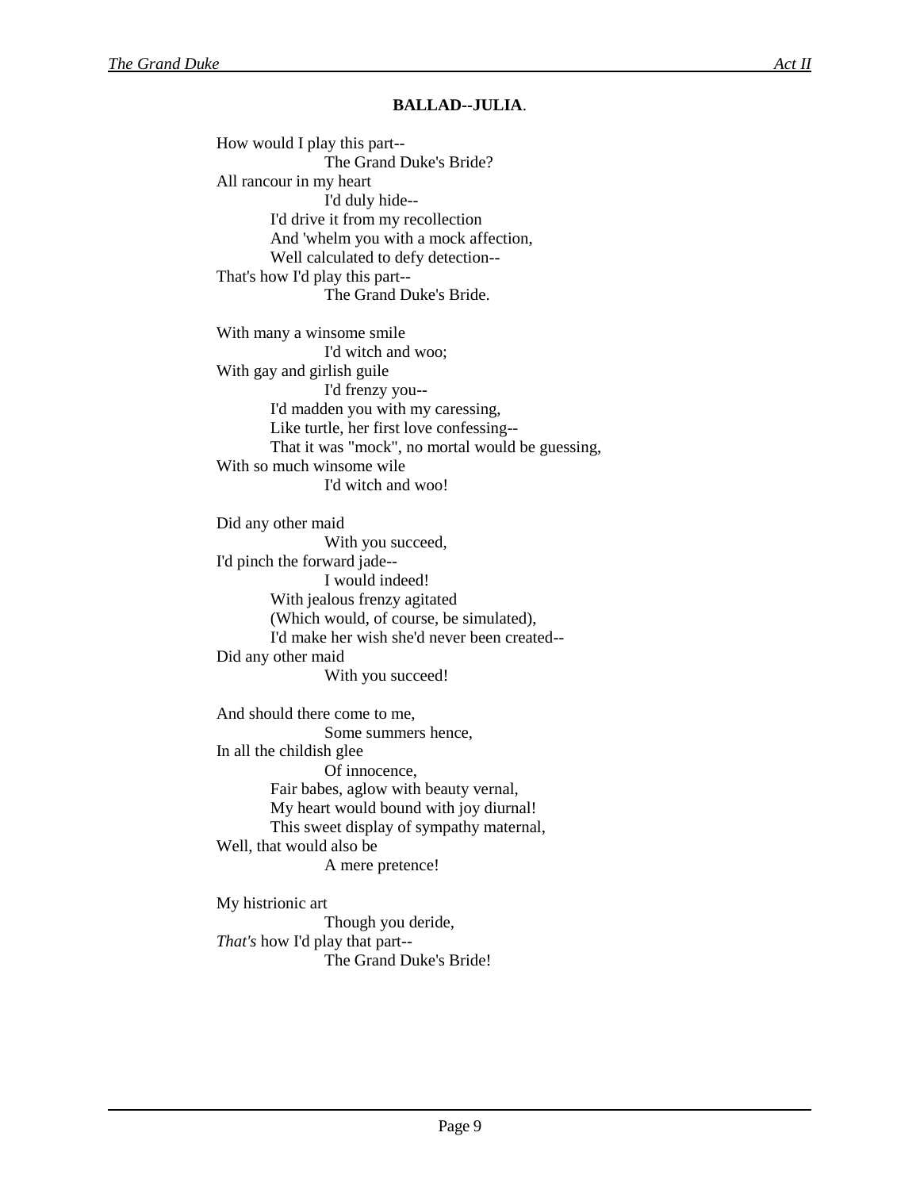**BALLAD--JULIA**.

How would I play this part--
The Grand Duke's Bride?
All rancour in my heart
I'd duly hide--
I'd drive it from my recollection
And 'whelm you with a mock affection,
Well calculated to defy detection--
That's how I'd play this part--
The Grand Duke's Bride.

With many a winsome smile
I'd witch and woo;
With gay and girlish guile
I'd frenzy you--
I'd madden you with my caressing,
Like turtle, her first love confessing--
That it was "mock", no mortal would be guessing,
With so much winsome wile
I'd witch and woo!

Did any other maid
With you succeed,
I'd pinch the forward jade--
I would indeed!
With jealous frenzy agitated
(Which would, of course, be simulated),
I'd make her wish she'd never been created--
Did any other maid
With you succeed!

And should there come to me,
Some summers hence,
In all the childish glee
Of innocence,
Fair babes, aglow with beauty vernal,
My heart would bound with joy diurnal!
This sweet display of sympathy maternal,
Well, that would also be
A mere pretence!

My histrionic art
Though you deride,
*That's* how I'd play that part--
The Grand Duke's Bride!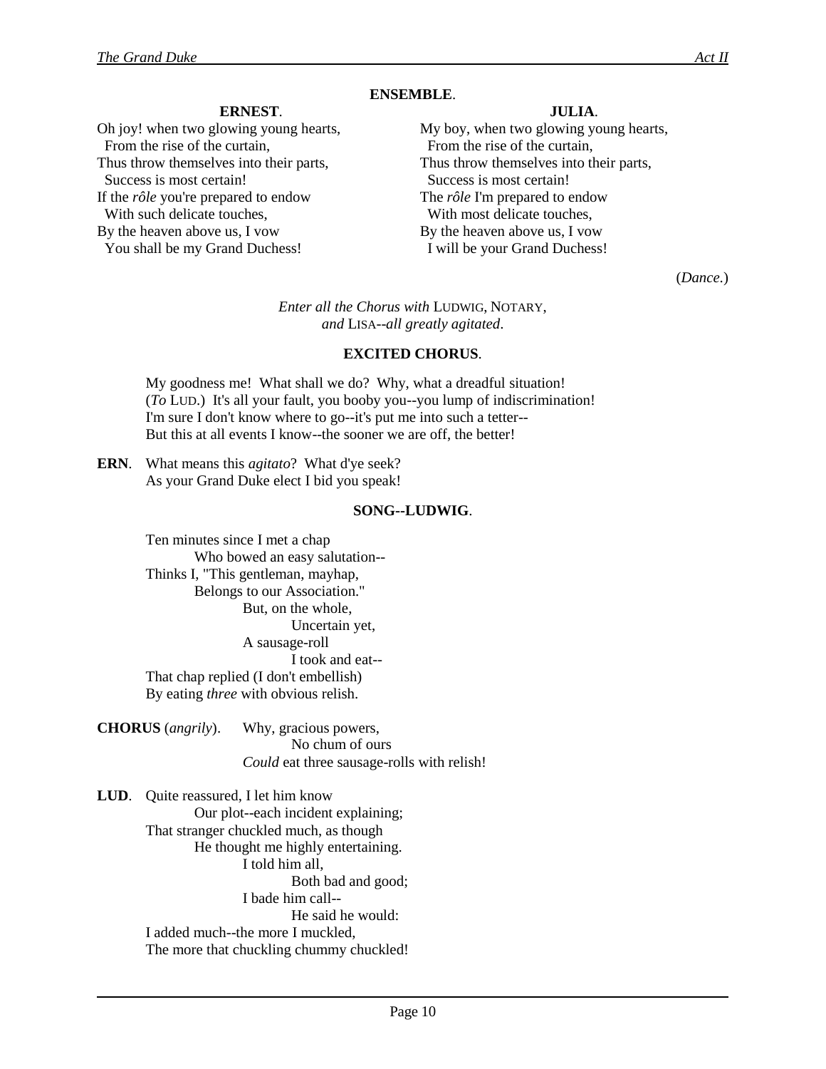**ENSEMBLE**.

**ERNEST**.

Oh joy! when two glowing young hearts,
  From the rise of the curtain,
Thus throw themselves into their parts,
  Success is most certain!
If the *rôle* you're prepared to endow
  With such delicate touches,
By the heaven above us, I vow
  You shall be my Grand Duchess!

**JULIA**.

My boy, when two glowing young hearts,
  From the rise of the curtain,
Thus throw themselves into their parts,
  Success is most certain!
The *rôle* I'm prepared to endow
  With most delicate touches,
By the heaven above us, I vow
  I will be your Grand Duchess!

(*Dance*.)

*Enter all the Chorus with* LUDWIG, NOTARY, *and* LISA--*all greatly agitated*.

**EXCITED CHORUS**.

My goodness me! What shall we do? Why, what a dreadful situation!
(*To* LUD.) It's all your fault, you booby you--you lump of indiscrimination!
I'm sure I don't know where to go--it's put me into such a tetter--
But this at all events I know--the sooner we are off, the better!

**ERN**. What means this *agitato*? What d'ye seek?
As your Grand Duke elect I bid you speak!

**SONG--LUDWIG**.

Ten minutes since I met a chap
  Who bowed an easy salutation--
Thinks I, "This gentleman, mayhap,
  Belongs to our Association."
    But, on the whole,
      Uncertain yet,
    A sausage-roll
      I took and eat--
That chap replied (I don't embellish)
By eating *three* with obvious relish.

**CHORUS** (*angrily*). Why, gracious powers,
      No chum of ours
    *Could* eat three sausage-rolls with relish!

**LUD**. Quite reassured, I let him know
  Our plot--each incident explaining;
That stranger chuckled much, as though
  He thought me highly entertaining.
    I told him all,
      Both bad and good;
    I bade him call--
      He said he would:
I added much--the more I muckled,
The more that chuckling chummy chuckled!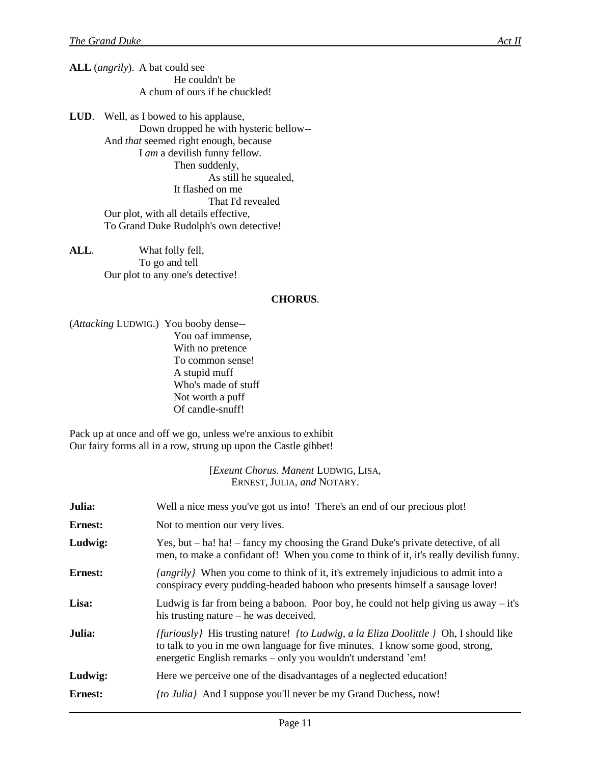**ALL** (*angrily*). A bat could see
He couldn't be
A chum of ours if he chuckled!

**LUD**. Well, as I bowed to his applause,
Down dropped he with hysteric bellow--
And *that* seemed right enough, because
I *am* a devilish funny fellow.
Then suddenly,
As still he squealed,
It flashed on me
That I'd revealed
Our plot, with all details effective,
To Grand Duke Rudolph's own detective!

**ALL**. What folly fell,
To go and tell
Our plot to any one's detective!

**CHORUS**.

(*Attacking* LUDWIG.) You booby dense--
You oaf immense,
With no pretence
To common sense!
A stupid muff
Who's made of stuff
Not worth a puff
Of candle-snuff!

Pack up at once and off we go, unless we're anxious to exhibit
Our fairy forms all in a row, strung up upon the Castle gibbet!

[*Exeunt Chorus. Manent* LUDWIG, LISA, ERNEST, JULIA, *and* NOTARY.

**Julia:** Well a nice mess you've got us into! There's an end of our precious plot!

**Ernest:** Not to mention our very lives.

**Ludwig:** Yes, but – ha! ha! – fancy my choosing the Grand Duke's private detective, of all men, to make a confidant of! When you come to think of it, it's really devilish funny.

**Ernest:** *{angrily}* When you come to think of it, it's extremely injudicious to admit into a conspiracy every pudding-headed baboon who presents himself a sausage lover!

**Lisa:** Ludwig is far from being a baboon. Poor boy, he could not help giving us away – it's his trusting nature – he was deceived.

**Julia:** *{furiously}* His trusting nature! *{to Ludwig, a la Eliza Doolittle }* Oh, I should like to talk to you in me own language for five minutes. I know some good, strong, energetic English remarks – only you wouldn't understand 'em!

**Ludwig:** Here we perceive one of the disadvantages of a neglected education!

**Ernest:** *{to Julia}* And I suppose you'll never be my Grand Duchess, now!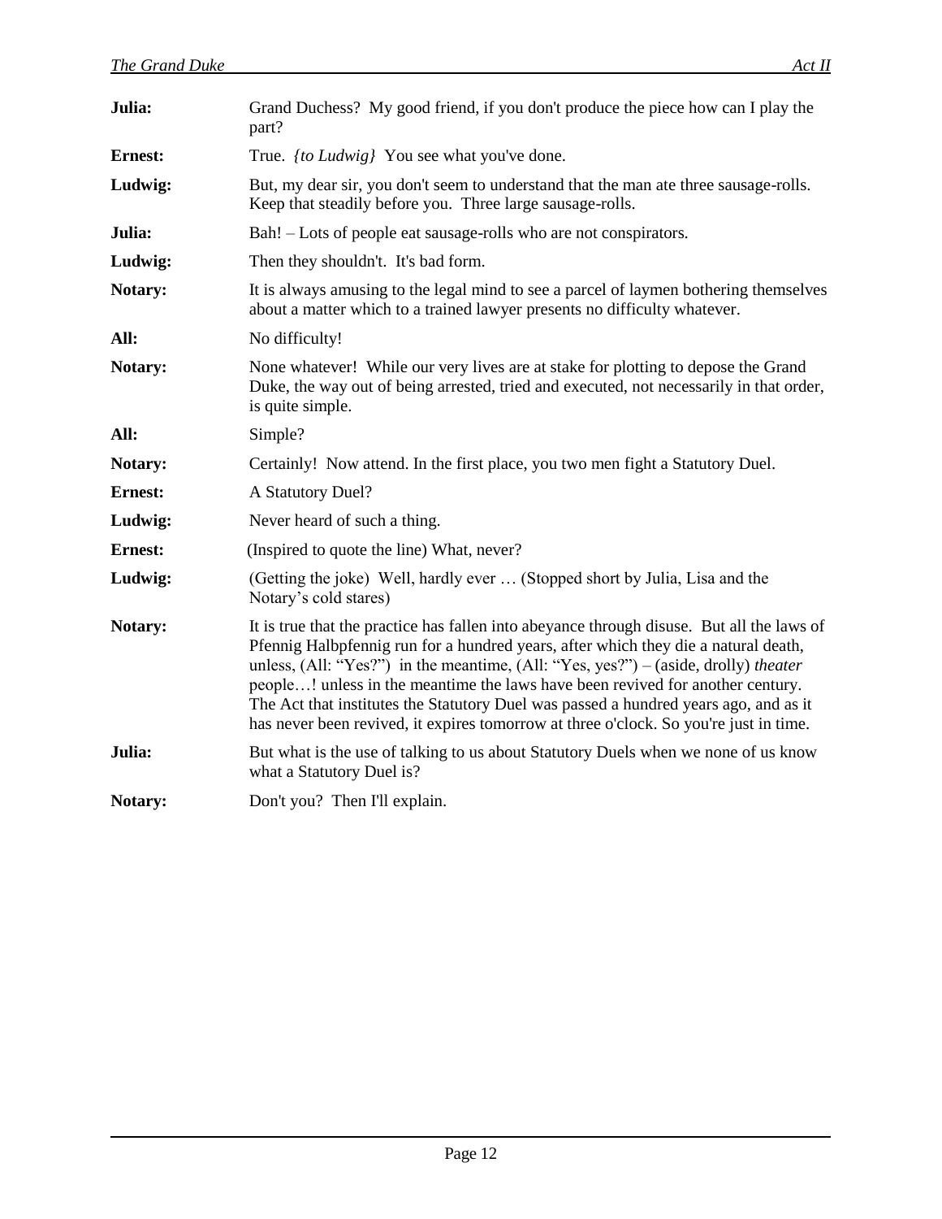**Julia:** Grand Duchess? My good friend, if you don't produce the piece how can I play the part?

**Ernest:** True. *{to Ludwig}* You see what you've done.

**Ludwig:** But, my dear sir, you don't seem to understand that the man ate three sausage-rolls. Keep that steadily before you. Three large sausage-rolls.

**Julia:** Bah! – Lots of people eat sausage-rolls who are not conspirators.

**Ludwig:** Then they shouldn't. It's bad form.

**Notary:** It is always amusing to the legal mind to see a parcel of laymen bothering themselves about a matter which to a trained lawyer presents no difficulty whatever.

**All:** No difficulty!

**Notary:** None whatever! While our very lives are at stake for plotting to depose the Grand Duke, the way out of being arrested, tried and executed, not necessarily in that order, is quite simple.

**All:** Simple?

**Notary:** Certainly! Now attend. In the first place, you two men fight a Statutory Duel.

**Ernest:** A Statutory Duel?

**Ludwig:** Never heard of such a thing.

**Ernest:** (Inspired to quote the line) What, never?

**Ludwig:** (Getting the joke) Well, hardly ever … (Stopped short by Julia, Lisa and the Notary's cold stares)

**Notary:** It is true that the practice has fallen into abeyance through disuse. But all the laws of Pfennig Halbpfennig run for a hundred years, after which they die a natural death, unless, (All: "Yes?") in the meantime, (All: "Yes, yes?") – (aside, drolly) *theater* people…! unless in the meantime the laws have been revived for another century. The Act that institutes the Statutory Duel was passed a hundred years ago, and as it has never been revived, it expires tomorrow at three o'clock. So you're just in time.

**Julia:** But what is the use of talking to us about Statutory Duels when we none of us know what a Statutory Duel is?

**Notary:** Don't you? Then I'll explain.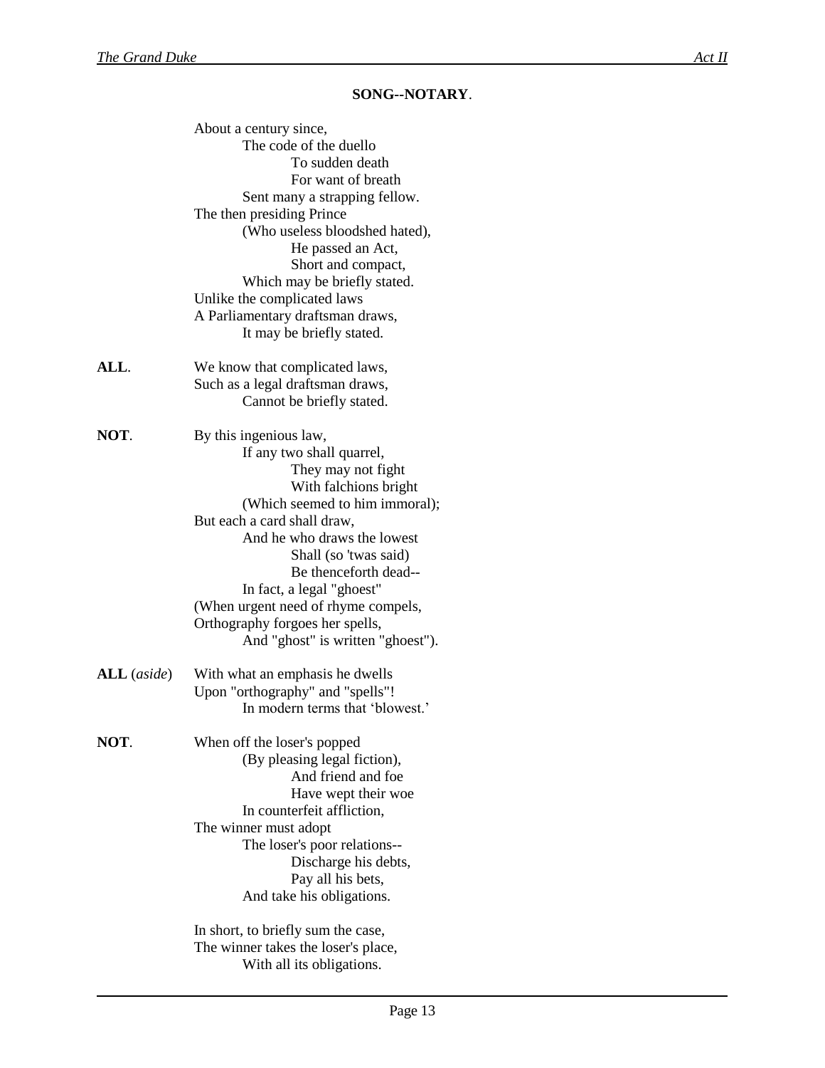**SONG--NOTARY**.

About a century since,
The code of the duello
To sudden death
For want of breath
Sent many a strapping fellow.
The then presiding Prince
(Who useless bloodshed hated),
He passed an Act,
Short and compact,
Which may be briefly stated.
Unlike the complicated laws
A Parliamentary draftsman draws,
It may be briefly stated.

**ALL**. We know that complicated laws,
Such as a legal draftsman draws,
Cannot be briefly stated.

**NOT**. By this ingenious law,
If any two shall quarrel,
They may not fight
With falchions bright
(Which seemed to him immoral);
But each a card shall draw,
And he who draws the lowest
Shall (so 'twas said)
Be thenceforth dead--
In fact, a legal "ghoest"
(When urgent need of rhyme compels,
Orthography forgoes her spells,
And "ghost" is written "ghoest").

**ALL** (*aside*) With what an emphasis he dwells
Upon "orthography" and "spells"!
In modern terms that 'blowest.'

**NOT**. When off the loser's popped
(By pleasing legal fiction),
And friend and foe
Have wept their woe
In counterfeit affliction,
The winner must adopt
The loser's poor relations--
Discharge his debts,
Pay all his bets,
And take his obligations.

In short, to briefly sum the case,
The winner takes the loser's place,
With all its obligations.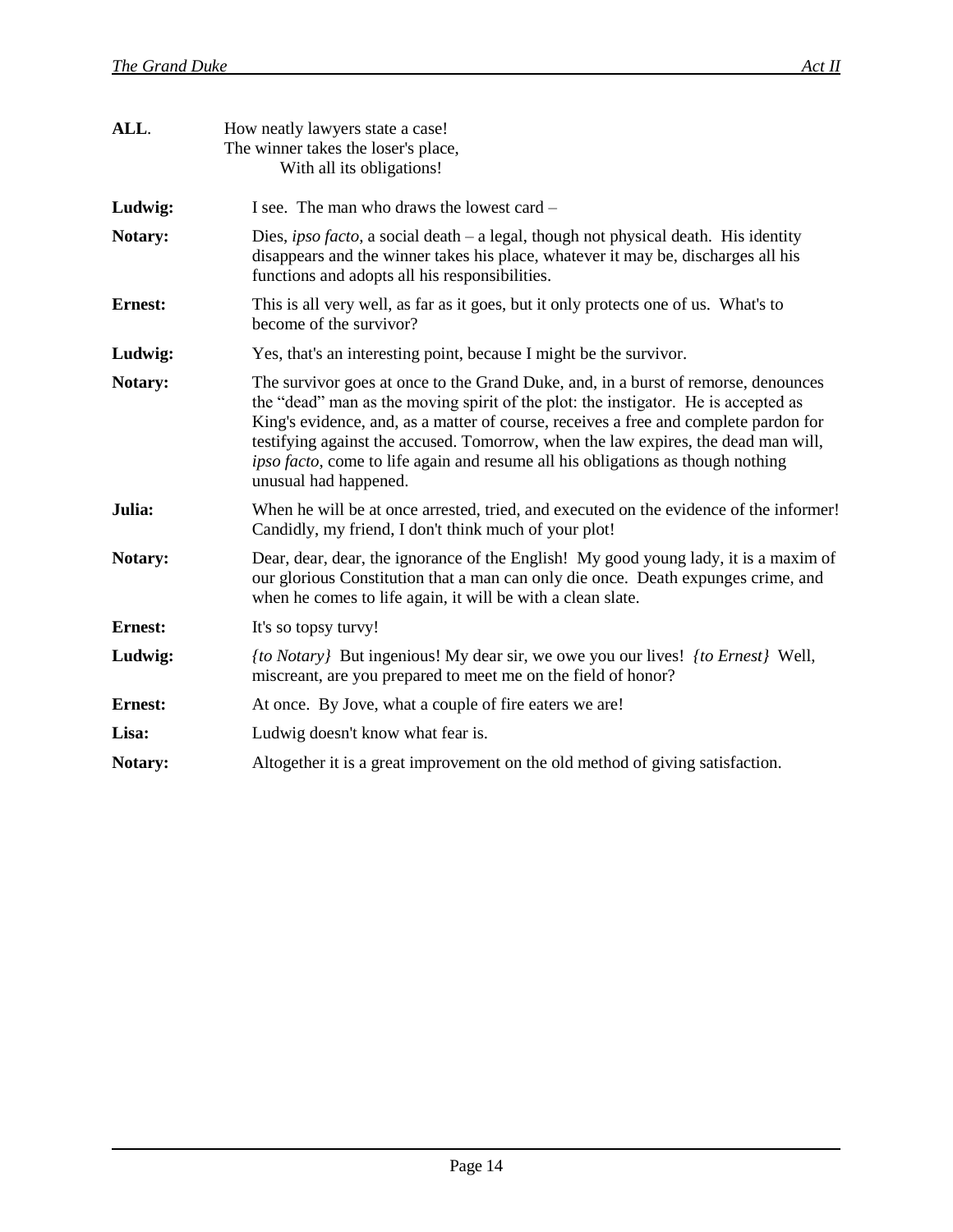**ALL.** How neatly lawyers state a case!
The winner takes the loser's place,
With all its obligations!

**Ludwig:** I see. The man who draws the lowest card –

**Notary:** Dies, *ipso facto*, a social death – a legal, though not physical death. His identity disappears and the winner takes his place, whatever it may be, discharges all his functions and adopts all his responsibilities.

**Ernest:** This is all very well, as far as it goes, but it only protects one of us. What's to become of the survivor?

**Ludwig:** Yes, that's an interesting point, because I might be the survivor.

**Notary:** The survivor goes at once to the Grand Duke, and, in a burst of remorse, denounces the "dead" man as the moving spirit of the plot: the instigator. He is accepted as King's evidence, and, as a matter of course, receives a free and complete pardon for testifying against the accused. Tomorrow, when the law expires, the dead man will, *ipso facto*, come to life again and resume all his obligations as though nothing unusual had happened.

**Julia:** When he will be at once arrested, tried, and executed on the evidence of the informer! Candidly, my friend, I don't think much of your plot!

**Notary:** Dear, dear, dear, the ignorance of the English! My good young lady, it is a maxim of our glorious Constitution that a man can only die once. Death expunges crime, and when he comes to life again, it will be with a clean slate.

**Ernest:** It's so topsy turvy!

**Ludwig:** *{to Notary}* But ingenious! My dear sir, we owe you our lives! *{to Ernest}* Well, miscreant, are you prepared to meet me on the field of honor?

**Ernest:** At once. By Jove, what a couple of fire eaters we are!

**Lisa:** Ludwig doesn't know what fear is.

**Notary:** Altogether it is a great improvement on the old method of giving satisfaction.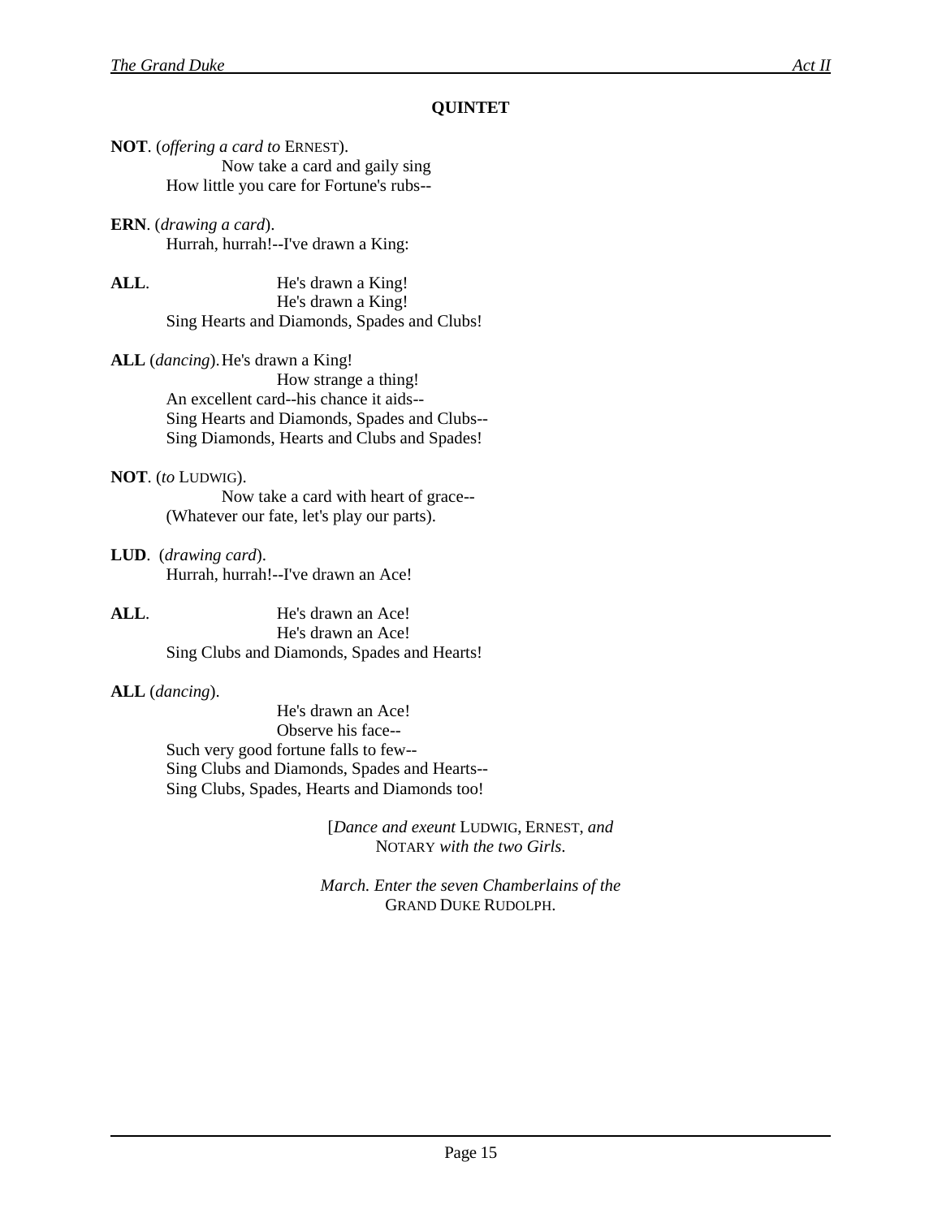**QUINTET**

**NOT**. (*offering a card to* ERNEST).
Now take a card and gaily sing
How little you care for Fortune's rubs--

**ERN**. (*drawing a card*).
Hurrah, hurrah!--I've drawn a King:

**ALL**. He's drawn a King!
He's drawn a King!
Sing Hearts and Diamonds, Spades and Clubs!

**ALL** (*dancing*). He's drawn a King!
How strange a thing!
An excellent card--his chance it aids--
Sing Hearts and Diamonds, Spades and Clubs--
Sing Diamonds, Hearts and Clubs and Spades!

**NOT**. (*to* LUDWIG).
Now take a card with heart of grace--
(Whatever our fate, let's play our parts).

**LUD**. (*drawing card*).
Hurrah, hurrah!--I've drawn an Ace!

**ALL**. He's drawn an Ace!
He's drawn an Ace!
Sing Clubs and Diamonds, Spades and Hearts!

**ALL** (*dancing*).
He's drawn an Ace!
Observe his face--
Such very good fortune falls to few--
Sing Clubs and Diamonds, Spades and Hearts--
Sing Clubs, Spades, Hearts and Diamonds too!

[*Dance and exeunt* LUDWIG, ERNEST, *and* NOTARY *with the two Girls*.

*March. Enter the seven Chamberlains of the* GRAND DUKE RUDOLPH.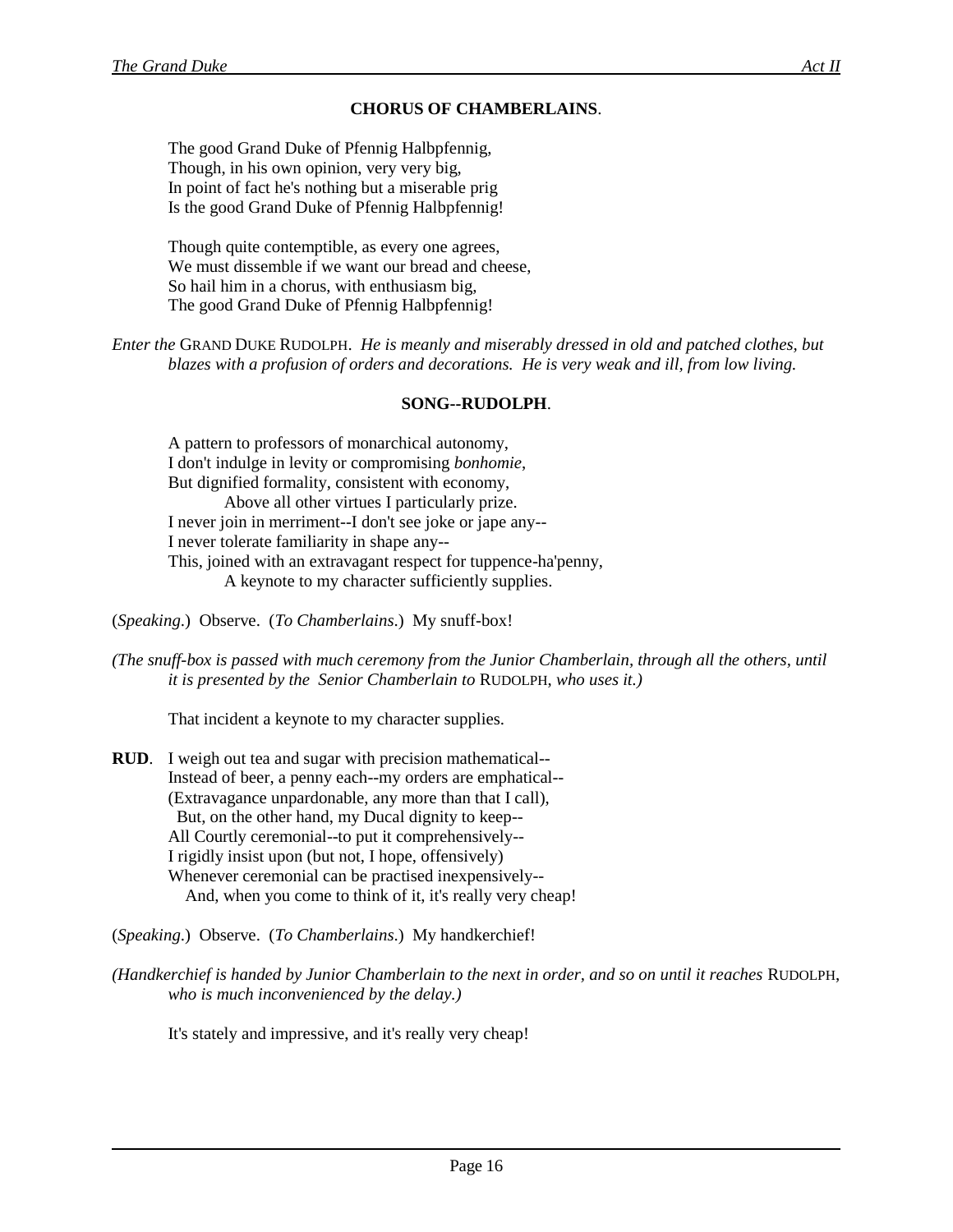**CHORUS OF CHAMBERLAINS**.

The good Grand Duke of Pfennig Halbpfennig,
Though, in his own opinion, very very big,
In point of fact he's nothing but a miserable prig
Is the good Grand Duke of Pfennig Halbpfennig!

Though quite contemptible, as every one agrees,
We must dissemble if we want our bread and cheese,
So hail him in a chorus, with enthusiasm big,
The good Grand Duke of Pfennig Halbpfennig!

*Enter the* GRAND DUKE RUDOLPH. *He is meanly and miserably dressed in old and patched clothes, but blazes with a profusion of orders and decorations. He is very weak and ill, from low living.*

**SONG--RUDOLPH**.

A pattern to professors of monarchical autonomy,
I don't indulge in levity or compromising *bonhomie*,
But dignified formality, consistent with economy,
Above all other virtues I particularly prize.
I never join in merriment--I don't see joke or jape any--
I never tolerate familiarity in shape any--
This, joined with an extravagant respect for tuppence-ha'penny,
A keynote to my character sufficiently supplies.

(*Speaking*.) Observe. (*To Chamberlains*.) My snuff-box!

*(The snuff-box is passed with much ceremony from the Junior Chamberlain, through all the others, until it is presented by the Senior Chamberlain to* RUDOLPH, *who uses it.)*

That incident a keynote to my character supplies.

**RUD**. I weigh out tea and sugar with precision mathematical--
Instead of beer, a penny each--my orders are emphatical--
(Extravagance unpardonable, any more than that I call),
But, on the other hand, my Ducal dignity to keep--
All Courtly ceremonial--to put it comprehensively--
I rigidly insist upon (but not, I hope, offensively)
Whenever ceremonial can be practised inexpensively--
And, when you come to think of it, it's really very cheap!

(*Speaking*.) Observe. (*To Chamberlains*.) My handkerchief!

*(Handkerchief is handed by Junior Chamberlain to the next in order, and so on until it reaches* RUDOLPH, *who is much inconvenienced by the delay.)*

It's stately and impressive, and it's really very cheap!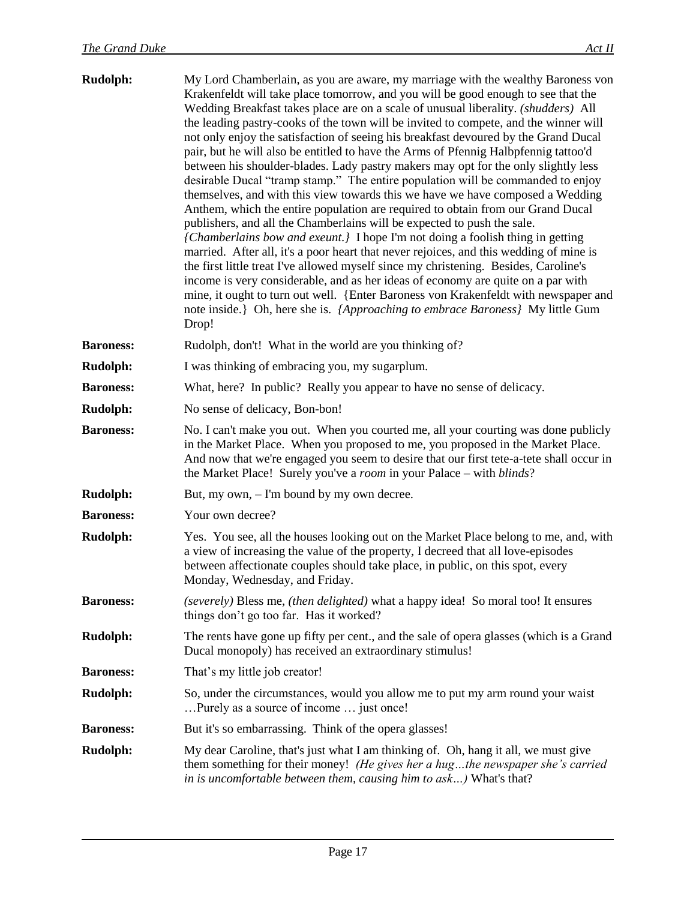**Rudolph:** My Lord Chamberlain, as you are aware, my marriage with the wealthy Baroness von Krakenfeldt will take place tomorrow, and you will be good enough to see that the Wedding Breakfast takes place are on a scale of unusual liberality. *(shudders)* All the leading pastry-cooks of the town will be invited to compete, and the winner will not only enjoy the satisfaction of seeing his breakfast devoured by the Grand Ducal pair, but he will also be entitled to have the Arms of Pfennig Halbpfennig tattoo'd between his shoulder-blades. Lady pastry makers may opt for the only slightly less desirable Ducal "tramp stamp." The entire population will be commanded to enjoy themselves, and with this view towards this we have we have composed a Wedding Anthem, which the entire population are required to obtain from our Grand Ducal publishers, and all the Chamberlains will be expected to push the sale. *{Chamberlains bow and exeunt.}* I hope I'm not doing a foolish thing in getting married. After all, it's a poor heart that never rejoices, and this wedding of mine is the first little treat I've allowed myself since my christening. Besides, Caroline's income is very considerable, and as her ideas of economy are quite on a par with mine, it ought to turn out well. {Enter Baroness von Krakenfeldt with newspaper and note inside.} Oh, here she is. *{Approaching to embrace Baroness}* My little Gum Drop!

**Baroness:** Rudolph, don't! What in the world are you thinking of?

**Rudolph:** I was thinking of embracing you, my sugarplum.

**Baroness:** What, here? In public? Really you appear to have no sense of delicacy.

**Rudolph:** No sense of delicacy, Bon-bon!

**Baroness:** No. I can't make you out. When you courted me, all your courting was done publicly in the Market Place. When you proposed to me, you proposed in the Market Place. And now that we're engaged you seem to desire that our first tete-a-tete shall occur in the Market Place! Surely you've a *room* in your Palace – with *blinds*?

**Rudolph:** But, my own, – I'm bound by my own decree.

**Baroness:** Your own decree?

**Rudolph:** Yes. You see, all the houses looking out on the Market Place belong to me, and, with a view of increasing the value of the property, I decreed that all love-episodes between affectionate couples should take place, in public, on this spot, every Monday, Wednesday, and Friday.

**Baroness:** *(severely)* Bless me, *(then delighted)* what a happy idea! So moral too! It ensures things don't go too far. Has it worked?

**Rudolph:** The rents have gone up fifty per cent., and the sale of opera glasses (which is a Grand Ducal monopoly) has received an extraordinary stimulus!

**Baroness:** That's my little job creator!

**Rudolph:** So, under the circumstances, would you allow me to put my arm round your waist …Purely as a source of income … just once!

**Baroness:** But it's so embarrassing. Think of the opera glasses!

**Rudolph:** My dear Caroline, that's just what I am thinking of. Oh, hang it all, we must give them something for their money! *(He gives her a hug…the newspaper she's carried in is uncomfortable between them, causing him to ask…)* What's that?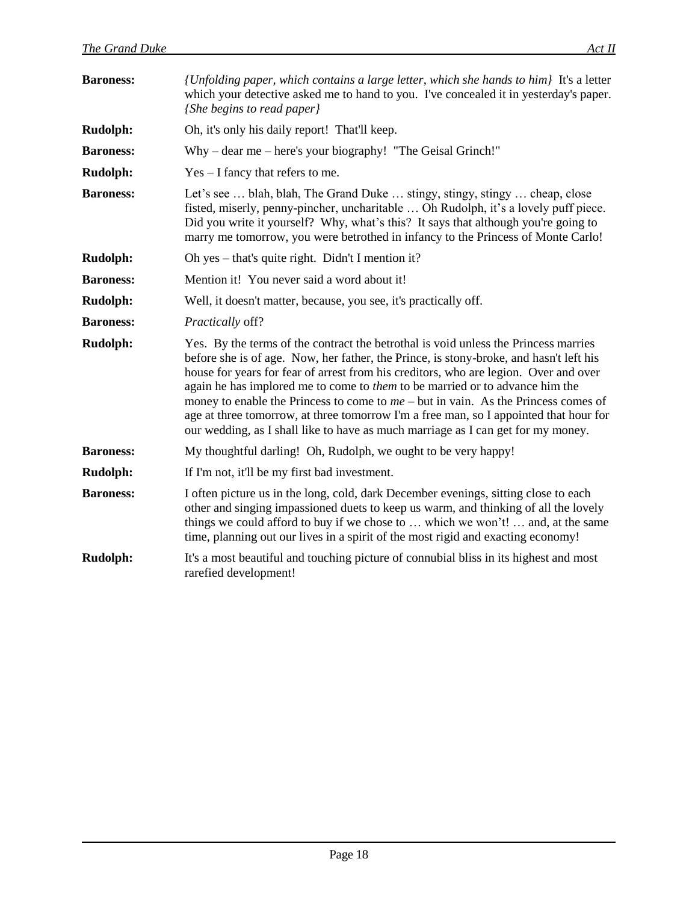**Baroness:** *{Unfolding paper, which contains a large letter, which she hands to him}* It's a letter which your detective asked me to hand to you. I've concealed it in yesterday's paper. *{She begins to read paper}*

**Rudolph:** Oh, it's only his daily report! That'll keep.

**Baroness:** Why – dear me – here's your biography! "The Geisal Grinch!"

**Rudolph:** Yes – I fancy that refers to me.

**Baroness:** Let's see … blah, blah, The Grand Duke … stingy, stingy, stingy … cheap, close fisted, miserly, penny-pincher, uncharitable … Oh Rudolph, it's a lovely puff piece. Did you write it yourself? Why, what's this? It says that although you're going to marry me tomorrow, you were betrothed in infancy to the Princess of Monte Carlo!

**Rudolph:** Oh yes – that's quite right. Didn't I mention it?

**Baroness:** Mention it! You never said a word about it!

**Rudolph:** Well, it doesn't matter, because, you see, it's practically off.

**Baroness:** *Practically* off?

**Rudolph:** Yes. By the terms of the contract the betrothal is void unless the Princess marries before she is of age. Now, her father, the Prince, is stony-broke, and hasn't left his house for years for fear of arrest from his creditors, who are legion. Over and over again he has implored me to come to *them* to be married or to advance him the money to enable the Princess to come to *me* – but in vain. As the Princess comes of age at three tomorrow, at three tomorrow I'm a free man, so I appointed that hour for our wedding, as I shall like to have as much marriage as I can get for my money.

**Baroness:** My thoughtful darling! Oh, Rudolph, we ought to be very happy!

**Rudolph:** If I'm not, it'll be my first bad investment.

**Baroness:** I often picture us in the long, cold, dark December evenings, sitting close to each other and singing impassioned duets to keep us warm, and thinking of all the lovely things we could afford to buy if we chose to … which we won't! … and, at the same time, planning out our lives in a spirit of the most rigid and exacting economy!

**Rudolph:** It's a most beautiful and touching picture of connubial bliss in its highest and most rarefied development!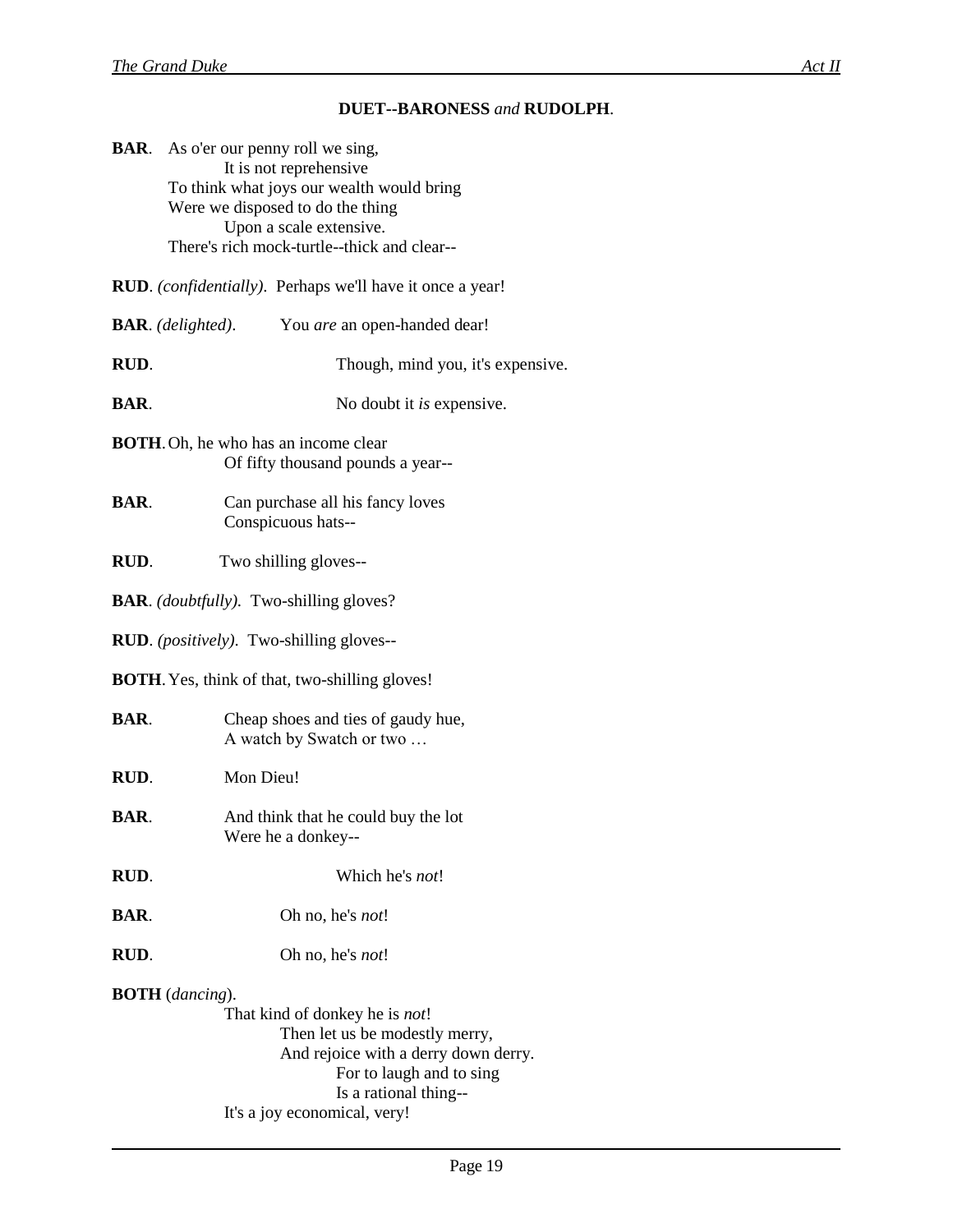**DUET--BARONESS** *and* **RUDOLPH**.

**BAR**. As o'er our penny roll we sing,
It is not reprehensive
To think what joys our wealth would bring
Were we disposed to do the thing
Upon a scale extensive.
There's rich mock-turtle--thick and clear--

**RUD**. *(confidentially)*. Perhaps we'll have it once a year!

**BAR**. *(delighted)*. You *are* an open-handed dear!

**RUD**. Though, mind you, it's expensive.

**BAR**. No doubt it *is* expensive.

**BOTH**. Oh, he who has an income clear
Of fifty thousand pounds a year--

**BAR**. Can purchase all his fancy loves
Conspicuous hats--

**RUD**. Two shilling gloves--

**BAR**. *(doubtfully)*. Two-shilling gloves?

**RUD**. *(positively)*. Two-shilling gloves--

**BOTH**. Yes, think of that, two-shilling gloves!

**BAR**. Cheap shoes and ties of gaudy hue,
A watch by Swatch or two …

**RUD**. Mon Dieu!

**BAR**. And think that he could buy the lot
Were he a donkey--

**RUD**. Which he's *not*!

**BAR**. Oh no, he's *not*!

**RUD**. Oh no, he's *not*!

**BOTH** (*dancing*).
That kind of donkey he is *not*!
Then let us be modestly merry,
And rejoice with a derry down derry.
For to laugh and to sing
Is a rational thing--
It's a joy economical, very!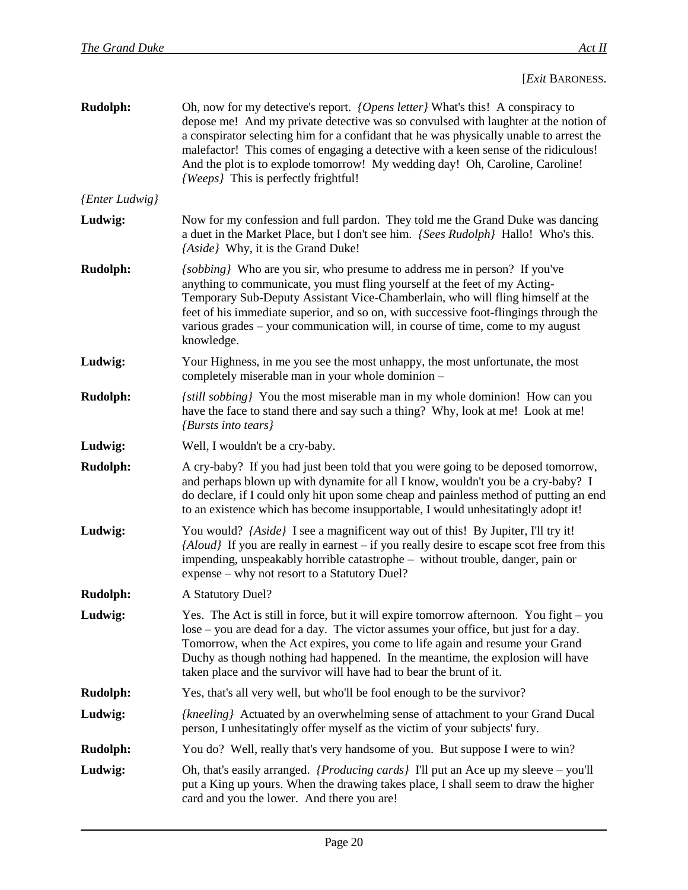[*Exit* BARONESS.

**Rudolph:** Oh, now for my detective's report. *{Opens letter}* What's this! A conspiracy to depose me! And my private detective was so convulsed with laughter at the notion of a conspirator selecting him for a confidant that he was physically unable to arrest the malefactor! This comes of engaging a detective with a keen sense of the ridiculous! And the plot is to explode tomorrow! My wedding day! Oh, Caroline, Caroline! *{Weeps}* This is perfectly frightful!

*{Enter Ludwig}*

**Ludwig:** Now for my confession and full pardon. They told me the Grand Duke was dancing a duet in the Market Place, but I don't see him. *{Sees Rudolph}* Hallo! Who's this. *{Aside}* Why, it is the Grand Duke!

**Rudolph:** *{sobbing}* Who are you sir, who presume to address me in person? If you've anything to communicate, you must fling yourself at the feet of my Acting-Temporary Sub-Deputy Assistant Vice-Chamberlain, who will fling himself at the feet of his immediate superior, and so on, with successive foot-flingings through the various grades – your communication will, in course of time, come to my august knowledge.

**Ludwig:** Your Highness, in me you see the most unhappy, the most unfortunate, the most completely miserable man in your whole dominion –

**Rudolph:** *{still sobbing}* You the most miserable man in my whole dominion! How can you have the face to stand there and say such a thing? Why, look at me! Look at me! *{Bursts into tears}*

**Ludwig:** Well, I wouldn't be a cry-baby.

**Rudolph:** A cry-baby? If you had just been told that you were going to be deposed tomorrow, and perhaps blown up with dynamite for all I know, wouldn't you be a cry-baby? I do declare, if I could only hit upon some cheap and painless method of putting an end to an existence which has become insupportable, I would unhesitatingly adopt it!

**Ludwig:** You would? *{Aside}* I see a magnificent way out of this! By Jupiter, I'll try it! *{Aloud}* If you are really in earnest – if you really desire to escape scot free from this impending, unspeakably horrible catastrophe – without trouble, danger, pain or expense – why not resort to a Statutory Duel?

**Rudolph:** A Statutory Duel?

**Ludwig:** Yes. The Act is still in force, but it will expire tomorrow afternoon. You fight – you lose – you are dead for a day. The victor assumes your office, but just for a day. Tomorrow, when the Act expires, you come to life again and resume your Grand Duchy as though nothing had happened. In the meantime, the explosion will have taken place and the survivor will have had to bear the brunt of it.

**Rudolph:** Yes, that's all very well, but who'll be fool enough to be the survivor?

**Ludwig:** *{kneeling}* Actuated by an overwhelming sense of attachment to your Grand Ducal person, I unhesitatingly offer myself as the victim of your subjects' fury.

**Rudolph:** You do? Well, really that's very handsome of you. But suppose I were to win?

**Ludwig:** Oh, that's easily arranged. *{Producing cards}* I'll put an Ace up my sleeve – you'll put a King up yours. When the drawing takes place, I shall seem to draw the higher card and you the lower. And there you are!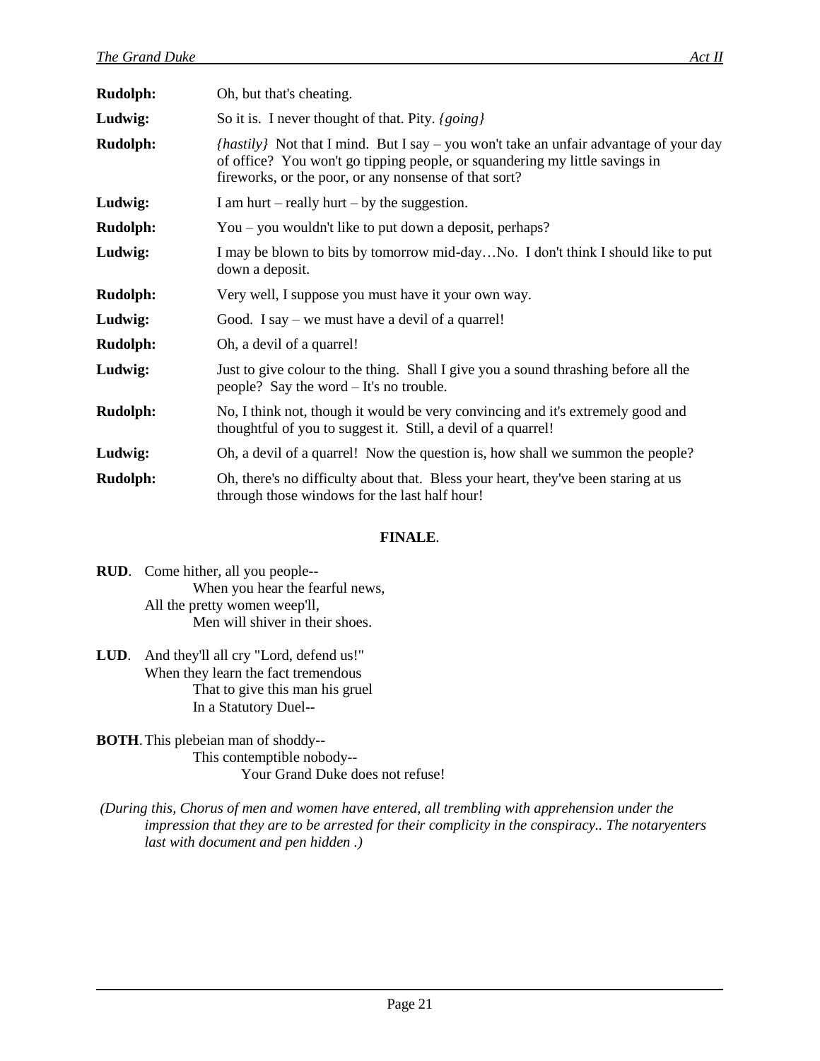**Rudolph:** Oh, but that's cheating.

**Ludwig:** So it is. I never thought of that. Pity. *{going}*

**Rudolph:** *{hastily}* Not that I mind. But I say – you won't take an unfair advantage of your day of office? You won't go tipping people, or squandering my little savings in fireworks, or the poor, or any nonsense of that sort?

**Ludwig:** I am hurt – really hurt – by the suggestion.

**Rudolph:** You – you wouldn't like to put down a deposit, perhaps?

**Ludwig:** I may be blown to bits by tomorrow mid-day…No. I don't think I should like to put down a deposit.

**Rudolph:** Very well, I suppose you must have it your own way.

**Ludwig:** Good. I say – we must have a devil of a quarrel!

**Rudolph:** Oh, a devil of a quarrel!

**Ludwig:** Just to give colour to the thing. Shall I give you a sound thrashing before all the people? Say the word – It's no trouble.

**Rudolph:** No, I think not, though it would be very convincing and it's extremely good and thoughtful of you to suggest it. Still, a devil of a quarrel!

**Ludwig:** Oh, a devil of a quarrel! Now the question is, how shall we summon the people?

**Rudolph:** Oh, there's no difficulty about that. Bless your heart, they've been staring at us through those windows for the last half hour!

## FINALE.

**RUD**. Come hither, all you people--
When you hear the fearful news,
All the pretty women weep'll,
Men will shiver in their shoes.

**LUD**. And they'll all cry "Lord, defend us!"
When they learn the fact tremendous
That to give this man his gruel
In a Statutory Duel--

**BOTH**. This plebeian man of shoddy--
This contemptible nobody--
Your Grand Duke does not refuse!

*(During this, Chorus of men and women have entered, all trembling with apprehension under the impression that they are to be arrested for their complicity in the conspiracy.. The notaryenters last with document and pen hidden .)*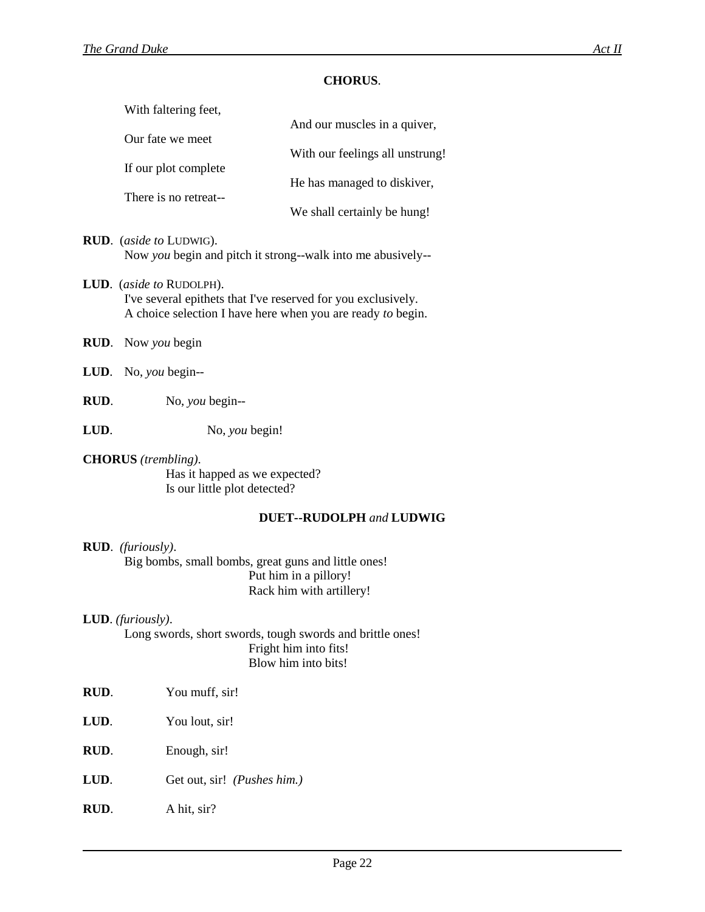**CHORUS**.

With faltering feet,
And our muscles in a quiver,
Our fate we meet
With our feelings all unstrung!
If our plot complete
He has managed to diskiver,
There is no retreat--
We shall certainly be hung!

**RUD**. (*aside to* LUDWIG).
Now *you* begin and pitch it strong--walk into me abusively--

**LUD**. (*aside to* RUDOLPH).
I've several epithets that I've reserved for you exclusively.
A choice selection I have here when you are ready *to* begin.

**RUD**. Now *you* begin

**LUD**. No, *you* begin--

**RUD**. No, *you* begin--

**LUD**. No, *you* begin!

**CHORUS** *(trembling)*.
Has it happed as we expected?
Is our little plot detected?

**DUET--RUDOLPH** *and* **LUDWIG**

**RUD**. *(furiously)*.
Big bombs, small bombs, great guns and little ones!
Put him in a pillory!
Rack him with artillery!

**LUD**. *(furiously)*.
Long swords, short swords, tough swords and brittle ones!
Fright him into fits!
Blow him into bits!

**RUD**. You muff, sir!

**LUD**. You lout, sir!

**RUD**. Enough, sir!

**LUD**. Get out, sir! *(Pushes him.)*

**RUD**. A hit, sir?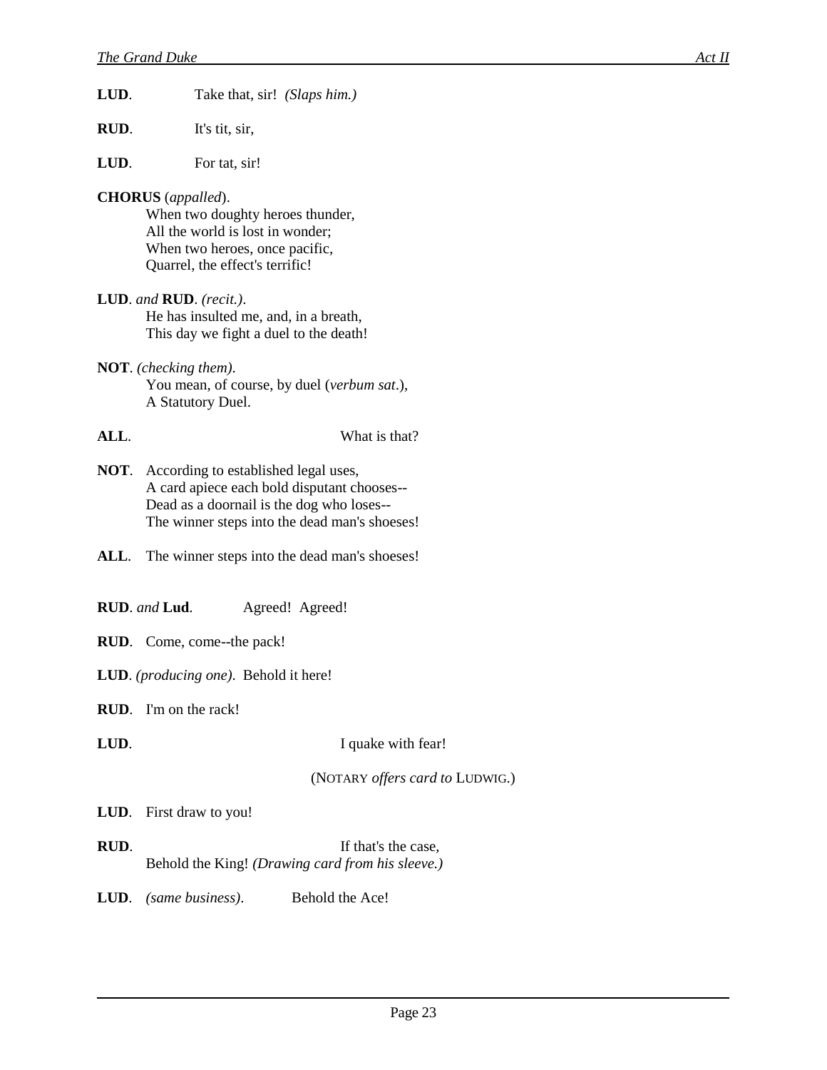**LUD**. Take that, sir! *(Slaps him.)*

**RUD**. It's tit, sir,

**LUD**. For tat, sir!

**CHORUS** (*appalled*).
When two doughty heroes thunder,
All the world is lost in wonder;
When two heroes, once pacific,
Quarrel, the effect's terrific!

**LUD**. *and* **RUD**. *(recit.)*.
He has insulted me, and, in a breath,
This day we fight a duel to the death!

**NOT**. *(checking them)*.
You mean, of course, by duel (*verbum sat*.),
A Statutory Duel.

**ALL**. What is that?

**NOT**. According to established legal uses,
A card apiece each bold disputant chooses--
Dead as a doornail is the dog who loses--
The winner steps into the dead man's shoeses!

**ALL**. The winner steps into the dead man's shoeses!

**RUD**. *and* **Lud**. Agreed! Agreed!

**RUD**. Come, come--the pack!

**LUD**. *(producing one)*. Behold it here!

**RUD**. I'm on the rack!

**LUD**. I quake with fear!

(NOTARY *offers card to* LUDWIG.)

**LUD**. First draw to you!

**RUD**. If that's the case,
Behold the King! *(Drawing card from his sleeve.)*

**LUD**. *(same business)*. Behold the Ace!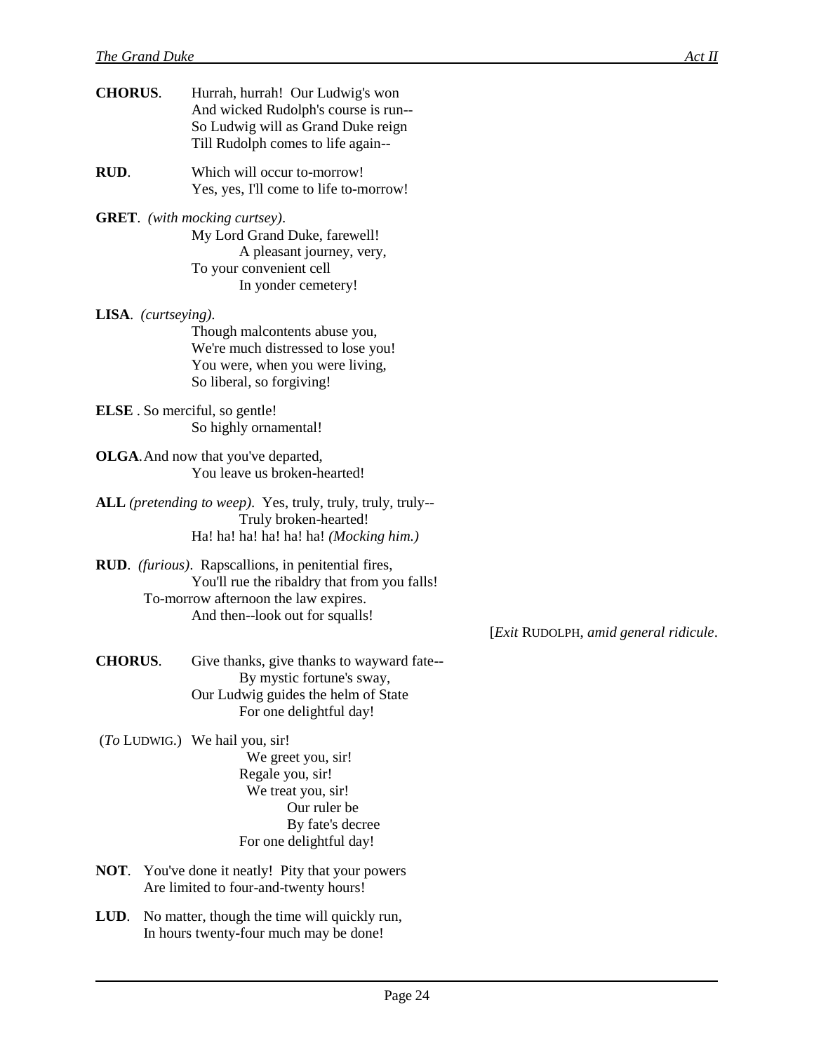**CHORUS**. Hurrah, hurrah! Our Ludwig's won
And wicked Rudolph's course is run--
So Ludwig will as Grand Duke reign
Till Rudolph comes to life again--

**RUD**. Which will occur to-morrow!
Yes, yes, I'll come to life to-morrow!

**GRET**. *(with mocking curtsey)*.
My Lord Grand Duke, farewell!
A pleasant journey, very,
To your convenient cell
In yonder cemetery!

**LISA**. *(curtseying)*.
Though malcontents abuse you,
We're much distressed to lose you!
You were, when you were living,
So liberal, so forgiving!

**ELSE** . So merciful, so gentle!
So highly ornamental!

**OLGA**. And now that you've departed,
You leave us broken-hearted!

**ALL** *(pretending to weep)*. Yes, truly, truly, truly, truly--
Truly broken-hearted!
Ha! ha! ha! ha! ha! ha! *(Mocking him.)*

**RUD**. *(furious)*. Rapscallions, in penitential fires,
You'll rue the ribaldry that from you falls!
To-morrow afternoon the law expires.
And then--look out for squalls!

[*Exit* RUDOLPH, *amid general ridicule*.

**CHORUS**. Give thanks, give thanks to wayward fate--
By mystic fortune's sway,
Our Ludwig guides the helm of State
For one delightful day!

(*To* LUDWIG.) We hail you, sir!
We greet you, sir!
Regale you, sir!
We treat you, sir!
Our ruler be
By fate's decree
For one delightful day!

**NOT**. You've done it neatly! Pity that your powers
Are limited to four-and-twenty hours!

**LUD**. No matter, though the time will quickly run,
In hours twenty-four much may be done!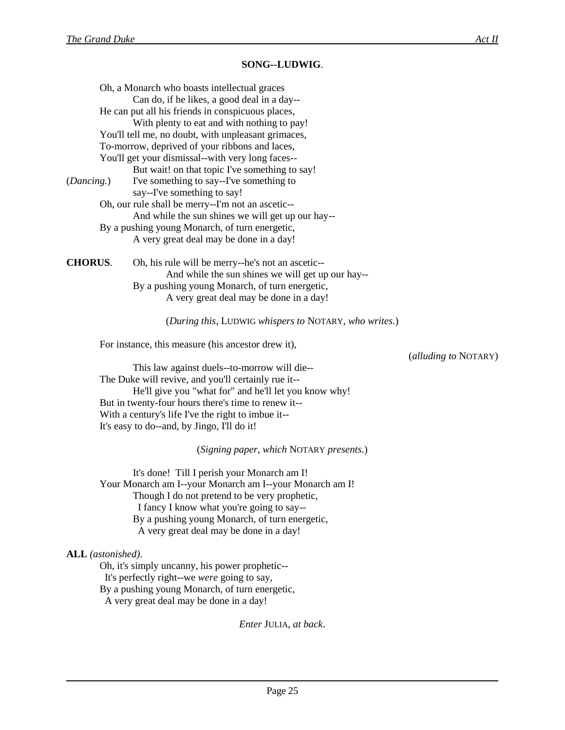**SONG--LUDWIG**.

Oh, a Monarch who boasts intellectual graces
Can do, if he likes, a good deal in a day--
He can put all his friends in conspicuous places,
With plenty to eat and with nothing to pay!
You'll tell me, no doubt, with unpleasant grimaces,
To-morrow, deprived of your ribbons and laces,
You'll get your dismissal--with very long faces--
But wait! on that topic I've something to say!
(*Dancing*.) I've something to say--I've something to say--I've something to say!
Oh, our rule shall be merry--I'm not an ascetic--
And while the sun shines we will get up our hay--
By a pushing young Monarch, of turn energetic,
A very great deal may be done in a day!

**CHORUS**. Oh, his rule will be merry--he's not an ascetic--
And while the sun shines we will get up our hay--
By a pushing young Monarch, of turn energetic,
A very great deal may be done in a day!

(*During this*, LUDWIG *whispers to* NOTARY, *who writes.*)

For instance, this measure (his ancestor drew it),
(*alluding to* NOTARY)
This law against duels--to-morrow will die--
The Duke will revive, and you'll certainly rue it--
He'll give you "what for" and he'll let you know why!
But in twenty-four hours there's time to renew it--
With a century's life I've the right to imbue it--
It's easy to do--and, by Jingo, I'll do it!

(*Signing paper, which* NOTARY *presents.*)

It's done! Till I perish your Monarch am I!
Your Monarch am I--your Monarch am I--your Monarch am I!
Though I do not pretend to be very prophetic,
I fancy I know what you're going to say--
By a pushing young Monarch, of turn energetic,
A very great deal may be done in a day!

**ALL** *(astonished)*.
Oh, it's simply uncanny, his power prophetic--
It's perfectly right--we *were* going to say,
By a pushing young Monarch, of turn energetic,
A very great deal may be done in a day!

*Enter* JULIA, *at back*.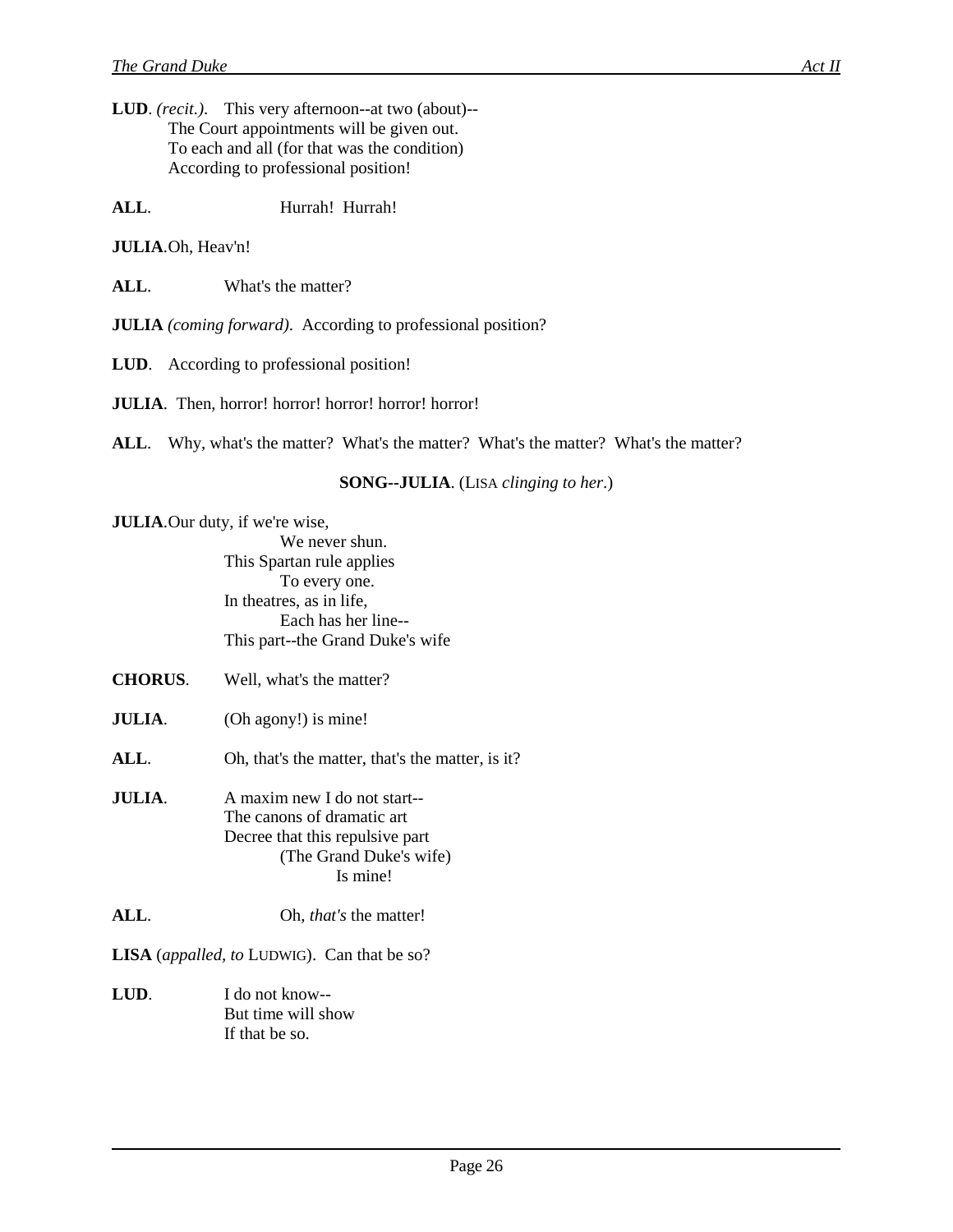**LUD**. *(recit.)*. This very afternoon--at two (about)--
The Court appointments will be given out.
To each and all (for that was the condition)
According to professional position!

**ALL**. Hurrah! Hurrah!

**JULIA**. Oh, Heav'n!

**ALL**. What's the matter?

**JULIA** *(coming forward)*. According to professional position?

**LUD**. According to professional position!

**JULIA**. Then, horror! horror! horror! horror! horror!

**ALL**. Why, what's the matter? What's the matter? What's the matter? What's the matter?

**SONG--JULIA**. (LISA *clinging to her.*)

**JULIA**. Our duty, if we're wise,
We never shun.
This Spartan rule applies
To every one.
In theatres, as in life,
Each has her line--
This part--the Grand Duke's wife

**CHORUS**. Well, what's the matter?

**JULIA**. (Oh agony!) is mine!

**ALL**. Oh, that's the matter, that's the matter, is it?

**JULIA**. A maxim new I do not start--
The canons of dramatic art
Decree that this repulsive part
(The Grand Duke's wife)
Is mine!

**ALL**. Oh, *that's* the matter!

**LISA** (*appalled*, *to* LUDWIG). Can that be so?

**LUD**. I do not know--
But time will show
If that be so.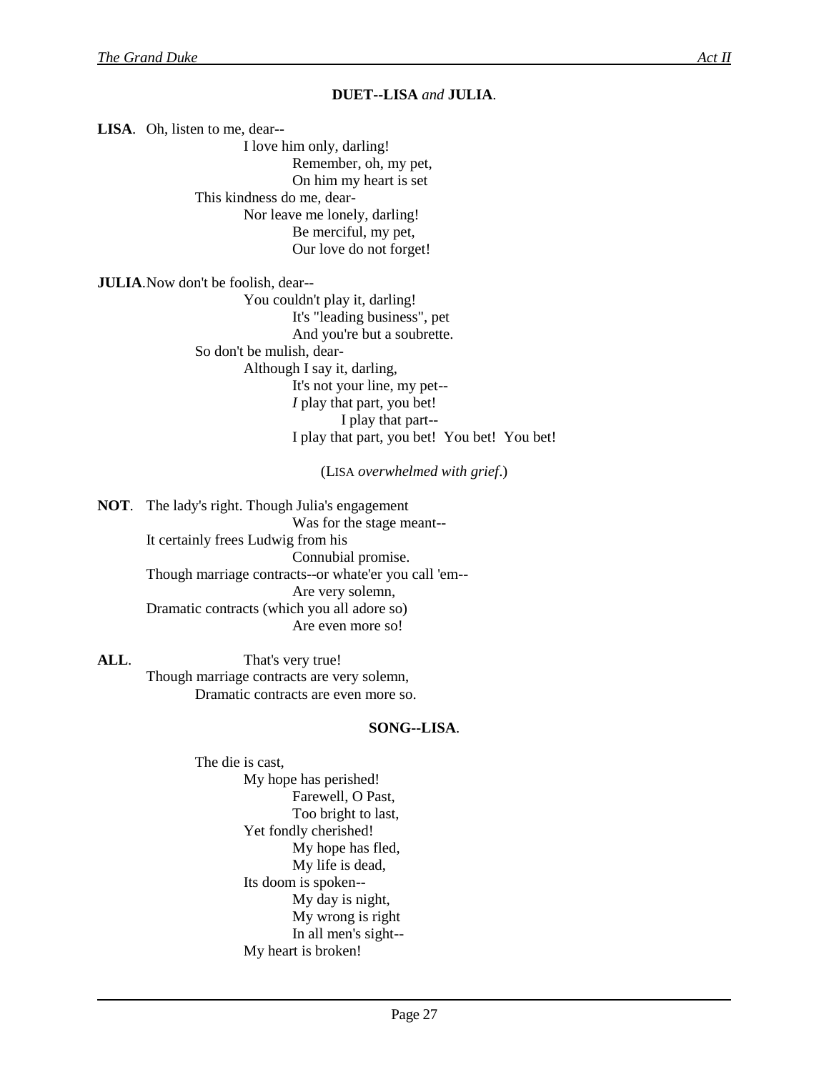**DUET--LISA *and* JULIA**.

**LISA**. Oh, listen to me, dear--
I love him only, darling!
Remember, oh, my pet,
On him my heart is set
This kindness do me, dear-
Nor leave me lonely, darling!
Be merciful, my pet,
Our love do not forget!

**JULIA**. Now don't be foolish, dear--
You couldn't play it, darling!
It's "leading business", pet
And you're but a soubrette.
So don't be mulish, dear-
Although I say it, darling,
It's not your line, my pet--
*I* play that part, you bet!
I play that part--
I play that part, you bet! You bet! You bet!

(LISA *overwhelmed with grief*.)

**NOT**. The lady's right. Though Julia's engagement
Was for the stage meant--
It certainly frees Ludwig from his
Connubial promise.
Though marriage contracts--or whate'er you call 'em--
Are very solemn,
Dramatic contracts (which you all adore so)
Are even more so!

**ALL**. That's very true!
Though marriage contracts are very solemn,
Dramatic contracts are even more so.

**SONG--LISA**.

The die is cast,
My hope has perished!
Farewell, O Past,
Too bright to last,
Yet fondly cherished!
My hope has fled,
My life is dead,
Its doom is spoken--
My day is night,
My wrong is right
In all men's sight--
My heart is broken!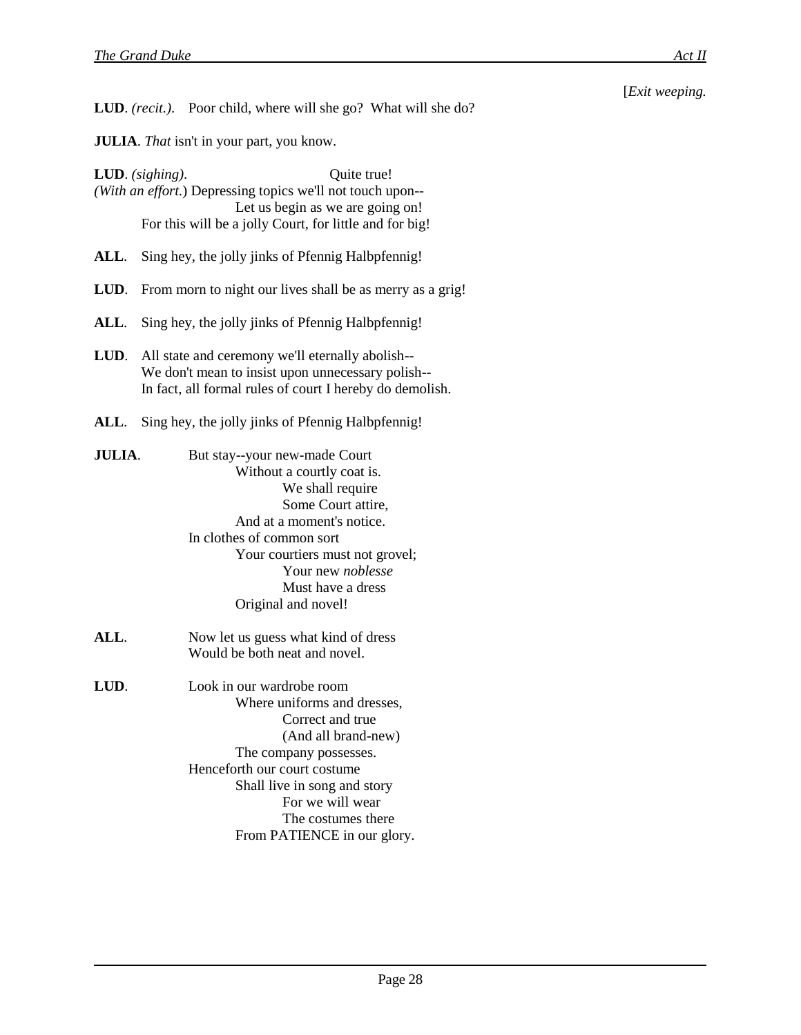[*Exit weeping.*

**LUD**. *(recit.)*. Poor child, where will she go? What will she do?

**JULIA**. *That* isn't in your part, you know.

**LUD**. *(sighing)*. Quite true!
*(With an effort.*) Depressing topics we'll not touch upon--
Let us begin as we are going on!
For this will be a jolly Court, for little and for big!

**ALL**. Sing hey, the jolly jinks of Pfennig Halbpfennig!

**LUD**. From morn to night our lives shall be as merry as a grig!

**ALL**. Sing hey, the jolly jinks of Pfennig Halbpfennig!

**LUD**. All state and ceremony we'll eternally abolish--
We don't mean to insist upon unnecessary polish--
In fact, all formal rules of court I hereby do demolish.

**ALL**. Sing hey, the jolly jinks of Pfennig Halbpfennig!

**JULIA**. But stay--your new-made Court
Without a courtly coat is.
We shall require
Some Court attire,
And at a moment's notice.
In clothes of common sort
Your courtiers must not grovel;
Your new *noblesse*
Must have a dress
Original and novel!

**ALL**. Now let us guess what kind of dress
Would be both neat and novel.

**LUD**. Look in our wardrobe room
Where uniforms and dresses,
Correct and true
(And all brand-new)
The company possesses.
Henceforth our court costume
Shall live in song and story
For we will wear
The costumes there
From PATIENCE in our glory.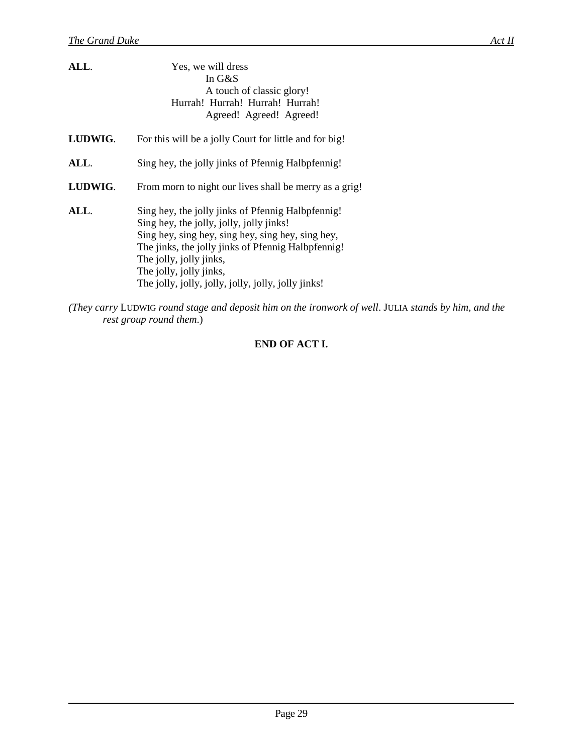**ALL**. Yes, we will dress
In G&S
A touch of classic glory!
Hurrah! Hurrah! Hurrah! Hurrah!
Agreed! Agreed! Agreed!

**LUDWIG**. For this will be a jolly Court for little and for big!

**ALL**. Sing hey, the jolly jinks of Pfennig Halbpfennig!

**LUDWIG**. From morn to night our lives shall be merry as a grig!

**ALL**. Sing hey, the jolly jinks of Pfennig Halbpfennig!
Sing hey, the jolly, jolly, jolly jinks!
Sing hey, sing hey, sing hey, sing hey, sing hey,
The jinks, the jolly jinks of Pfennig Halbpfennig!
The jolly, jolly jinks,
The jolly, jolly jinks,
The jolly, jolly, jolly, jolly, jolly, jolly jinks!

*(They carry* LUDWIG *round stage and deposit him on the ironwork of well*. JULIA *stands by him, and the rest group round them*.)

**END OF ACT I.**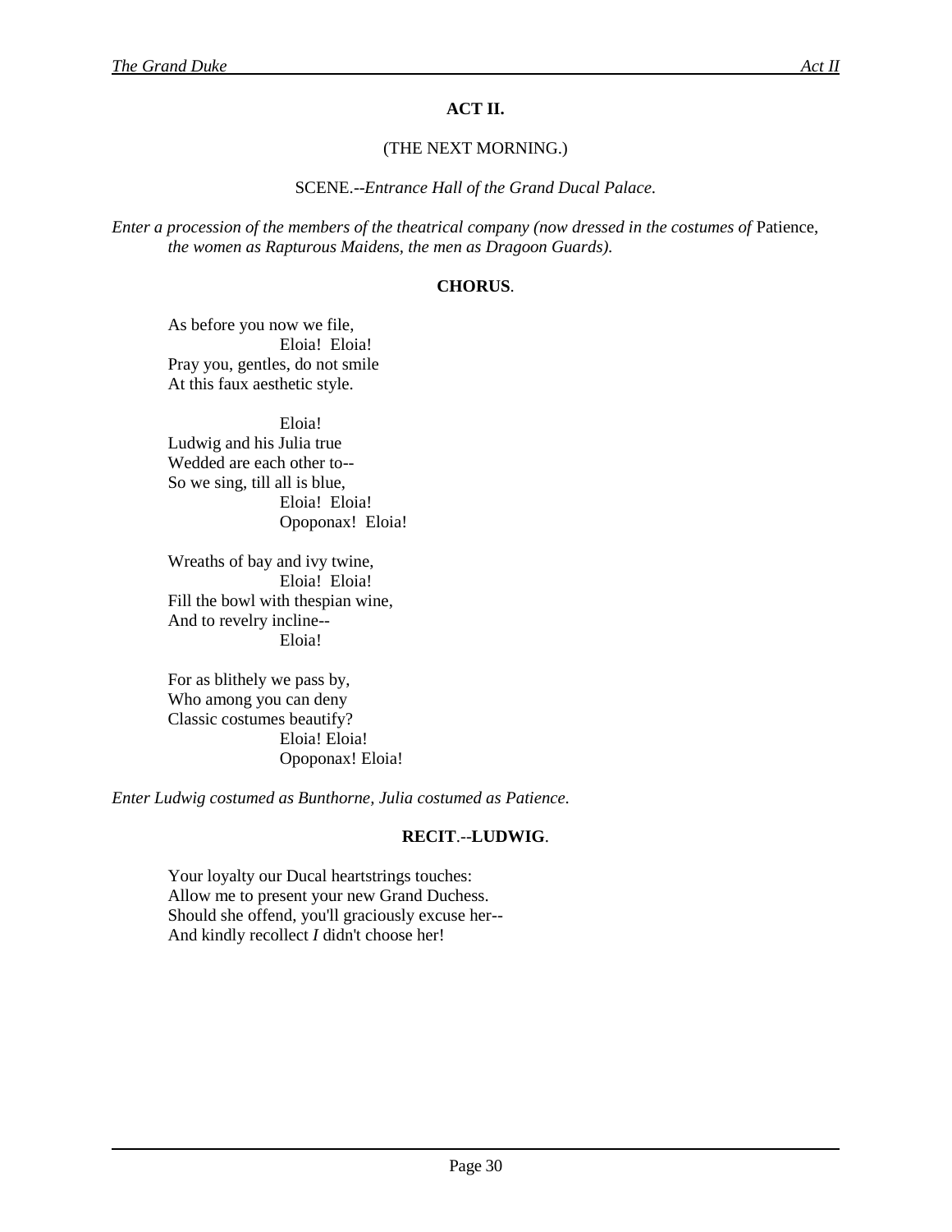## ACT II.

(THE NEXT MORNING.)

SCENE.--*Entrance Hall of the Grand Ducal Palace.*

*Enter a procession of the members of the theatrical company (now dressed in the costumes of* Patience, *the women as Rapturous Maidens, the men as Dragoon Guards).*

### CHORUS.

As before you now we file,  
Eloia! Eloia!  
Pray you, gentles, do not smile  
At this faux aesthetic style.

Eloia!  
Ludwig and his Julia true  
Wedded are each other to--  
So we sing, till all is blue,  
Eloia! Eloia!  
Opoponax! Eloia!

Wreaths of bay and ivy twine,  
Eloia! Eloia!  
Fill the bowl with thespian wine,  
And to revelry incline--  
Eloia!

For as blithely we pass by,  
Who among you can deny  
Classic costumes beautify?  
Eloia! Eloia!  
Opoponax! Eloia!

*Enter Ludwig costumed as Bunthorne, Julia costumed as Patience.*

### RECIT.--LUDWIG.

Your loyalty our Ducal heartstrings touches:  
Allow me to present your new Grand Duchess.  
Should she offend, you'll graciously excuse her--  
And kindly recollect *I* didn't choose her!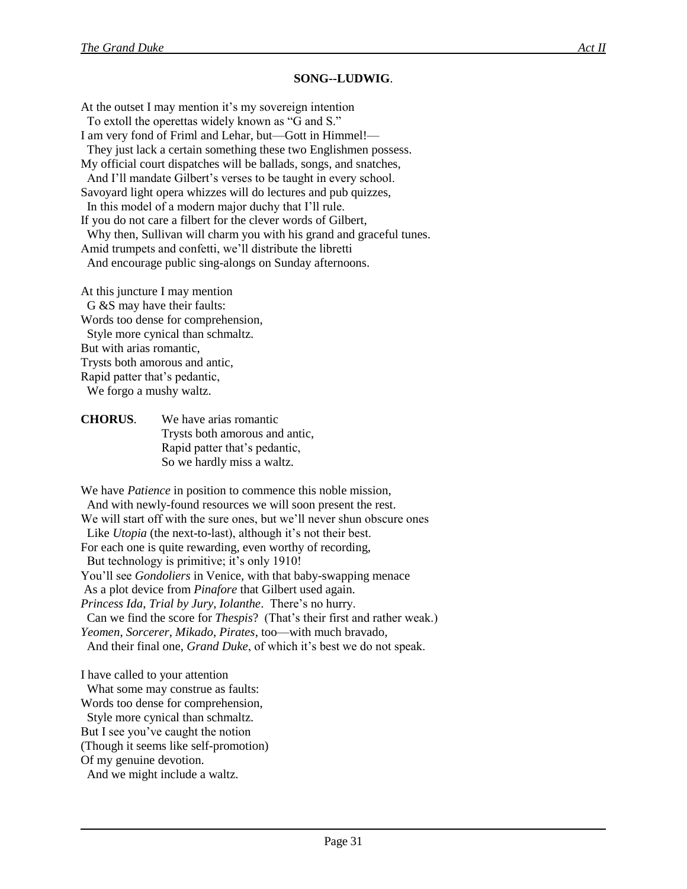**SONG--LUDWIG**.

At the outset I may mention it's my sovereign intention  
  To extoll the operettas widely known as "G and S."  
I am very fond of Friml and Lehar, but—Gott in Himmel!—  
  They just lack a certain something these two Englishmen possess.  
My official court dispatches will be ballads, songs, and snatches,  
  And I'll mandate Gilbert's verses to be taught in every school.  
Savoyard light opera whizzes will do lectures and pub quizzes,  
  In this model of a modern major duchy that I'll rule.  
If you do not care a filbert for the clever words of Gilbert,  
  Why then, Sullivan will charm you with his grand and graceful tunes.  
Amid trumpets and confetti, we'll distribute the libretti  
  And encourage public sing-alongs on Sunday afternoons.

At this juncture I may mention  
  G &S may have their faults:  
Words too dense for comprehension,  
  Style more cynical than schmaltz.  
But with arias romantic,  
Trysts both amorous and antic,  
Rapid patter that's pedantic,  
  We forgo a mushy waltz.

**CHORUS**. We have arias romantic  
Trysts both amorous and antic,  
Rapid patter that's pedantic,  
So we hardly miss a waltz.

We have *Patience* in position to commence this noble mission,  
  And with newly-found resources we will soon present the rest.  
We will start off with the sure ones, but we'll never shun obscure ones  
  Like *Utopia* (the next-to-last), although it's not their best.  
For each one is quite rewarding, even worthy of recording,  
  But technology is primitive; it's only 1910!  
You'll see *Gondoliers* in Venice, with that baby-swapping menace  
  As a plot device from *Pinafore* that Gilbert used again.  
*Princess Ida*, *Trial by Jury*, *Iolanthe*. There's no hurry.  
  Can we find the score for *Thespis*? (That's their first and rather weak.)  
*Yeomen*, *Sorcerer*, *Mikado*, *Pirates*, too—with much bravado,  
  And their final one, *Grand Duke*, of which it's best we do not speak.

I have called to your attention  
  What some may construe as faults:  
Words too dense for comprehension,  
  Style more cynical than schmaltz.  
But I see you've caught the notion  
(Though it seems like self-promotion)  
Of my genuine devotion.  
  And we might include a waltz.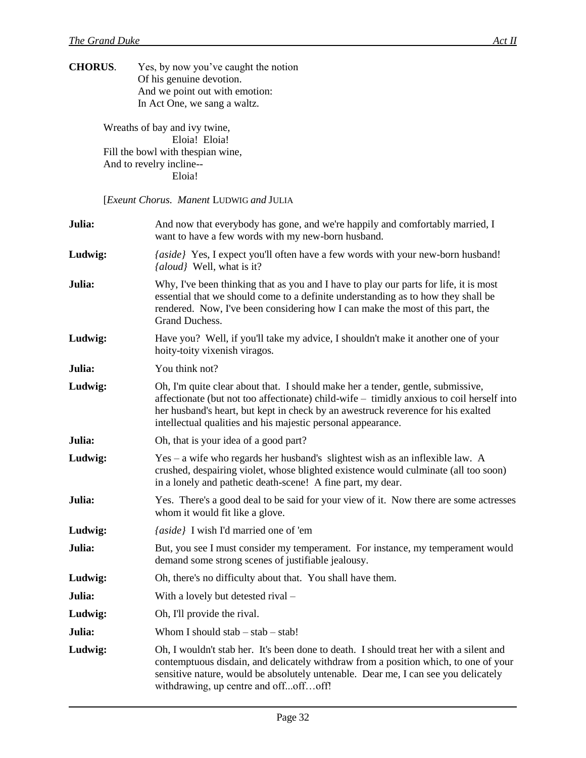**CHORUS**. Yes, by now you've caught the notion
Of his genuine devotion.
And we point out with emotion:
In Act One, we sang a waltz.

Wreaths of bay and ivy twine,
Eloia! Eloia!
Fill the bowl with thespian wine,
And to revelry incline--
Eloia!

[*Exeunt Chorus. Manent* LUDWIG *and* JULIA

**Julia:** And now that everybody has gone, and we're happily and comfortably married, I want to have a few words with my new-born husband.

**Ludwig:** {*aside*} Yes, I expect you'll often have a few words with your new-born husband! {*aloud*} Well, what is it?

**Julia:** Why, I've been thinking that as you and I have to play our parts for life, it is most essential that we should come to a definite understanding as to how they shall be rendered. Now, I've been considering how I can make the most of this part, the Grand Duchess.

**Ludwig:** Have you? Well, if you'll take my advice, I shouldn't make it another one of your hoity-toity vixenish viragos.

**Julia:** You think not?

**Ludwig:** Oh, I'm quite clear about that. I should make her a tender, gentle, submissive, affectionate (but not too affectionate) child-wife – timidly anxious to coil herself into her husband's heart, but kept in check by an awestruck reverence for his exalted intellectual qualities and his majestic personal appearance.

**Julia:** Oh, that is your idea of a good part?

**Ludwig:** Yes – a wife who regards her husband's slightest wish as an inflexible law. A crushed, despairing violet, whose blighted existence would culminate (all too soon) in a lonely and pathetic death-scene! A fine part, my dear.

**Julia:** Yes. There's a good deal to be said for your view of it. Now there are some actresses whom it would fit like a glove.

**Ludwig:** {*aside*} I wish I'd married one of 'em

**Julia:** But, you see I must consider my temperament. For instance, my temperament would demand some strong scenes of justifiable jealousy.

**Ludwig:** Oh, there's no difficulty about that. You shall have them.

**Julia:** With a lovely but detested rival –

**Ludwig:** Oh, I'll provide the rival.

**Julia:** Whom I should stab – stab – stab!

**Ludwig:** Oh, I wouldn't stab her. It's been done to death. I should treat her with a silent and contemptuous disdain, and delicately withdraw from a position which, to one of your sensitive nature, would be absolutely untenable. Dear me, I can see you delicately withdrawing, up centre and off...off…off!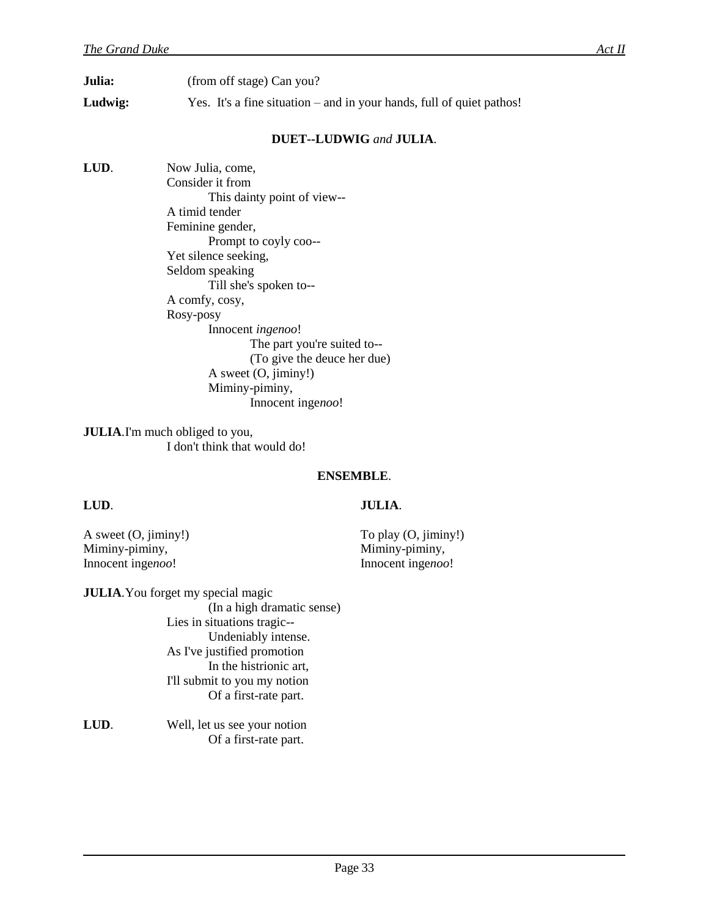**Julia:** (from off stage) Can you?

**Ludwig:** Yes. It's a fine situation – and in your hands, full of quiet pathos!

**DUET--LUDWIG** *and* **JULIA**.

**LUD**.
Now Julia, come,
Consider it from
This dainty point of view--
A timid tender
Feminine gender,
Prompt to coyly coo--
Yet silence seeking,
Seldom speaking
Till she's spoken to--
A comfy, cosy,
Rosy-posy
Innocent *ingenoo*!
The part you're suited to--
(To give the deuce her due)
A sweet (O, jiminy!)
Miminy-piminy,
Innocent inge*noo*!

**JULIA**. I'm much obliged to you,
I don't think that would do!

**ENSEMBLE**.

**LUD**.
A sweet (O, jiminy!)
Miminy-piminy,
Innocent inge*noo*!

**JULIA**.
To play (O, jiminy!)
Miminy-piminy,
Innocent inge*noo*!

**JULIA**. You forget my special magic
(In a high dramatic sense)
Lies in situations tragic--
Undeniably intense.
As I've justified promotion
In the histrionic art,
I'll submit to you my notion
Of a first-rate part.

**LUD**.
Well, let us see your notion
Of a first-rate part.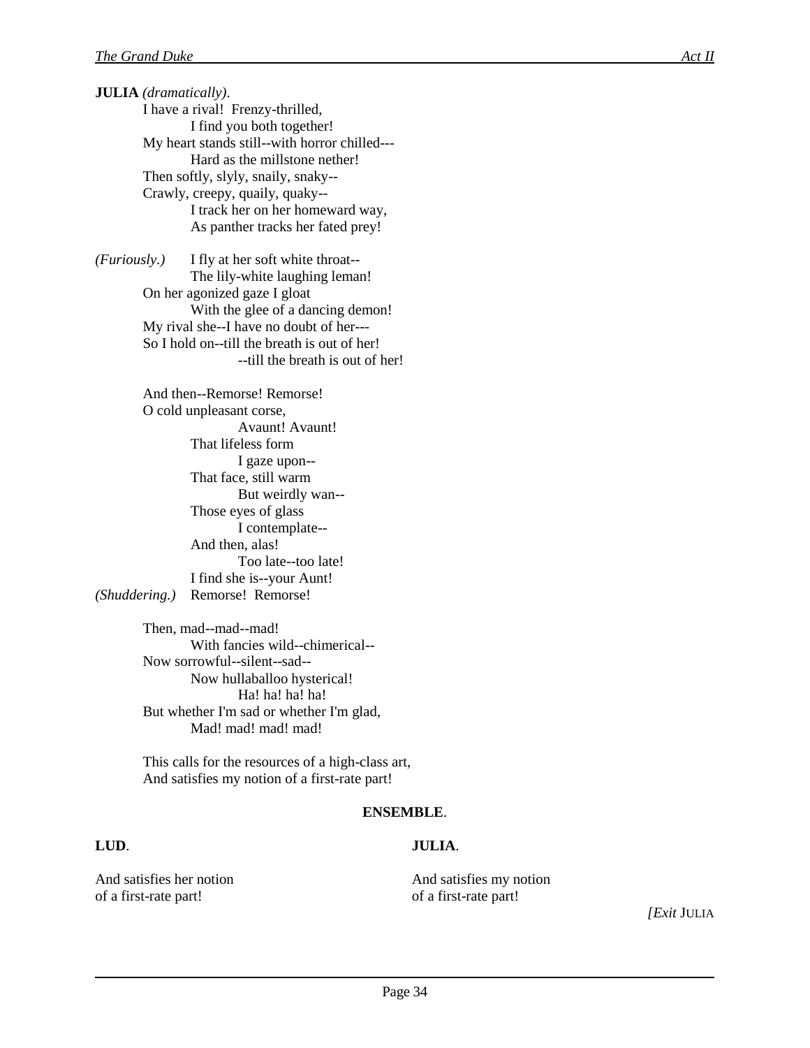**JULIA** *(dramatically)*.

I have a rival! Frenzy-thrilled,
I find you both together!
My heart stands still--with horror chilled---
Hard as the millstone nether!
Then softly, slyly, snaily, snaky--
Crawly, creepy, quaily, quaky--
I track her on her homeward way,
As panther tracks her fated prey!

*(Furiously.)* I fly at her soft white throat--
The lily-white laughing leman!
On her agonized gaze I gloat
With the glee of a dancing demon!
My rival she--I have no doubt of her---
So I hold on--till the breath is out of her!
--till the breath is out of her!

And then--Remorse! Remorse!
O cold unpleasant corse,
Avaunt! Avaunt!
That lifeless form
I gaze upon--
That face, still warm
But weirdly wan--
Those eyes of glass
I contemplate--
And then, alas!
Too late--too late!
I find she is--your Aunt!
*(Shuddering.)* Remorse! Remorse!

Then, mad--mad--mad!
With fancies wild--chimerical--
Now sorrowful--silent--sad--
Now hullaballoo hysterical!
Ha! ha! ha! ha!
But whether I'm sad or whether I'm glad,
Mad! mad! mad! mad!

This calls for the resources of a high-class art,
And satisfies my notion of a first-rate part!

**ENSEMBLE**.

**LUD**.

And satisfies her notion
of a first-rate part!

**JULIA**.

And satisfies my notion
of a first-rate part!

*[Exit* JULIA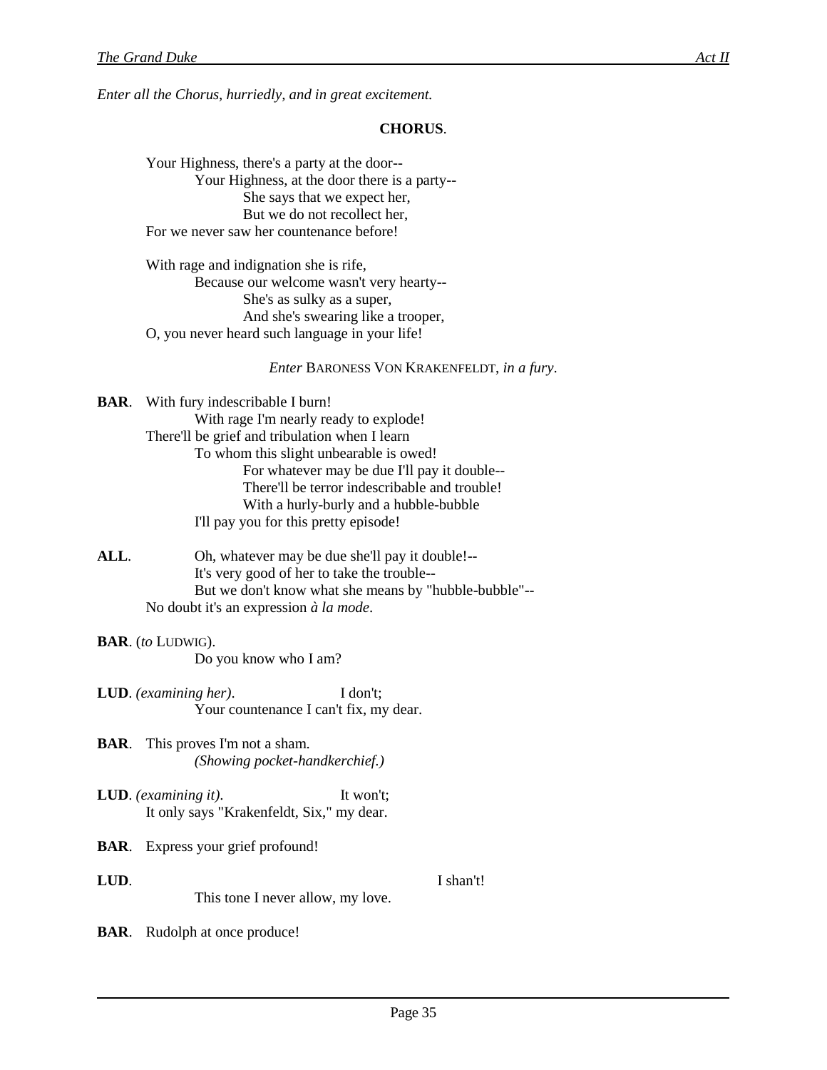*Enter all the Chorus, hurriedly, and in great excitement.*

**CHORUS**.

Your Highness, there's a party at the door--
Your Highness, at the door there is a party--
She says that we expect her,
But we do not recollect her,
For we never saw her countenance before!

With rage and indignation she is rife,
Because our welcome wasn't very hearty--
She's as sulky as a super,
And she's swearing like a trooper,
O, you never heard such language in your life!

*Enter* BARONESS VON KRAKENFELDT, *in a fury*.

**BAR**. With fury indescribable I burn!
With rage I'm nearly ready to explode!
There'll be grief and tribulation when I learn
To whom this slight unbearable is owed!
For whatever may be due I'll pay it double--
There'll be terror indescribable and trouble!
With a hurly-burly and a hubble-bubble
I'll pay you for this pretty episode!

**ALL**. Oh, whatever may be due she'll pay it double!--
It's very good of her to take the trouble--
But we don't know what she means by "hubble-bubble"--
No doubt it's an expression *à la mode*.

**BAR**. (*to* LUDWIG).
Do you know who I am?

**LUD**. *(examining her)*. I don't;
Your countenance I can't fix, my dear.

**BAR**. This proves I'm not a sham.
*(Showing pocket-handkerchief.)*

**LUD**. *(examining it)*. It won't;
It only says "Krakenfeldt, Six," my dear.

**BAR**. Express your grief profound!

**LUD**. I shan't!
This tone I never allow, my love.

**BAR**. Rudolph at once produce!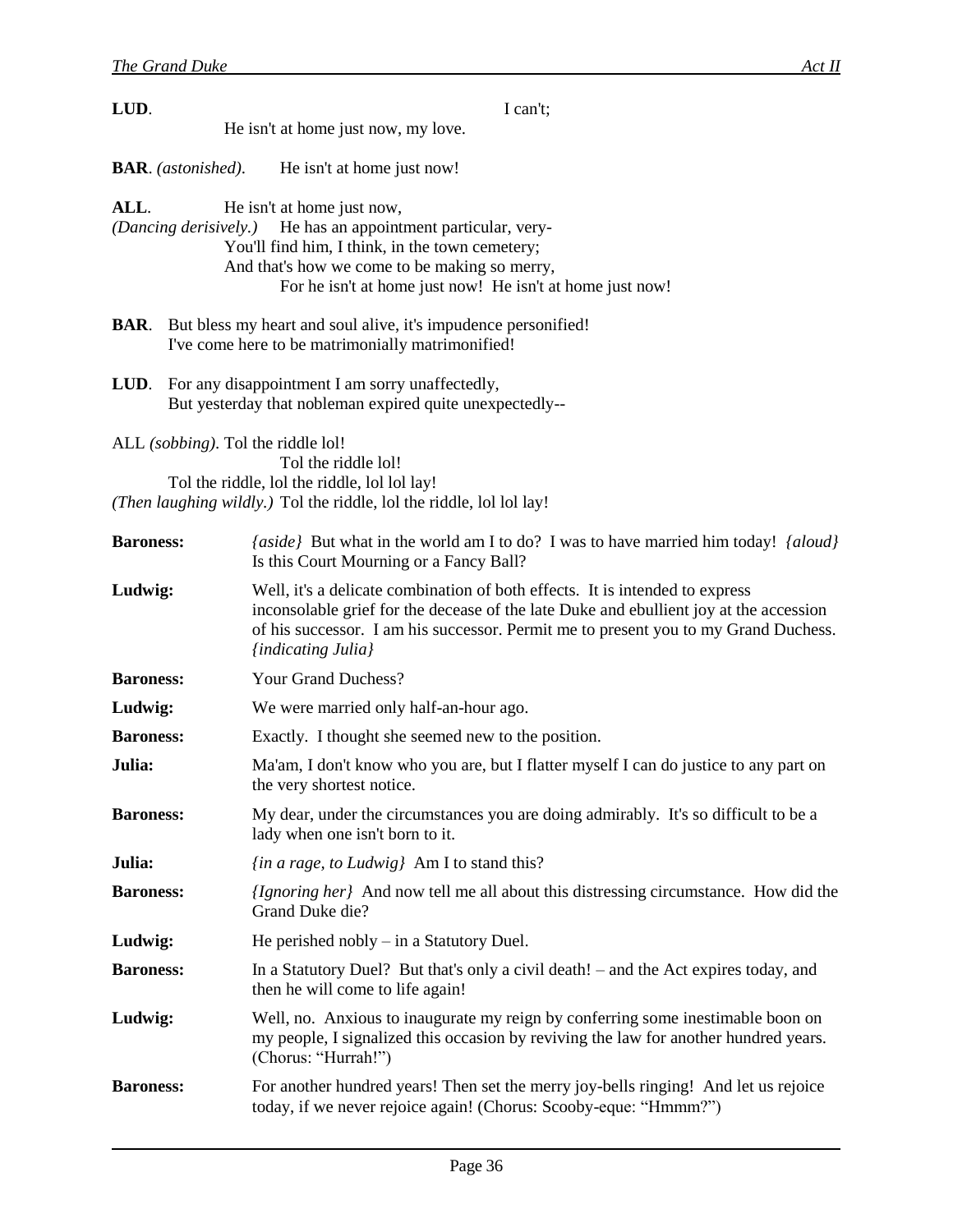**LUD**. I can't;
He isn't at home just now, my love.

**BAR**. *(astonished)*. He isn't at home just now!

**ALL**. He isn't at home just now,
*(Dancing derisively.)* He has an appointment particular, very-
You'll find him, I think, in the town cemetery;
And that's how we come to be making so merry,
For he isn't at home just now! He isn't at home just now!

**BAR**. But bless my heart and soul alive, it's impudence personified!
I've come here to be matrimonially matrimonified!

**LUD**. For any disappointment I am sorry unaffectedly,
But yesterday that nobleman expired quite unexpectedly--

ALL *(sobbing)*. Tol the riddle lol!
Tol the riddle lol!
Tol the riddle, lol the riddle, lol lol lay!
*(Then laughing wildly.)* Tol the riddle, lol the riddle, lol lol lay!

**Baroness:** *{aside}* But what in the world am I to do? I was to have married him today! *{aloud}* Is this Court Mourning or a Fancy Ball?

**Ludwig:** Well, it's a delicate combination of both effects. It is intended to express inconsolable grief for the decease of the late Duke and ebullient joy at the accession of his successor. I am his successor. Permit me to present you to my Grand Duchess. *{indicating Julia}*

**Baroness:** Your Grand Duchess?

**Ludwig:** We were married only half-an-hour ago.

**Baroness:** Exactly. I thought she seemed new to the position.

**Julia:** Ma'am, I don't know who you are, but I flatter myself I can do justice to any part on the very shortest notice.

**Baroness:** My dear, under the circumstances you are doing admirably. It's so difficult to be a lady when one isn't born to it.

**Julia:** *{in a rage, to Ludwig}* Am I to stand this?

**Baroness:** *{Ignoring her}* And now tell me all about this distressing circumstance. How did the Grand Duke die?

**Ludwig:** He perished nobly – in a Statutory Duel.

**Baroness:** In a Statutory Duel? But that's only a civil death! – and the Act expires today, and then he will come to life again!

**Ludwig:** Well, no. Anxious to inaugurate my reign by conferring some inestimable boon on my people, I signalized this occasion by reviving the law for another hundred years. (Chorus: "Hurrah!")

**Baroness:** For another hundred years! Then set the merry joy-bells ringing! And let us rejoice today, if we never rejoice again! (Chorus: Scooby-eque: "Hmmm?")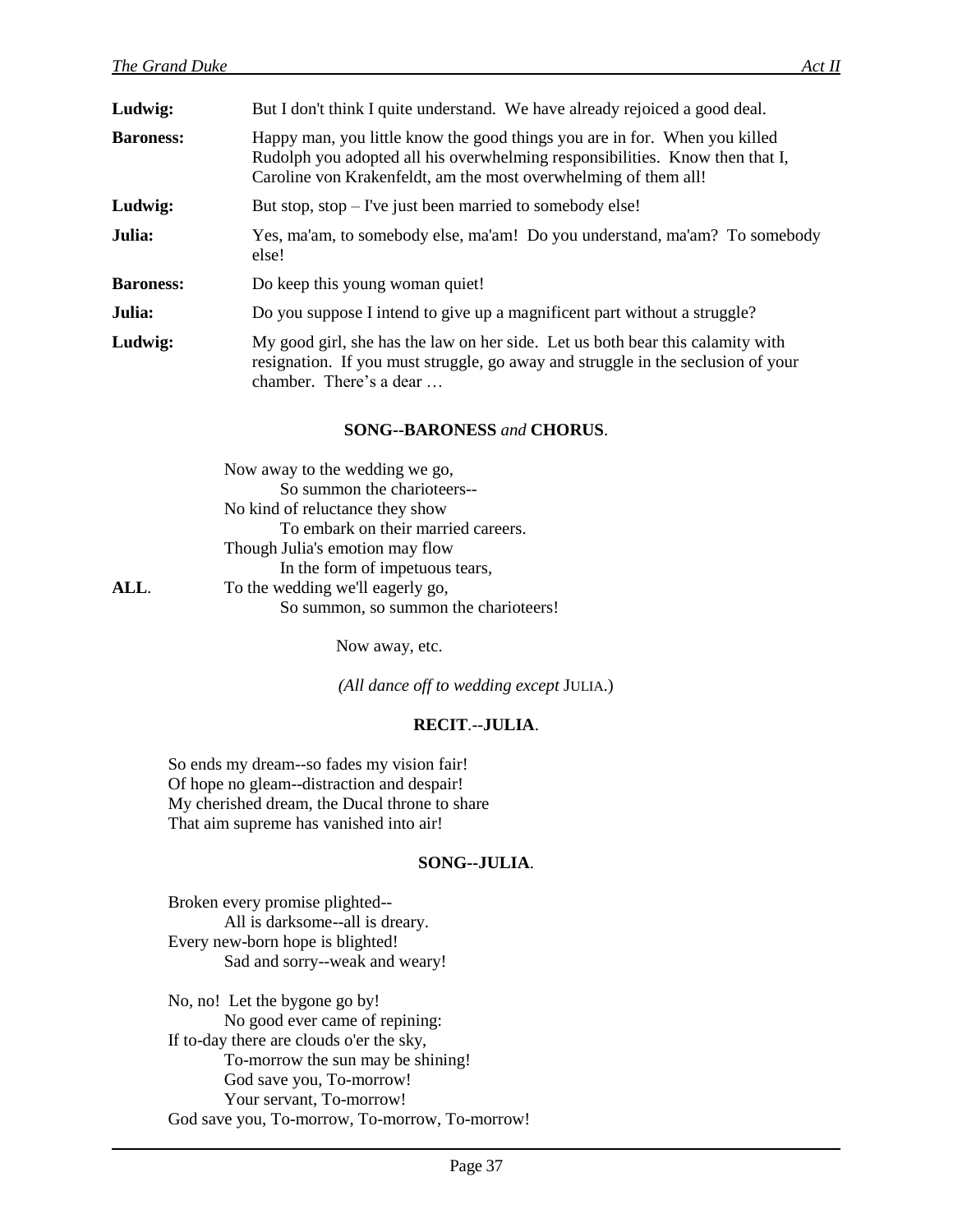**Ludwig:** But I don't think I quite understand. We have already rejoiced a good deal.

**Baroness:** Happy man, you little know the good things you are in for. When you killed Rudolph you adopted all his overwhelming responsibilities. Know then that I, Caroline von Krakenfeldt, am the most overwhelming of them all!

**Ludwig:** But stop, stop – I've just been married to somebody else!

**Julia:** Yes, ma'am, to somebody else, ma'am! Do you understand, ma'am? To somebody else!

**Baroness:** Do keep this young woman quiet!

**Julia:** Do you suppose I intend to give up a magnificent part without a struggle?

**Ludwig:** My good girl, she has the law on her side. Let us both bear this calamity with resignation. If you must struggle, go away and struggle in the seclusion of your chamber. There's a dear …

**SONG--BARONESS** *and* **CHORUS**.

Now away to the wedding we go,
So summon the charioteers--
No kind of reluctance they show
To embark on their married careers.
Though Julia's emotion may flow
In the form of impetuous tears,

**ALL**. To the wedding we'll eagerly go,
So summon, so summon the charioteers!

Now away, etc.

*(All dance off to wedding except* JULIA.)

**RECIT**.--**JULIA**.

So ends my dream--so fades my vision fair!
Of hope no gleam--distraction and despair!
My cherished dream, the Ducal throne to share
That aim supreme has vanished into air!

**SONG--JULIA**.

Broken every promise plighted--
All is darksome--all is dreary.
Every new-born hope is blighted!
Sad and sorry--weak and weary!

No, no! Let the bygone go by!
No good ever came of repining:
If to-day there are clouds o'er the sky,
To-morrow the sun may be shining!
God save you, To-morrow!
Your servant, To-morrow!
God save you, To-morrow, To-morrow, To-morrow!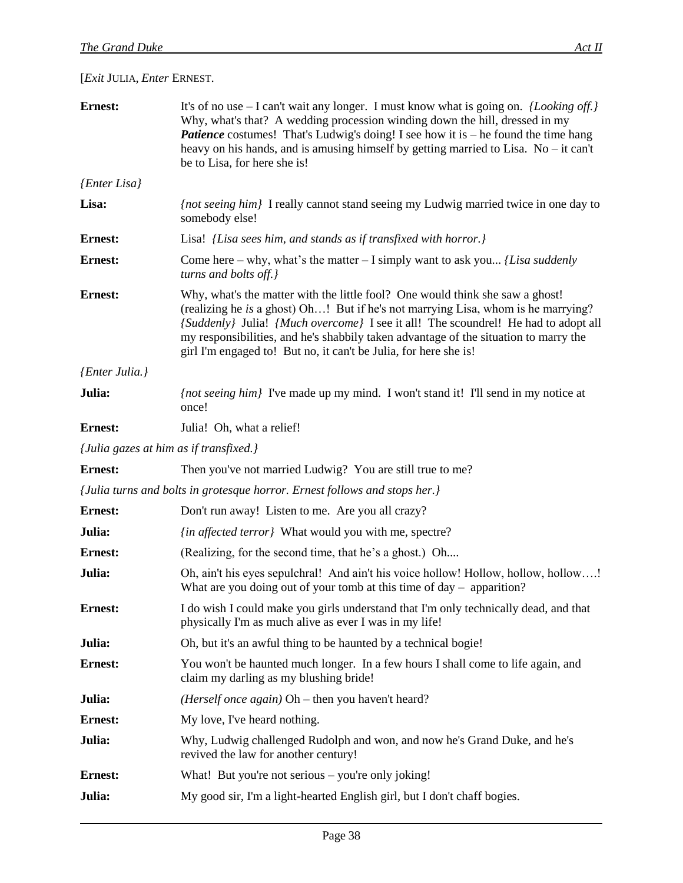[*Exit* JULIA, *Enter* ERNEST.

**Ernest:** It's of no use – I can't wait any longer. I must know what is going on. *{Looking off.}* Why, what's that? A wedding procession winding down the hill, dressed in my ***Patience*** costumes! That's Ludwig's doing! I see how it is – he found the time hang heavy on his hands, and is amusing himself by getting married to Lisa. No – it can't be to Lisa, for here she is!

*{Enter Lisa}*

**Lisa:** *{not seeing him}* I really cannot stand seeing my Ludwig married twice in one day to somebody else!

**Ernest:** Lisa! *{Lisa sees him, and stands as if transfixed with horror.}*

**Ernest:** Come here – why, what's the matter – I simply want to ask you... *{Lisa suddenly turns and bolts off.}*

**Ernest:** Why, what's the matter with the little fool? One would think she saw a ghost! (realizing he *is* a ghost) Oh…! But if he's not marrying Lisa, whom is he marrying? *{Suddenly}* Julia! *{Much overcome}* I see it all! The scoundrel! He had to adopt all my responsibilities, and he's shabbily taken advantage of the situation to marry the girl I'm engaged to! But no, it can't be Julia, for here she is!

*{Enter Julia.}*

**Julia:** *{not seeing him}* I've made up my mind. I won't stand it! I'll send in my notice at once!

**Ernest:** Julia! Oh, what a relief!

*{Julia gazes at him as if transfixed.}*

**Ernest:** Then you've not married Ludwig? You are still true to me?

*{Julia turns and bolts in grotesque horror. Ernest follows and stops her.}*

**Ernest:** Don't run away! Listen to me. Are you all crazy?

**Julia:** *{in affected terror}* What would you with me, spectre?

**Ernest:** (Realizing, for the second time, that he's a ghost.) Oh....

**Julia:** Oh, ain't his eyes sepulchral! And ain't his voice hollow! Hollow, hollow, hollow….! What are you doing out of your tomb at this time of day – apparition?

**Ernest:** I do wish I could make you girls understand that I'm only technically dead, and that physically I'm as much alive as ever I was in my life!

**Julia:** Oh, but it's an awful thing to be haunted by a technical bogie!

**Ernest:** You won't be haunted much longer. In a few hours I shall come to life again, and claim my darling as my blushing bride!

**Julia:** *(Herself once again)* Oh – then you haven't heard?

**Ernest:** My love, I've heard nothing.

**Julia:** Why, Ludwig challenged Rudolph and won, and now he's Grand Duke, and he's revived the law for another century!

**Ernest:** What! But you're not serious – you're only joking!

**Julia:** My good sir, I'm a light-hearted English girl, but I don't chaff bogies.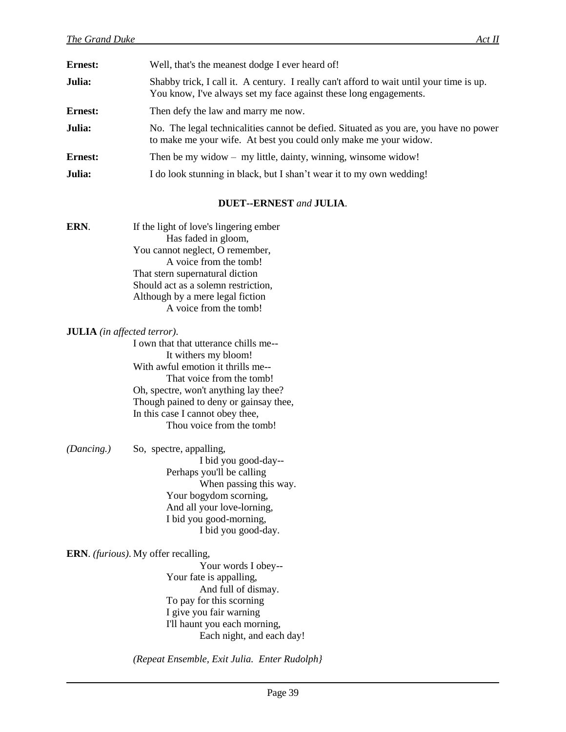**Ernest:** Well, that's the meanest dodge I ever heard of!

**Julia:** Shabby trick, I call it. A century. I really can't afford to wait until your time is up. You know, I've always set my face against these long engagements.

**Ernest:** Then defy the law and marry me now.

**Julia:** No. The legal technicalities cannot be defied. Situated as you are, you have no power to make me your wife. At best you could only make me your widow.

**Ernest:** Then be my widow – my little, dainty, winning, winsome widow!

**Julia:** I do look stunning in black, but I shan't wear it to my own wedding!

### DUET--ERNEST *and* JULIA.

**ERN**.

If the light of love's lingering ember
Has faded in gloom,
You cannot neglect, O remember,
A voice from the tomb!
That stern supernatural diction
Should act as a solemn restriction,
Although by a mere legal fiction
A voice from the tomb!

**JULIA** *(in affected terror)*.

I own that that utterance chills me--
It withers my bloom!
With awful emotion it thrills me--
That voice from the tomb!
Oh, spectre, won't anything lay thee?
Though pained to deny or gainsay thee,
In this case I cannot obey thee,
Thou voice from the tomb!

*(Dancing.)*

So, spectre, appalling,
I bid you good-day--
Perhaps you'll be calling
When passing this way.
Your bogydom scorning,
And all your love-lorning,
I bid you good-morning,
I bid you good-day.

**ERN**. *(furious)*.

My offer recalling,
Your words I obey--
Your fate is appalling,
And full of dismay.
To pay for this scorning
I give you fair warning
I'll haunt you each morning,
Each night, and each day!

*(Repeat Ensemble, Exit Julia. Enter Rudolph}*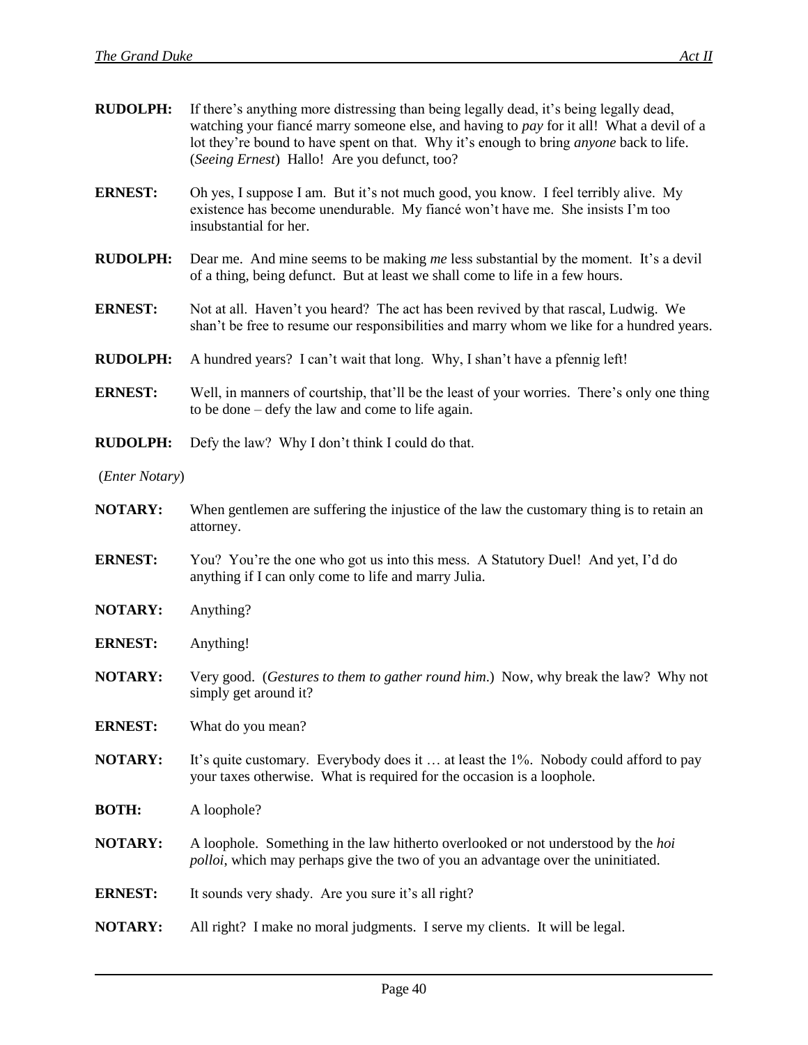**RUDOLPH:** If there's anything more distressing than being legally dead, it's being legally dead, watching your fiancé marry someone else, and having to *pay* for it all! What a devil of a lot they're bound to have spent on that. Why it's enough to bring *anyone* back to life. (*Seeing Ernest*) Hallo! Are you defunct, too?

**ERNEST:** Oh yes, I suppose I am. But it's not much good, you know. I feel terribly alive. My existence has become unendurable. My fiancé won't have me. She insists I'm too insubstantial for her.

**RUDOLPH:** Dear me. And mine seems to be making *me* less substantial by the moment. It's a devil of a thing, being defunct. But at least we shall come to life in a few hours.

**ERNEST:** Not at all. Haven't you heard? The act has been revived by that rascal, Ludwig. We shan't be free to resume our responsibilities and marry whom we like for a hundred years.

**RUDOLPH:** A hundred years? I can't wait that long. Why, I shan't have a pfennig left!

**ERNEST:** Well, in manners of courtship, that'll be the least of your worries. There's only one thing to be done – defy the law and come to life again.

**RUDOLPH:** Defy the law? Why I don't think I could do that.

(*Enter Notary*)

**NOTARY:** When gentlemen are suffering the injustice of the law the customary thing is to retain an attorney.

**ERNEST:** You? You're the one who got us into this mess. A Statutory Duel! And yet, I'd do anything if I can only come to life and marry Julia.

**NOTARY:** Anything?

**ERNEST:** Anything!

**NOTARY:** Very good. (*Gestures to them to gather round him*.) Now, why break the law? Why not simply get around it?

**ERNEST:** What do you mean?

**NOTARY:** It's quite customary. Everybody does it … at least the 1%. Nobody could afford to pay your taxes otherwise. What is required for the occasion is a loophole.

**BOTH:** A loophole?

**NOTARY:** A loophole. Something in the law hitherto overlooked or not understood by the *hoi polloi*, which may perhaps give the two of you an advantage over the uninitiated.

**ERNEST:** It sounds very shady. Are you sure it's all right?

**NOTARY:** All right? I make no moral judgments. I serve my clients. It will be legal.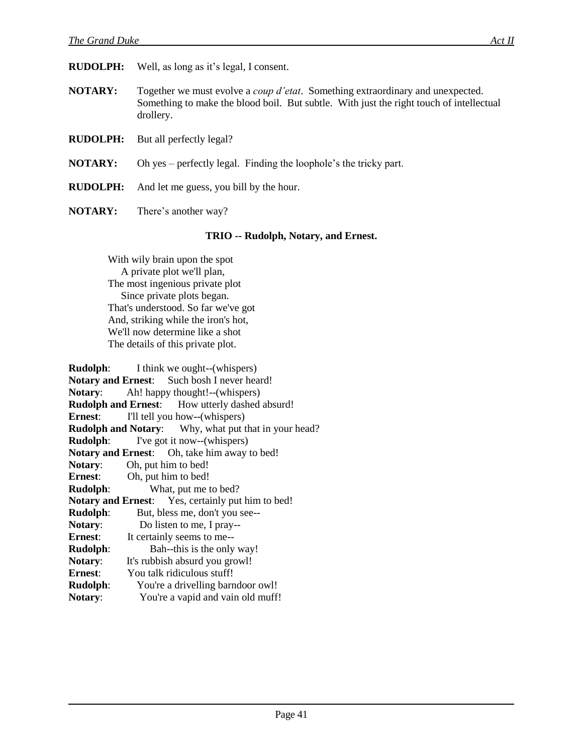**RUDOLPH:** Well, as long as it's legal, I consent.

**NOTARY:** Together we must evolve a *coup d'etat*. Something extraordinary and unexpected. Something to make the blood boil. But subtle. With just the right touch of intellectual drollery.

**RUDOLPH:** But all perfectly legal?

**NOTARY:** Oh yes – perfectly legal. Finding the loophole's the tricky part.

**RUDOLPH:** And let me guess, you bill by the hour.

**NOTARY:** There's another way?

**TRIO -- Rudolph, Notary, and Ernest.**

With wily brain upon the spot  
A private plot we'll plan,  
The most ingenious private plot  
Since private plots began.  
That's understood. So far we've got  
And, striking while the iron's hot,  
We'll now determine like a shot  
The details of this private plot.

**Rudolph**: I think we ought--(whispers)  
**Notary and Ernest**: Such bosh I never heard!  
**Notary**: Ah! happy thought!--(whispers)  
**Rudolph and Ernest**: How utterly dashed absurd!  
**Ernest**: I'll tell you how--(whispers)  
**Rudolph and Notary**: Why, what put that in your head?  
**Rudolph**: I've got it now--(whispers)  
**Notary and Ernest**: Oh, take him away to bed!  
**Notary**: Oh, put him to bed!  
**Ernest**: Oh, put him to bed!  
**Rudolph**: What, put me to bed?  
**Notary and Ernest**: Yes, certainly put him to bed!  
**Rudolph**: But, bless me, don't you see--  
**Notary**: Do listen to me, I pray--  
**Ernest**: It certainly seems to me--  
**Rudolph**: Bah--this is the only way!  
**Notary**: It's rubbish absurd you growl!  
**Ernest**: You talk ridiculous stuff!  
**Rudolph**: You're a drivelling barndoor owl!  
**Notary**: You're a vapid and vain old muff!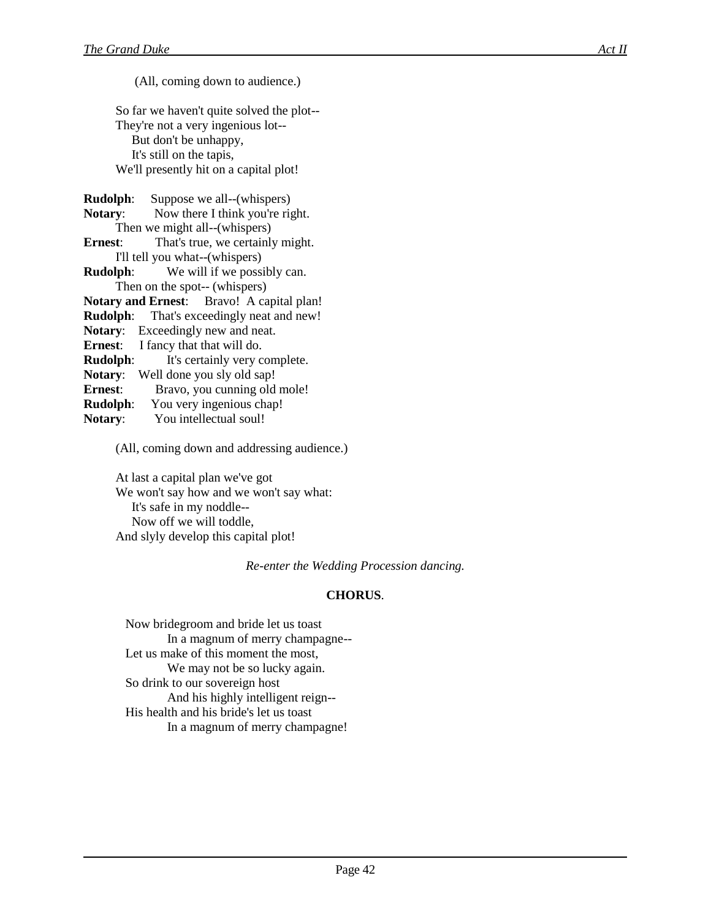(All, coming down to audience.)

So far we haven't quite solved the plot--
They're not a very ingenious lot--
But don't be unhappy,
It's still on the tapis,
We'll presently hit on a capital plot!

**Rudolph**: Suppose we all--(whispers)
**Notary**: Now there I think you're right.
Then we might all--(whispers)
**Ernest**: That's true, we certainly might.
I'll tell you what--(whispers)
**Rudolph**: We will if we possibly can.
Then on the spot-- (whispers)
**Notary and Ernest**: Bravo! A capital plan!
**Rudolph**: That's exceedingly neat and new!
**Notary**: Exceedingly new and neat.
**Ernest**: I fancy that that will do.
**Rudolph**: It's certainly very complete.
**Notary**: Well done you sly old sap!
**Ernest**: Bravo, you cunning old mole!
**Rudolph**: You very ingenious chap!
**Notary**: You intellectual soul!

(All, coming down and addressing audience.)

At last a capital plan we've got
We won't say how and we won't say what:
It's safe in my noddle--
Now off we will toddle,
And slyly develop this capital plot!

*Re-enter the Wedding Procession dancing.*

**CHORUS**.

Now bridegroom and bride let us toast
In a magnum of merry champagne--
Let us make of this moment the most,
We may not be so lucky again.
So drink to our sovereign host
And his highly intelligent reign--
His health and his bride's let us toast
In a magnum of merry champagne!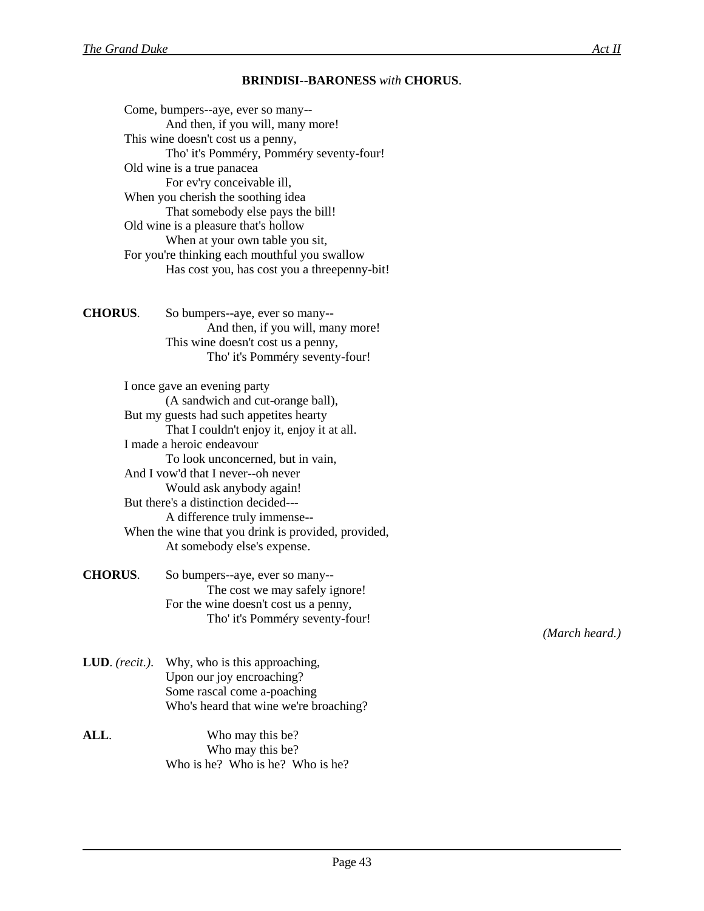**BRINDISI--BARONESS** *with* **CHORUS**.

Come, bumpers--aye, ever so many--
  And then, if you will, many more!
This wine doesn't cost us a penny,
  Tho' it's Pomméry, Pomméry seventy-four!
Old wine is a true panacea
  For ev'ry conceivable ill,
When you cherish the soothing idea
  That somebody else pays the bill!
Old wine is a pleasure that's hollow
  When at your own table you sit,
For you're thinking each mouthful you swallow
  Has cost you, has cost you a threepenny-bit!

**CHORUS**. So bumpers--aye, ever so many--
  And then, if you will, many more!
This wine doesn't cost us a penny,
  Tho' it's Pomméry seventy-four!

I once gave an evening party
  (A sandwich and cut-orange ball),
But my guests had such appetites hearty
  That I couldn't enjoy it, enjoy it at all.
I made a heroic endeavour
  To look unconcerned, but in vain,
And I vow'd that I never--oh never
  Would ask anybody again!
But there's a distinction decided---
  A difference truly immense--
When the wine that you drink is provided, provided,
  At somebody else's expense.

**CHORUS**. So bumpers--aye, ever so many--
  The cost we may safely ignore!
For the wine doesn't cost us a penny,
  Tho' it's Pomméry seventy-four!

*(March heard.)*

**LUD**. *(recit.)*. Why, who is this approaching,
Upon our joy encroaching?
Some rascal come a-poaching
Who's heard that wine we're broaching?

**ALL**. Who may this be?
  Who may this be?
Who is he? Who is he? Who is he?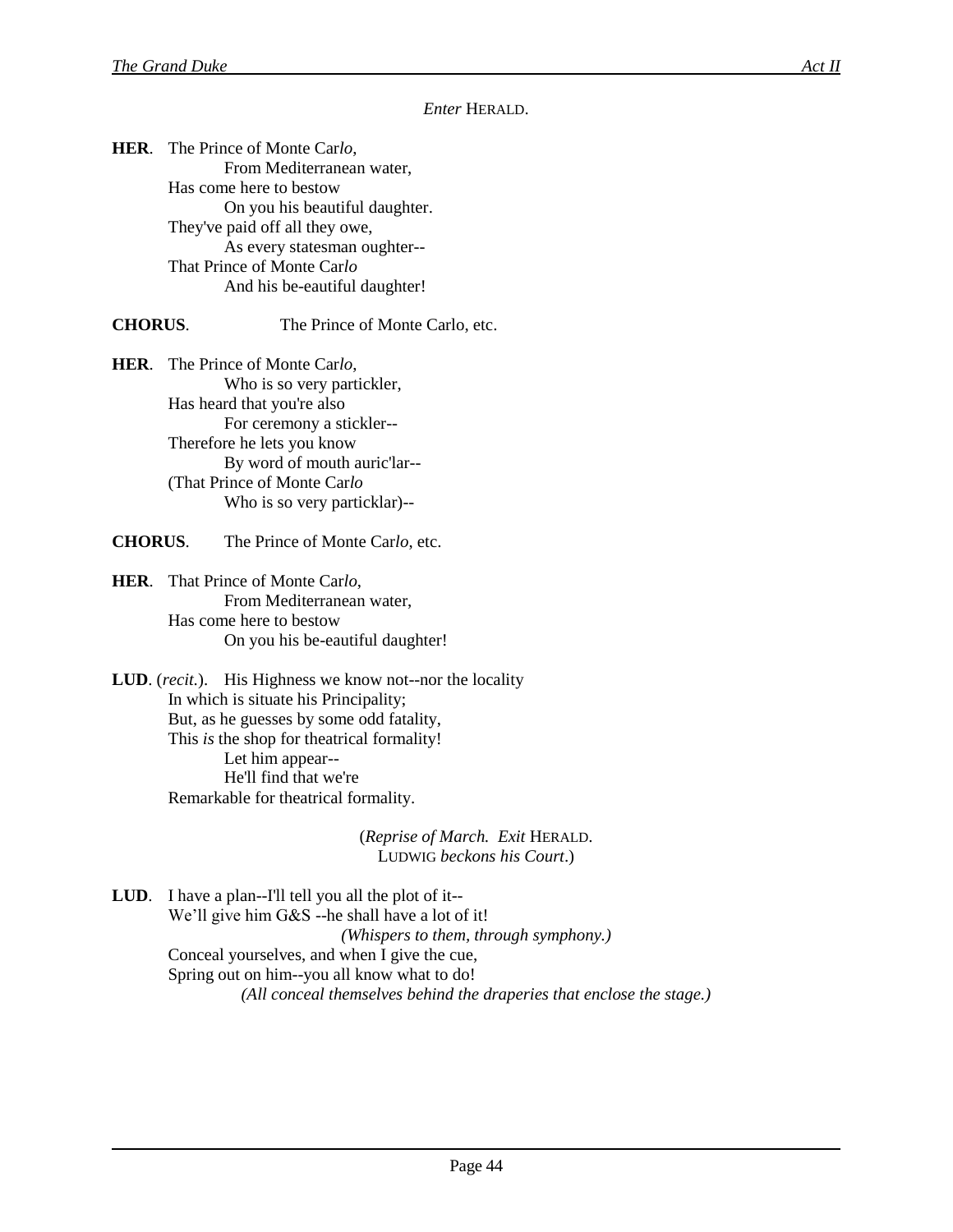*Enter* HERALD.

**HER**. The Prince of Monte Car*lo*,
From Mediterranean water,
Has come here to bestow
On you his beautiful daughter.
They've paid off all they owe,
As every statesman oughter--
That Prince of Monte Car*lo*
And his be-eautiful daughter!

**CHORUS**. The Prince of Monte Carlo, etc.

**HER**. The Prince of Monte Car*lo*,
Who is so very partickler,
Has heard that you're also
For ceremony a stickler--
Therefore he lets you know
By word of mouth auric'lar--
(That Prince of Monte Car*lo*
Who is so very particklar)--

**CHORUS**. The Prince of Monte Car*lo*, etc.

**HER**. That Prince of Monte Car*lo*,
From Mediterranean water,
Has come here to bestow
On you his be-eautiful daughter!

**LUD**. (*recit.*). His Highness we know not--nor the locality
In which is situate his Principality;
But, as he guesses by some odd fatality,
This *is* the shop for theatrical formality!
Let him appear--
He'll find that we're
Remarkable for theatrical formality.

(*Reprise of March. Exit* HERALD.
LUDWIG *beckons his Court*.)

**LUD**. I have a plan--I'll tell you all the plot of it--
We'll give him G&S --he shall have a lot of it!
*(Whispers to them, through symphony.)*
Conceal yourselves, and when I give the cue,
Spring out on him--you all know what to do!
*(All conceal themselves behind the draperies that enclose the stage.)*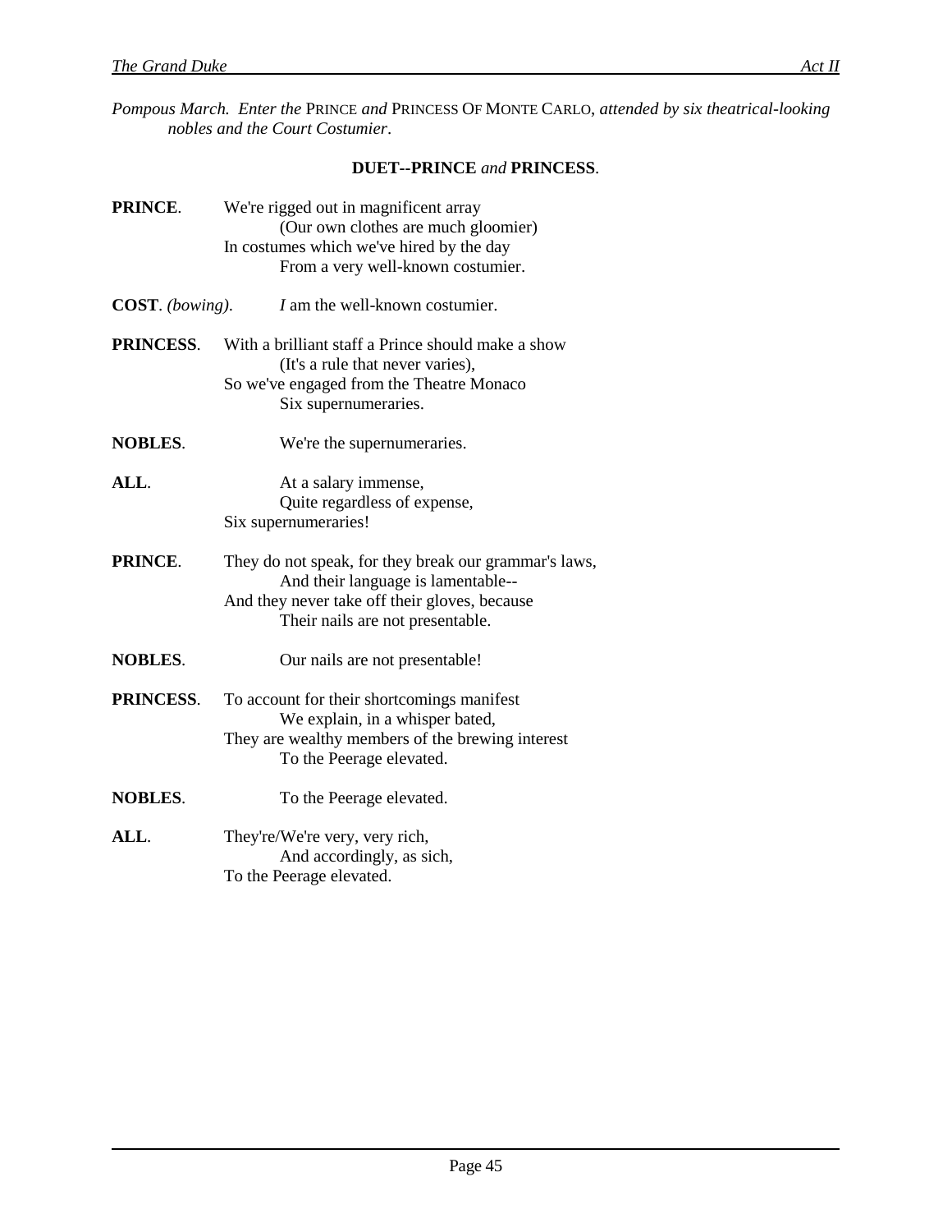*Pompous March. Enter the* PRINCE *and* PRINCESS OF MONTE CARLO, *attended by six theatrical-looking nobles and the Court Costumier*.

**DUET--PRINCE** *and* **PRINCESS**.

**PRINCE**. We're rigged out in magnificent array
(Our own clothes are much gloomier)
In costumes which we've hired by the day
From a very well-known costumier.

**COST**. *(bowing)*. *I* am the well-known costumier.

**PRINCESS**. With a brilliant staff a Prince should make a show
(It's a rule that never varies),
So we've engaged from the Theatre Monaco
Six supernumeraries.

**NOBLES**. We're the supernumeraries.

**ALL**. At a salary immense,
Quite regardless of expense,
Six supernumeraries!

**PRINCE**. They do not speak, for they break our grammar's laws,
And their language is lamentable--
And they never take off their gloves, because
Their nails are not presentable.

**NOBLES**. Our nails are not presentable!

**PRINCESS**. To account for their shortcomings manifest
We explain, in a whisper bated,
They are wealthy members of the brewing interest
To the Peerage elevated.

**NOBLES**. To the Peerage elevated.

**ALL**. They're/We're very, very rich,
And accordingly, as sich,
To the Peerage elevated.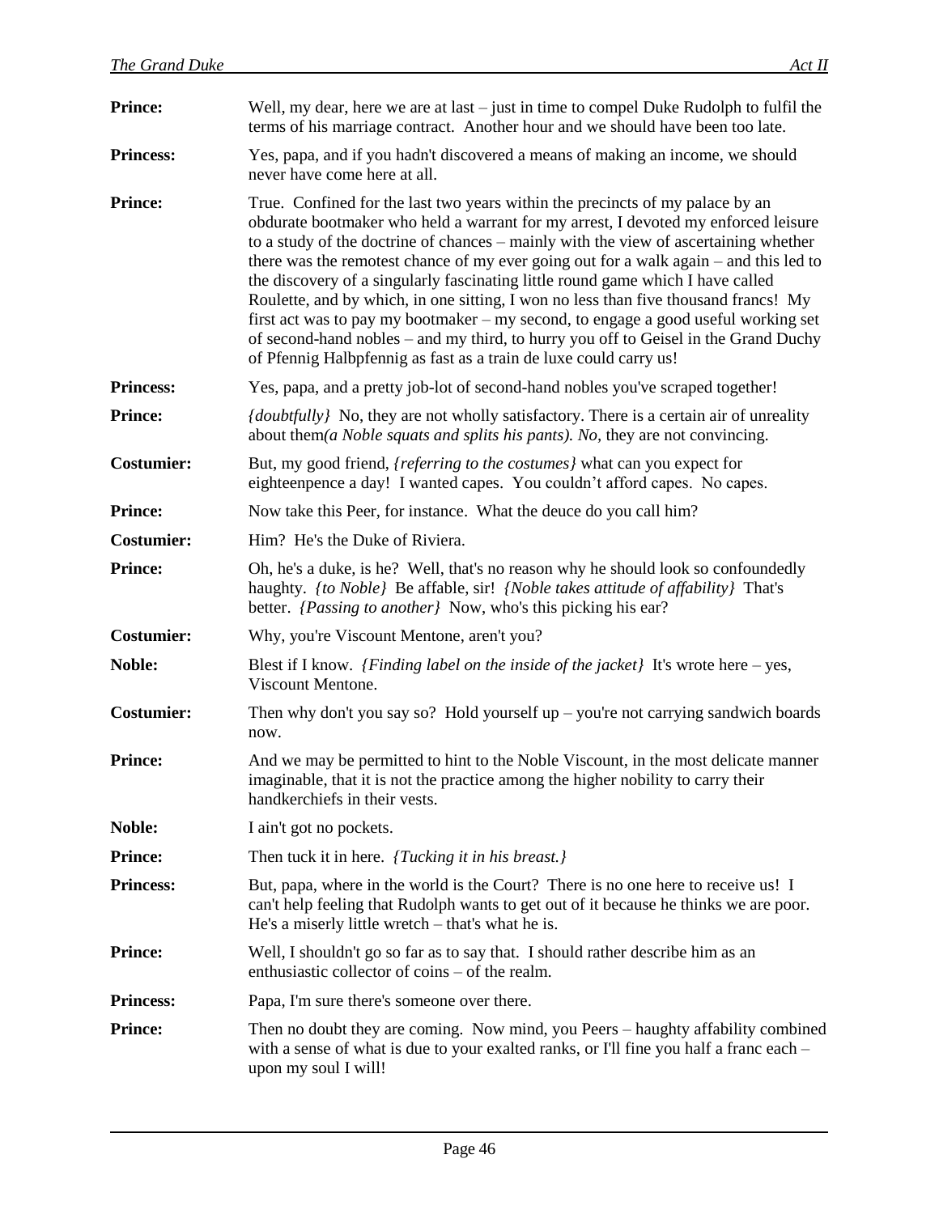**Prince:** Well, my dear, here we are at last – just in time to compel Duke Rudolph to fulfil the terms of his marriage contract. Another hour and we should have been too late.

**Princess:** Yes, papa, and if you hadn't discovered a means of making an income, we should never have come here at all.

**Prince:** True. Confined for the last two years within the precincts of my palace by an obdurate bootmaker who held a warrant for my arrest, I devoted my enforced leisure to a study of the doctrine of chances – mainly with the view of ascertaining whether there was the remotest chance of my ever going out for a walk again – and this led to the discovery of a singularly fascinating little round game which I have called Roulette, and by which, in one sitting, I won no less than five thousand francs! My first act was to pay my bootmaker – my second, to engage a good useful working set of second-hand nobles – and my third, to hurry you off to Geisel in the Grand Duchy of Pfennig Halbpfennig as fast as a train de luxe could carry us!

**Princess:** Yes, papa, and a pretty job-lot of second-hand nobles you've scraped together!

**Prince:** *{doubtfully}* No, they are not wholly satisfactory. There is a certain air of unreality about them*(a Noble squats and splits his pants). No,* they are not convincing.

**Costumier:** But, my good friend, *{referring to the costumes}* what can you expect for eighteenpence a day! I wanted capes. You couldn't afford capes. No capes.

**Prince:** Now take this Peer, for instance. What the deuce do you call him?

**Costumier:** Him? He's the Duke of Riviera.

**Prince:** Oh, he's a duke, is he? Well, that's no reason why he should look so confoundedly haughty. *{to Noble}* Be affable, sir! *{Noble takes attitude of affability}* That's better. *{Passing to another}* Now, who's this picking his ear?

**Costumier:** Why, you're Viscount Mentone, aren't you?

**Noble:** Blest if I know. *{Finding label on the inside of the jacket}* It's wrote here – yes, Viscount Mentone.

**Costumier:** Then why don't you say so? Hold yourself up – you're not carrying sandwich boards now.

**Prince:** And we may be permitted to hint to the Noble Viscount, in the most delicate manner imaginable, that it is not the practice among the higher nobility to carry their handkerchiefs in their vests.

**Noble:** I ain't got no pockets.

**Prince:** Then tuck it in here. *{Tucking it in his breast.}*

**Princess:** But, papa, where in the world is the Court? There is no one here to receive us! I can't help feeling that Rudolph wants to get out of it because he thinks we are poor. He's a miserly little wretch – that's what he is.

**Prince:** Well, I shouldn't go so far as to say that. I should rather describe him as an enthusiastic collector of coins – of the realm.

**Princess:** Papa, I'm sure there's someone over there.

**Prince:** Then no doubt they are coming. Now mind, you Peers – haughty affability combined with a sense of what is due to your exalted ranks, or I'll fine you half a franc each – upon my soul I will!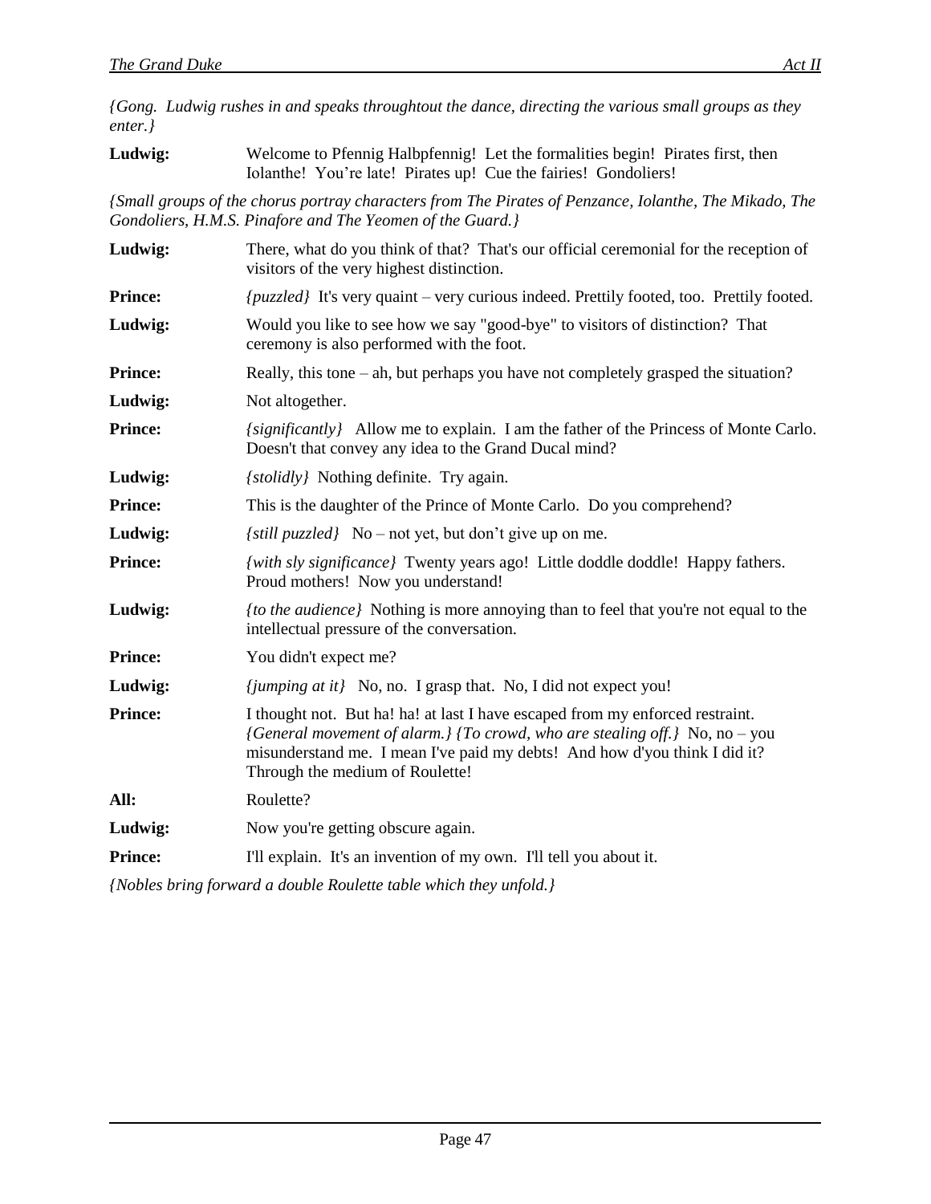*{Gong. Ludwig rushes in and speaks throughtout the dance, directing the various small groups as they enter.}*

**Ludwig:** Welcome to Pfennig Halbpfennig! Let the formalities begin! Pirates first, then Iolanthe! You're late! Pirates up! Cue the fairies! Gondoliers!

*{Small groups of the chorus portray characters from The Pirates of Penzance, Iolanthe, The Mikado, The Gondoliers, H.M.S. Pinafore and The Yeomen of the Guard.}*

**Ludwig:** There, what do you think of that? That's our official ceremonial for the reception of visitors of the very highest distinction.

**Prince:** *{puzzled}* It's very quaint – very curious indeed. Prettily footed, too. Prettily footed.

**Ludwig:** Would you like to see how we say "good-bye" to visitors of distinction? That ceremony is also performed with the foot.

**Prince:** Really, this tone – ah, but perhaps you have not completely grasped the situation?

**Ludwig:** Not altogether.

**Prince:** *{significantly}* Allow me to explain. I am the father of the Princess of Monte Carlo. Doesn't that convey any idea to the Grand Ducal mind?

**Ludwig:** *{stolidly}* Nothing definite. Try again.

**Prince:** This is the daughter of the Prince of Monte Carlo. Do you comprehend?

**Ludwig:** *{still puzzled}* No – not yet, but don't give up on me.

**Prince:** *{with sly significance}* Twenty years ago! Little doddle doddle! Happy fathers. Proud mothers! Now you understand!

**Ludwig:** *{to the audience}* Nothing is more annoying than to feel that you're not equal to the intellectual pressure of the conversation.

**Prince:** You didn't expect me?

**Ludwig:** *{jumping at it}* No, no. I grasp that. No, I did not expect you!

**Prince:** I thought not. But ha! ha! at last I have escaped from my enforced restraint. *{General movement of alarm.} {To crowd, who are stealing off.}* No, no – you misunderstand me. I mean I've paid my debts! And how d'you think I did it? Through the medium of Roulette!

**All:** Roulette?

**Ludwig:** Now you're getting obscure again.

**Prince:** I'll explain. It's an invention of my own. I'll tell you about it.

*{Nobles bring forward a double Roulette table which they unfold.}*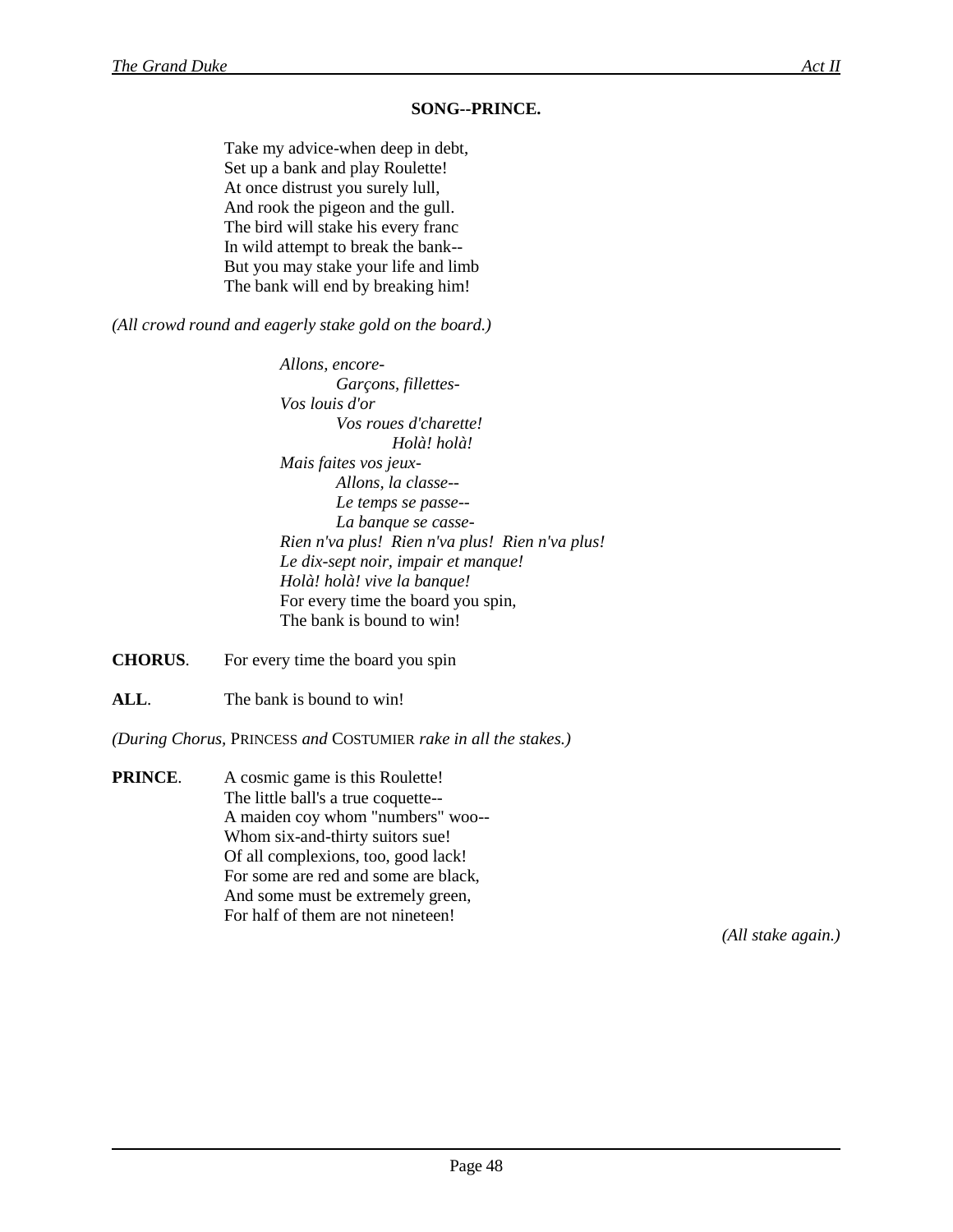**SONG--PRINCE.**

Take my advice-when deep in debt,
Set up a bank and play Roulette!
At once distrust you surely lull,
And rook the pigeon and the gull.
The bird will stake his every franc
In wild attempt to break the bank--
But you may stake your life and limb
The bank will end by breaking him!

*(All crowd round and eagerly stake gold on the board.)*

*Allons, encore-*
*Garçons, fillettes-*
*Vos louis d'or*
*Vos roues d'charette!*
*Holà! holà!*
*Mais faites vos jeux-*
*Allons, la classe--*
*Le temps se passe--*
*La banque se casse-*
*Rien n'va plus! Rien n'va plus! Rien n'va plus!*
*Le dix-sept noir, impair et manque!*
*Holà! holà! vive la banque!*
For every time the board you spin,
The bank is bound to win!

**CHORUS**. For every time the board you spin

**ALL**. The bank is bound to win!

*(During Chorus,* PRINCESS *and* COSTUMIER *rake in all the stakes.)*

**PRINCE**. A cosmic game is this Roulette!
The little ball's a true coquette--
A maiden coy whom "numbers" woo--
Whom six-and-thirty suitors sue!
Of all complexions, too, good lack!
For some are red and some are black,
And some must be extremely green,
For half of them are not nineteen!

*(All stake again.)*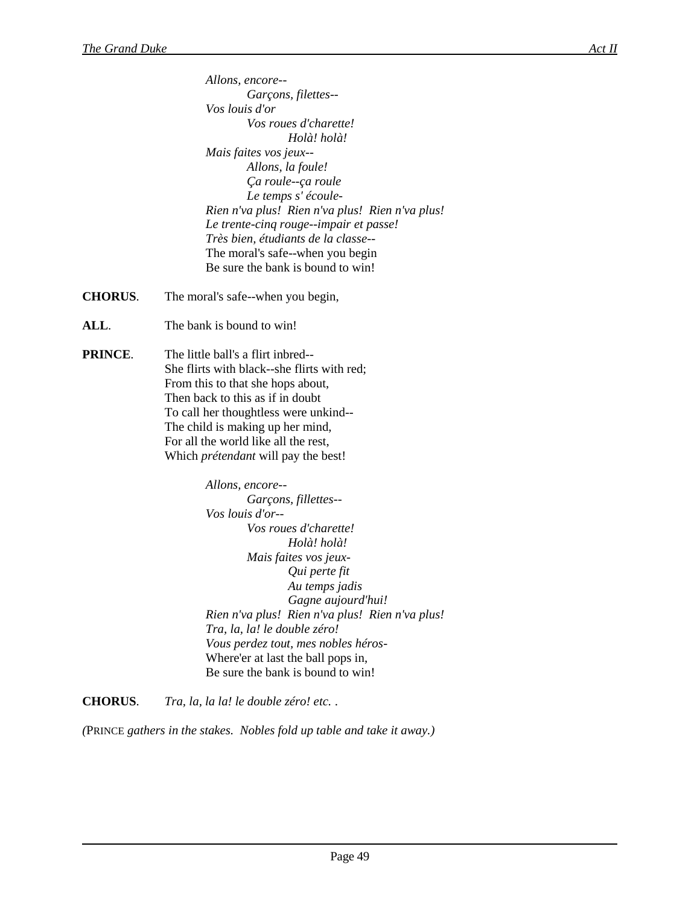*Allons, encore--*
*Garçons, filettes--*
*Vos louis d'or*
*Vos roues d'charette!*
*Holà! holà!*
*Mais faites vos jeux--*
*Allons, la foule!*
*Ça roule--ça roule*
*Le temps s' écoule-*
*Rien n'va plus! Rien n'va plus! Rien n'va plus!*
*Le trente-cinq rouge--impair et passe!*
*Très bien, étudiants de la classe--*
The moral's safe--when you begin
Be sure the bank is bound to win!

**CHORUS**. The moral's safe--when you begin,

**ALL**. The bank is bound to win!

**PRINCE**. The little ball's a flirt inbred--
She flirts with black--she flirts with red;
From this to that she hops about,
Then back to this as if in doubt
To call her thoughtless were unkind--
The child is making up her mind,
For all the world like all the rest,
Which *prétendant* will pay the best!

*Allons, encore--*
*Garçons, fillettes--*
*Vos louis d'or--*
*Vos roues d'charette!*
*Holà! holà!*
*Mais faites vos jeux-*
*Qui perte fit*
*Au temps jadis*
*Gagne aujourd'hui!*
*Rien n'va plus! Rien n'va plus! Rien n'va plus!*
*Tra, la, la! le double zéro!*
*Vous perdez tout, mes nobles héros-*
Where'er at last the ball pops in,
Be sure the bank is bound to win!

**CHORUS**. *Tra, la, la la! le double zéro! etc.* .

*(*PRINCE *gathers in the stakes. Nobles fold up table and take it away.)*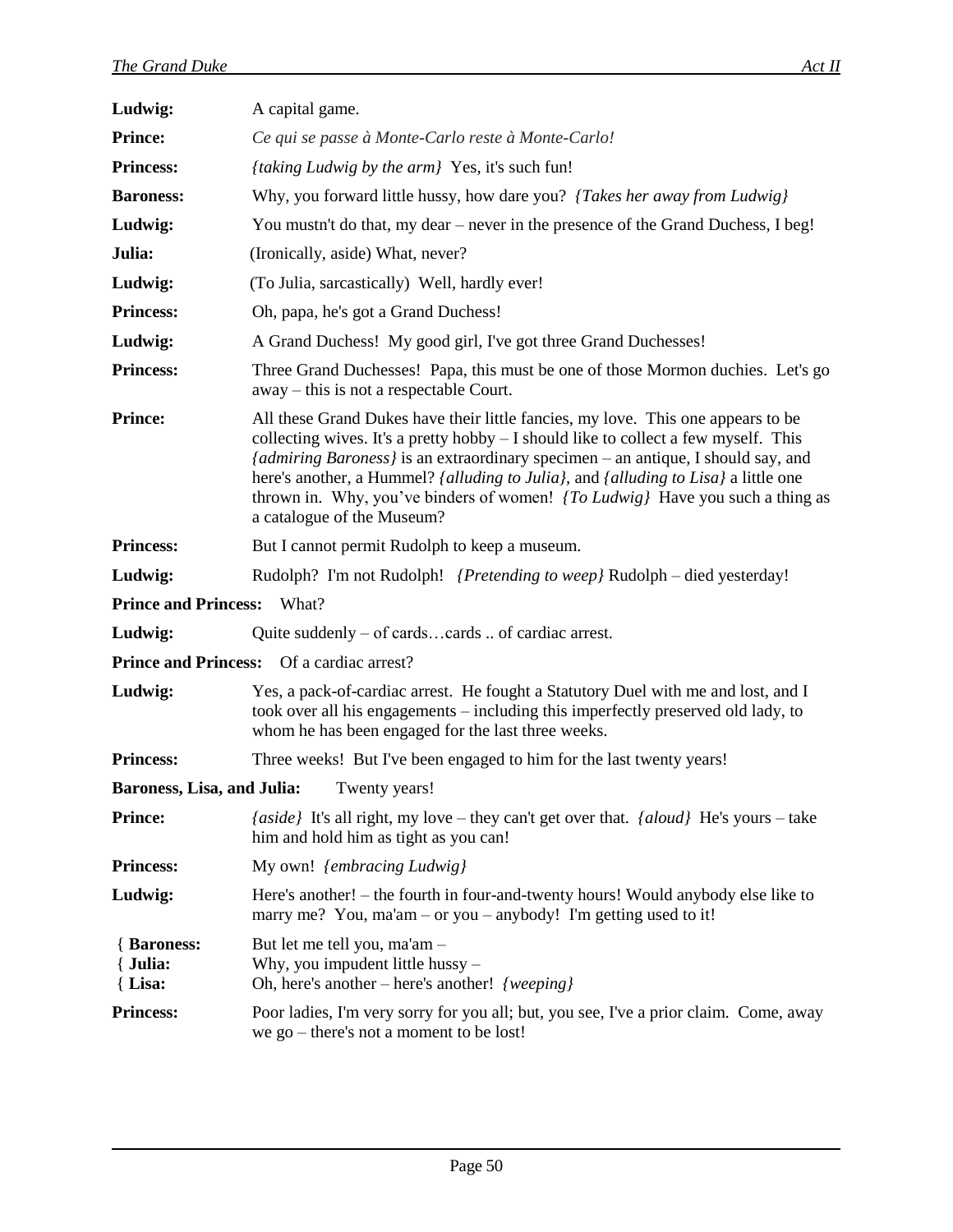**Ludwig:** A capital game.

**Prince:** *Ce qui se passe à Monte-Carlo reste à Monte-Carlo!*

**Princess:** *{taking Ludwig by the arm}* Yes, it's such fun!

**Baroness:** Why, you forward little hussy, how dare you? *{Takes her away from Ludwig}*

**Ludwig:** You mustn't do that, my dear – never in the presence of the Grand Duchess, I beg!

**Julia:** (Ironically, aside) What, never?

**Ludwig:** (To Julia, sarcastically) Well, hardly ever!

**Princess:** Oh, papa, he's got a Grand Duchess!

**Ludwig:** A Grand Duchess! My good girl, I've got three Grand Duchesses!

**Princess:** Three Grand Duchesses! Papa, this must be one of those Mormon duchies. Let's go away – this is not a respectable Court.

**Prince:** All these Grand Dukes have their little fancies, my love. This one appears to be collecting wives. It's a pretty hobby – I should like to collect a few myself. This *{admiring Baroness}* is an extraordinary specimen – an antique, I should say, and here's another, a Hummel? *{alluding to Julia}*, and *{alluding to Lisa}* a little one thrown in. Why, you've binders of women! *{To Ludwig}* Have you such a thing as a catalogue of the Museum?

**Princess:** But I cannot permit Rudolph to keep a museum.

**Ludwig:** Rudolph? I'm not Rudolph! *{Pretending to weep}* Rudolph – died yesterday!

**Prince and Princess:** What?

**Ludwig:** Quite suddenly – of cards…cards .. of cardiac arrest.

**Prince and Princess:** Of a cardiac arrest?

**Ludwig:** Yes, a pack-of-cardiac arrest. He fought a Statutory Duel with me and lost, and I took over all his engagements – including this imperfectly preserved old lady, to whom he has been engaged for the last three weeks.

**Princess:** Three weeks! But I've been engaged to him for the last twenty years!

**Baroness, Lisa, and Julia:** Twenty years!

**Prince:** *{aside}* It's all right, my love – they can't get over that. *{aloud}* He's yours – take him and hold him as tight as you can!

**Princess:** My own! *{embracing Ludwig}*

**Ludwig:** Here's another! – the fourth in four-and-twenty hours! Would anybody else like to marry me? You, ma'am – or you – anybody! I'm getting used to it!

{ **Baroness:** But let me tell you, ma'am –  
{ **Julia:** Why, you impudent little hussy –  
{ **Lisa:** Oh, here's another – here's another! *{weeping}*

**Princess:** Poor ladies, I'm very sorry for you all; but, you see, I've a prior claim. Come, away we go – there's not a moment to be lost!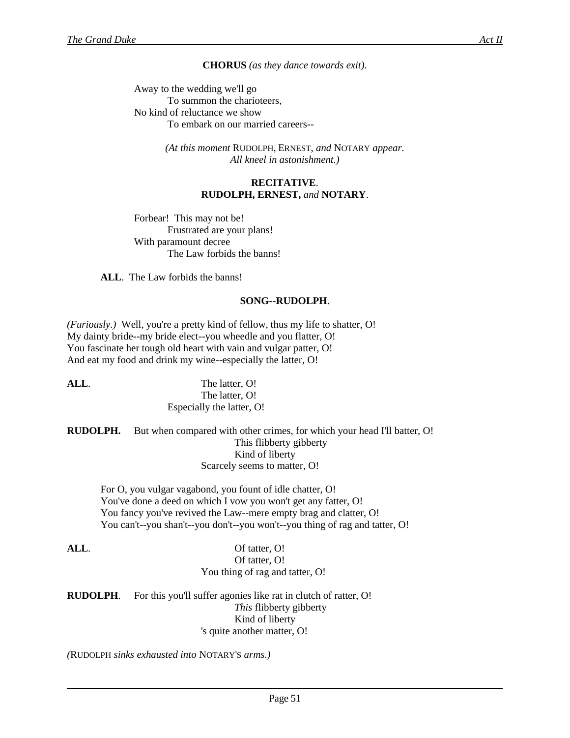**CHORUS** *(as they dance towards exit).*

Away to the wedding we'll go
To summon the charioteers,
No kind of reluctance we show
To embark on our married careers--

*(At this moment* RUDOLPH, ERNEST, *and* NOTARY *appear. All kneel in astonishment.)*

**RECITATIVE.**
**RUDOLPH, ERNEST,** *and* **NOTARY.**

Forbear! This may not be!
Frustrated are your plans!
With paramount decree
The Law forbids the banns!

**ALL.** The Law forbids the banns!

**SONG--RUDOLPH.**

*(Furiously.)* Well, you're a pretty kind of fellow, thus my life to shatter, O!
My dainty bride--my bride elect--you wheedle and you flatter, O!
You fascinate her tough old heart with vain and vulgar patter, O!
And eat my food and drink my wine--especially the latter, O!

**ALL.**
The latter, O!
The latter, O!
Especially the latter, O!

**RUDOLPH.** But when compared with other crimes, for which your head I'll batter, O!
This flibberty gibberty
Kind of liberty
Scarcely seems to matter, O!

For O, you vulgar vagabond, you fount of idle chatter, O!
You've done a deed on which I vow you won't get any fatter, O!
You fancy you've revived the Law--mere empty brag and clatter, O!
You can't--you shan't--you don't--you won't--you thing of rag and tatter, O!

**ALL.**
Of tatter, O!
Of tatter, O!
You thing of rag and tatter, O!

**RUDOLPH.** For this you'll suffer agonies like rat in clutch of ratter, O!
*This* flibberty gibberty
Kind of liberty
's quite another matter, O!

*(*RUDOLPH *sinks exhausted into* NOTARY'S *arms.)*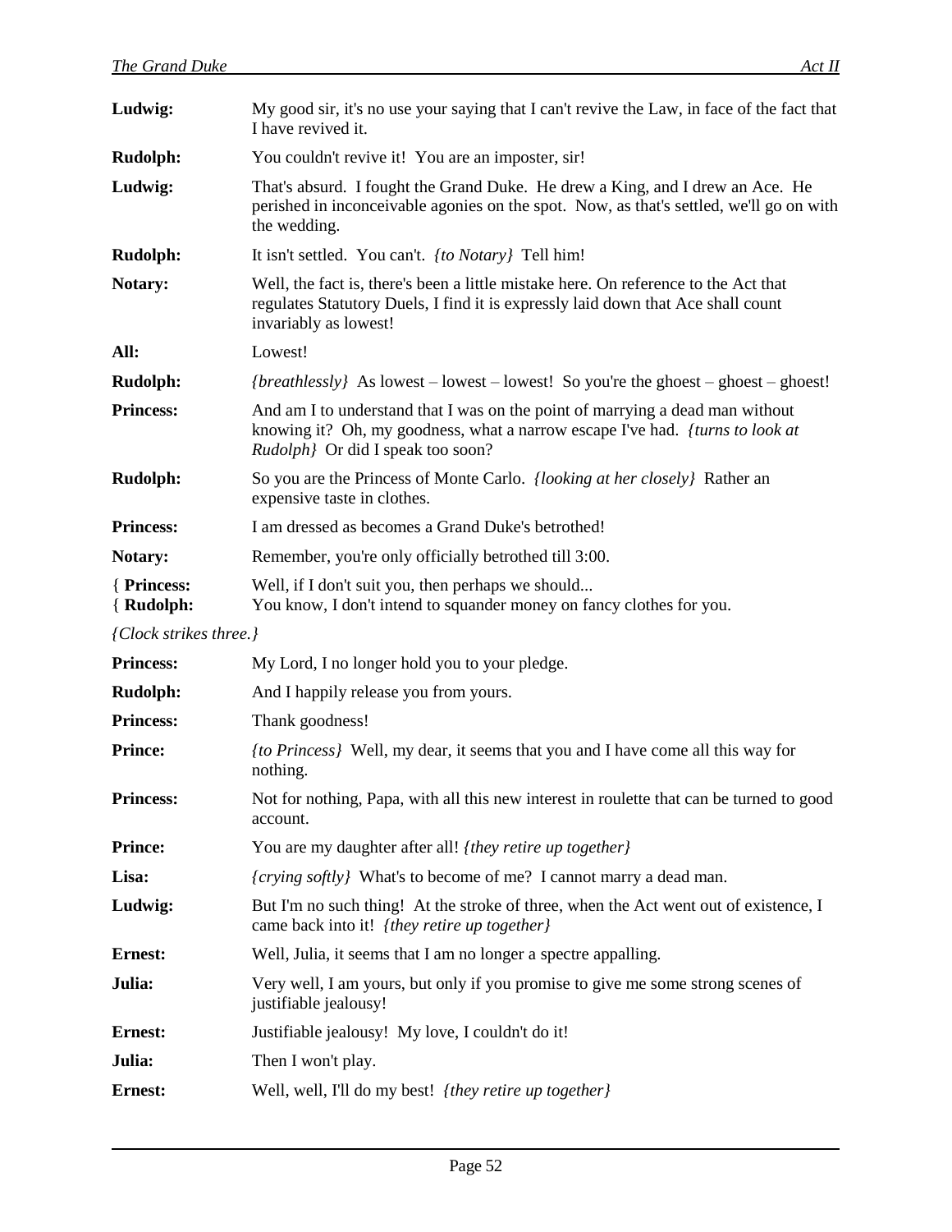**Ludwig:** My good sir, it's no use your saying that I can't revive the Law, in face of the fact that I have revived it.

**Rudolph:** You couldn't revive it! You are an imposter, sir!

**Ludwig:** That's absurd. I fought the Grand Duke. He drew a King, and I drew an Ace. He perished in inconceivable agonies on the spot. Now, as that's settled, we'll go on with the wedding.

**Rudolph:** It isn't settled. You can't. *{to Notary}* Tell him!

**Notary:** Well, the fact is, there's been a little mistake here. On reference to the Act that regulates Statutory Duels, I find it is expressly laid down that Ace shall count invariably as lowest!

**All:** Lowest!

**Rudolph:** *{breathlessly}* As lowest – lowest – lowest! So you're the ghost – ghost – ghost!

**Princess:** And am I to understand that I was on the point of marrying a dead man without knowing it? Oh, my goodness, what a narrow escape I've had. *{turns to look at Rudolph}* Or did I speak too soon?

**Rudolph:** So you are the Princess of Monte Carlo. *{looking at her closely}* Rather an expensive taste in clothes.

**Princess:** I am dressed as becomes a Grand Duke's betrothed!

**Notary:** Remember, you're only officially betrothed till 3:00.

{ **Princess:** Well, if I don't suit you, then perhaps we should...
{ **Rudolph:** You know, I don't intend to squander money on fancy clothes for you.

*{Clock strikes three.}*

**Princess:** My Lord, I no longer hold you to your pledge.

**Rudolph:** And I happily release you from yours.

**Princess:** Thank goodness!

**Prince:** *{to Princess}* Well, my dear, it seems that you and I have come all this way for nothing.

**Princess:** Not for nothing, Papa, with all this new interest in roulette that can be turned to good account.

**Prince:** You are my daughter after all! *{they retire up together}*

**Lisa:** *{crying softly}* What's to become of me? I cannot marry a dead man.

**Ludwig:** But I'm no such thing! At the stroke of three, when the Act went out of existence, I came back into it! *{they retire up together}*

**Ernest:** Well, Julia, it seems that I am no longer a spectre appalling.

**Julia:** Very well, I am yours, but only if you promise to give me some strong scenes of justifiable jealousy!

**Ernest:** Justifiable jealousy! My love, I couldn't do it!

**Julia:** Then I won't play.

**Ernest:** Well, well, I'll do my best! *{they retire up together}*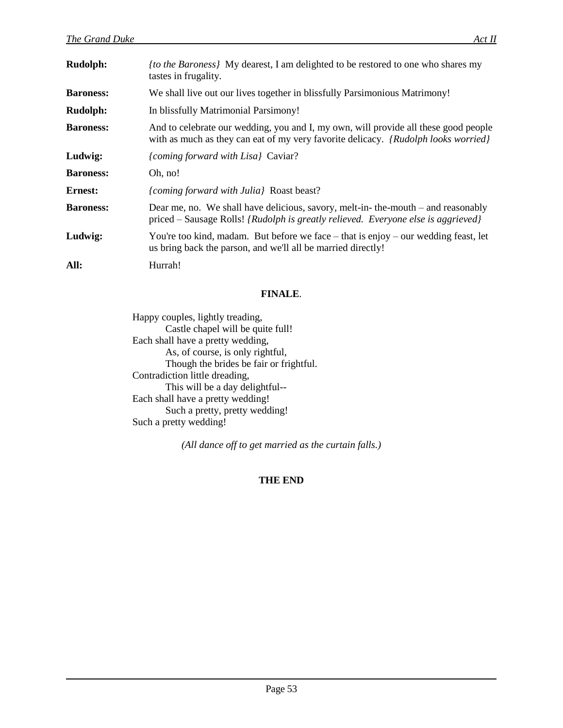**Rudolph:** *{to the Baroness}* My dearest, I am delighted to be restored to one who shares my tastes in frugality.

**Baroness:** We shall live out our lives together in blissfully Parsimonious Matrimony!

**Rudolph:** In blissfully Matrimonial Parsimony!

**Baroness:** And to celebrate our wedding, you and I, my own, will provide all these good people with as much as they can eat of my very favorite delicacy. *{Rudolph looks worried}*

**Ludwig:** *{coming forward with Lisa}* Caviar?

**Baroness:** Oh, no!

**Ernest:** *{coming forward with Julia}* Roast beast?

**Baroness:** Dear me, no. We shall have delicious, savory, melt-in- the-mouth – and reasonably priced – Sausage Rolls! *{Rudolph is greatly relieved. Everyone else is aggrieved}*

**Ludwig:** You're too kind, madam. But before we face – that is enjoy – our wedding feast, let us bring back the parson, and we'll all be married directly!

**All:** Hurrah!

**FINALE**.

Happy couples, lightly treading,
&nbsp;&nbsp;&nbsp;&nbsp;Castle chapel will be quite full!
Each shall have a pretty wedding,
&nbsp;&nbsp;&nbsp;&nbsp;As, of course, is only rightful,
&nbsp;&nbsp;&nbsp;&nbsp;Though the brides be fair or frightful.
Contradiction little dreading,
&nbsp;&nbsp;&nbsp;&nbsp;This will be a day delightful--
Each shall have a pretty wedding!
&nbsp;&nbsp;&nbsp;&nbsp;Such a pretty, pretty wedding!
Such a pretty wedding!

*(All dance off to get married as the curtain falls.)*

**THE END**